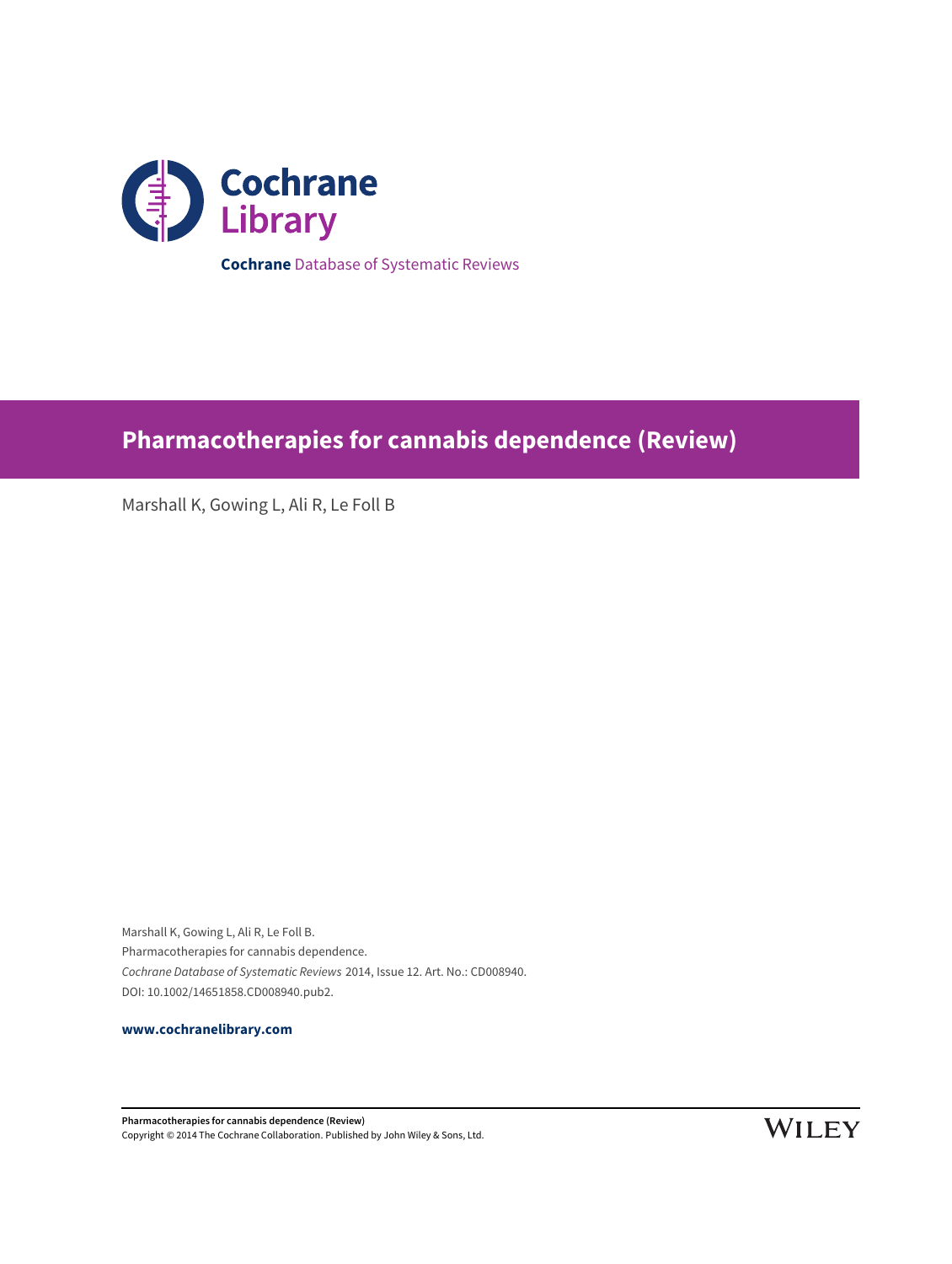**Cochrane** Database of Systematic Reviews

# Pharmacotherapies for cannabis dependence (Review)

Marshall K, Gowing L, Ali R, Le Foll B

Marshall K, Gowing L, Ali R, Le Foll B.
Pharmacotherapies for cannabis dependence.
*Cochrane Database of Systematic Reviews* 2014, Issue 12. Art. No.: CD008940.
DOI: 10.1002/14651858.CD008940.pub2.

**www.cochranelibrary.com**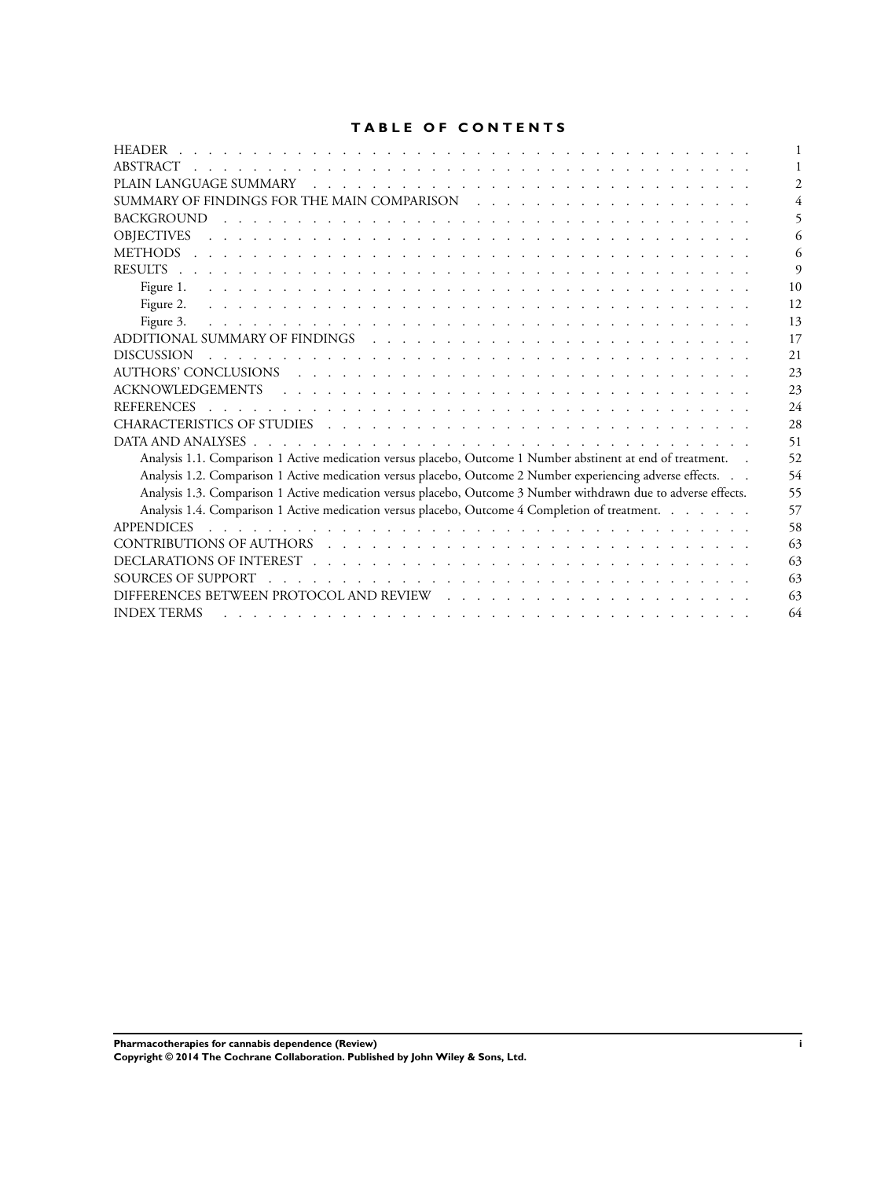# TABLE OF CONTENTS

| | |
|---|---|
| HEADER | 1 |
| ABSTRACT | 1 |
| PLAIN LANGUAGE SUMMARY | 2 |
| SUMMARY OF FINDINGS FOR THE MAIN COMPARISON | 4 |
| BACKGROUND | 5 |
| OBJECTIVES | 6 |
| METHODS | 6 |
| RESULTS | 9 |
| Figure 1. | 10 |
| Figure 2. | 12 |
| Figure 3. | 13 |
| ADDITIONAL SUMMARY OF FINDINGS | 17 |
| DISCUSSION | 21 |
| AUTHORS' CONCLUSIONS | 23 |
| ACKNOWLEDGEMENTS | 23 |
| REFERENCES | 24 |
| CHARACTERISTICS OF STUDIES | 28 |
| DATA AND ANALYSES | 51 |
| Analysis 1.1. Comparison 1 Active medication versus placebo, Outcome 1 Number abstinent at end of treatment. | 52 |
| Analysis 1.2. Comparison 1 Active medication versus placebo, Outcome 2 Number experiencing adverse effects. | 54 |
| Analysis 1.3. Comparison 1 Active medication versus placebo, Outcome 3 Number withdrawn due to adverse effects. | 55 |
| Analysis 1.4. Comparison 1 Active medication versus placebo, Outcome 4 Completion of treatment. | 57 |
| APPENDICES | 58 |
| CONTRIBUTIONS OF AUTHORS | 63 |
| DECLARATIONS OF INTEREST | 63 |
| SOURCES OF SUPPORT | 63 |
| DIFFERENCES BETWEEN PROTOCOL AND REVIEW | 63 |
| INDEX TERMS | 64 |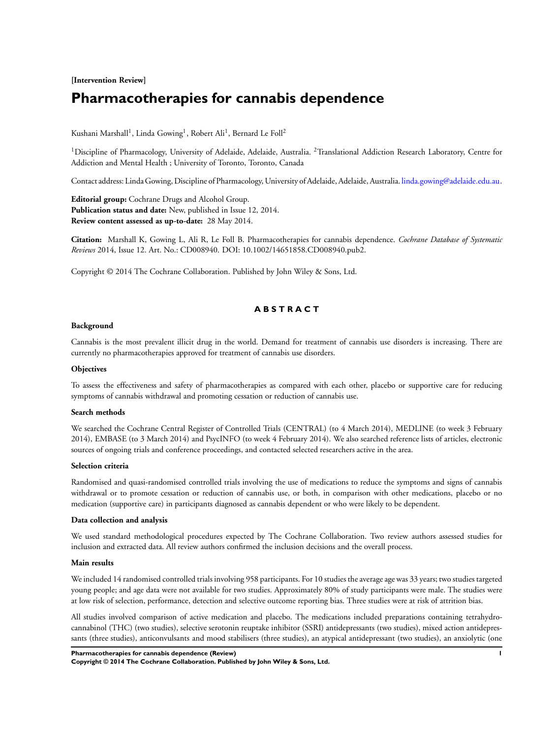**[Intervention Review]**

# Pharmacotherapies for cannabis dependence

Kushani Marshall[1], Linda Gowing[1], Robert Ali[1], Bernard Le Foll[2]

[1]Discipline of Pharmacology, University of Adelaide, Adelaide, Australia. [2]Translational Addiction Research Laboratory, Centre for Addiction and Mental Health ; University of Toronto, Toronto, Canada

Contact address: Linda Gowing, Discipline of Pharmacology, University of Adelaide, Adelaide, Australia. linda.gowing@adelaide.edu.au.

**Editorial group:** Cochrane Drugs and Alcohol Group.
**Publication status and date:** New, published in Issue 12, 2014.
**Review content assessed as up-to-date:** 28 May 2014.

**Citation:** Marshall K, Gowing L, Ali R, Le Foll B. Pharmacotherapies for cannabis dependence. *Cochrane Database of Systematic Reviews* 2014, Issue 12. Art. No.: CD008940. DOI: 10.1002/14651858.CD008940.pub2.

Copyright © 2014 The Cochrane Collaboration. Published by John Wiley & Sons, Ltd.

## ABSTRACT

### Background

Cannabis is the most prevalent illicit drug in the world. Demand for treatment of cannabis use disorders is increasing. There are currently no pharmacotherapies approved for treatment of cannabis use disorders.

### Objectives

To assess the effectiveness and safety of pharmacotherapies as compared with each other, placebo or supportive care for reducing symptoms of cannabis withdrawal and promoting cessation or reduction of cannabis use.

### Search methods

We searched the Cochrane Central Register of Controlled Trials (CENTRAL) (to 4 March 2014), MEDLINE (to week 3 February 2014), EMBASE (to 3 March 2014) and PsycINFO (to week 4 February 2014). We also searched reference lists of articles, electronic sources of ongoing trials and conference proceedings, and contacted selected researchers active in the area.

### Selection criteria

Randomised and quasi-randomised controlled trials involving the use of medications to reduce the symptoms and signs of cannabis withdrawal or to promote cessation or reduction of cannabis use, or both, in comparison with other medications, placebo or no medication (supportive care) in participants diagnosed as cannabis dependent or who were likely to be dependent.

### Data collection and analysis

We used standard methodological procedures expected by The Cochrane Collaboration. Two review authors assessed studies for inclusion and extracted data. All review authors confirmed the inclusion decisions and the overall process.

### Main results

We included 14 randomised controlled trials involving 958 participants. For 10 studies the average age was 33 years; two studies targeted young people; and age data were not available for two studies. Approximately 80% of study participants were male. The studies were at low risk of selection, performance, detection and selective outcome reporting bias. Three studies were at risk of attrition bias.

All studies involved comparison of active medication and placebo. The medications included preparations containing tetrahydrocannabinol (THC) (two studies), selective serotonin reuptake inhibitor (SSRI) antidepressants (two studies), mixed action antidepressants (three studies), anticonvulsants and mood stabilisers (three studies), an atypical antidepressant (two studies), an anxiolytic (one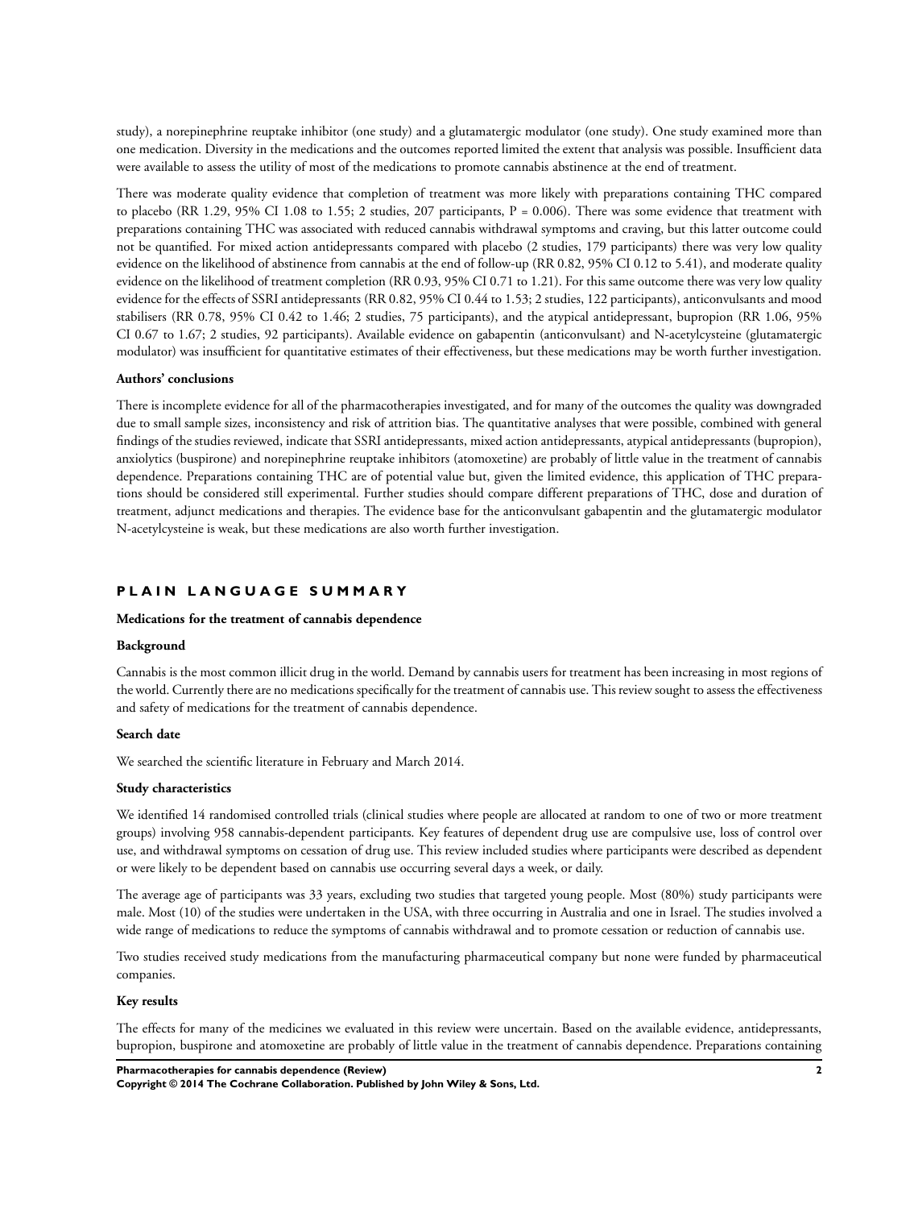study), a norepinephrine reuptake inhibitor (one study) and a glutamatergic modulator (one study). One study examined more than one medication. Diversity in the medications and the outcomes reported limited the extent that analysis was possible. Insufficient data were available to assess the utility of most of the medications to promote cannabis abstinence at the end of treatment.

There was moderate quality evidence that completion of treatment was more likely with preparations containing THC compared to placebo (RR 1.29, 95% CI 1.08 to 1.55; 2 studies, 207 participants, P = 0.006). There was some evidence that treatment with preparations containing THC was associated with reduced cannabis withdrawal symptoms and craving, but this latter outcome could not be quantified. For mixed action antidepressants compared with placebo (2 studies, 179 participants) there was very low quality evidence on the likelihood of abstinence from cannabis at the end of follow-up (RR 0.82, 95% CI 0.12 to 5.41), and moderate quality evidence on the likelihood of treatment completion (RR 0.93, 95% CI 0.71 to 1.21). For this same outcome there was very low quality evidence for the effects of SSRI antidepressants (RR 0.82, 95% CI 0.44 to 1.53; 2 studies, 122 participants), anticonvulsants and mood stabilisers (RR 0.78, 95% CI 0.42 to 1.46; 2 studies, 75 participants), and the atypical antidepressant, bupropion (RR 1.06, 95% CI 0.67 to 1.67; 2 studies, 92 participants). Available evidence on gabapentin (anticonvulsant) and N-acetylcysteine (glutamatergic modulator) was insufficient for quantitative estimates of their effectiveness, but these medications may be worth further investigation.

**Authors' conclusions**

There is incomplete evidence for all of the pharmacotherapies investigated, and for many of the outcomes the quality was downgraded due to small sample sizes, inconsistency and risk of attrition bias. The quantitative analyses that were possible, combined with general findings of the studies reviewed, indicate that SSRI antidepressants, mixed action antidepressants, atypical antidepressants (bupropion), anxiolytics (buspirone) and norepinephrine reuptake inhibitors (atomoxetine) are probably of little value in the treatment of cannabis dependence. Preparations containing THC are of potential value but, given the limited evidence, this application of THC preparations should be considered still experimental. Further studies should compare different preparations of THC, dose and duration of treatment, adjunct medications and therapies. The evidence base for the anticonvulsant gabapentin and the glutamatergic modulator N-acetylcysteine is weak, but these medications are also worth further investigation.

## PLAIN LANGUAGE SUMMARY

**Medications for the treatment of cannabis dependence**

**Background**

Cannabis is the most common illicit drug in the world. Demand by cannabis users for treatment has been increasing in most regions of the world. Currently there are no medications specifically for the treatment of cannabis use. This review sought to assess the effectiveness and safety of medications for the treatment of cannabis dependence.

**Search date**

We searched the scientific literature in February and March 2014.

**Study characteristics**

We identified 14 randomised controlled trials (clinical studies where people are allocated at random to one of two or more treatment groups) involving 958 cannabis-dependent participants. Key features of dependent drug use are compulsive use, loss of control over use, and withdrawal symptoms on cessation of drug use. This review included studies where participants were described as dependent or were likely to be dependent based on cannabis use occurring several days a week, or daily.

The average age of participants was 33 years, excluding two studies that targeted young people. Most (80%) study participants were male. Most (10) of the studies were undertaken in the USA, with three occurring in Australia and one in Israel. The studies involved a wide range of medications to reduce the symptoms of cannabis withdrawal and to promote cessation or reduction of cannabis use.

Two studies received study medications from the manufacturing pharmaceutical company but none were funded by pharmaceutical companies.

**Key results**

The effects for many of the medicines we evaluated in this review were uncertain. Based on the available evidence, antidepressants, bupropion, buspirone and atomoxetine are probably of little value in the treatment of cannabis dependence. Preparations containing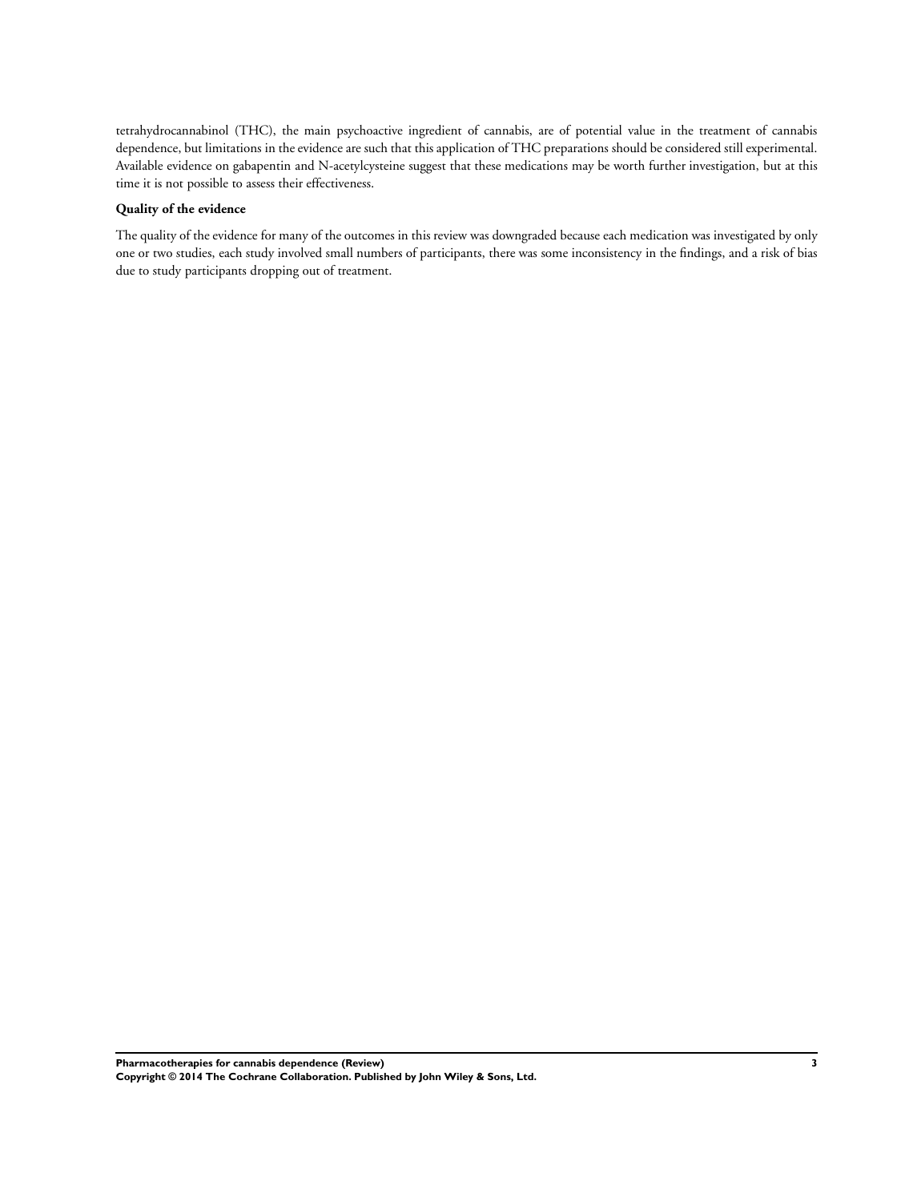tetrahydrocannabinol (THC), the main psychoactive ingredient of cannabis, are of potential value in the treatment of cannabis dependence, but limitations in the evidence are such that this application of THC preparations should be considered still experimental. Available evidence on gabapentin and N-acetylcysteine suggest that these medications may be worth further investigation, but at this time it is not possible to assess their effectiveness.

**Quality of the evidence**

The quality of the evidence for many of the outcomes in this review was downgraded because each medication was investigated by only one or two studies, each study involved small numbers of participants, there was some inconsistency in the findings, and a risk of bias due to study participants dropping out of treatment.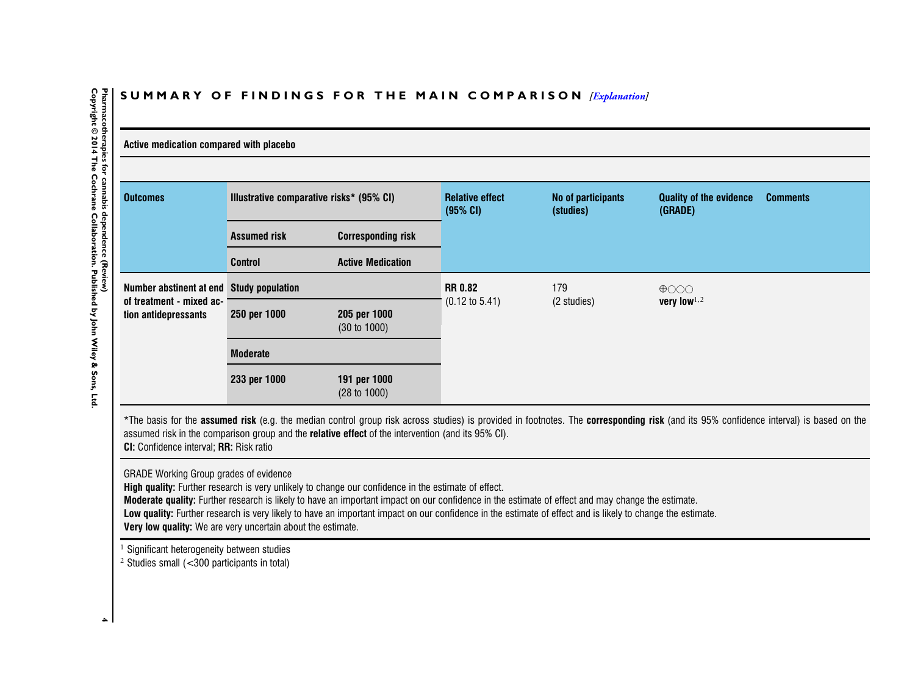## SUMMARY OF FINDINGS FOR THE MAIN COMPARISON *[Explanation]*

**Active medication compared with placebo**

| Outcomes | Illustrative comparative risks* (95% CI) | | Relative effect (95% CI) | No of participants (studies) | Quality of the evidence (GRADE) | Comments |
|---|---|---|---|---|---|---|
| | **Assumed risk** | **Corresponding risk** | | | | |
| | **Control** | **Active Medication** | | | | |
| **Number abstinent at end of treatment - mixed action antidepressants** | **Study population** | | **RR 0.82** (0.12 to 5.41) | 179 (2 studies) | ⊕○○○ **very low**[1,2] | |
| | **250 per 1000** | **205 per 1000** (30 to 1000) | | | | |
| | **Moderate** | | | | | |
| | **233 per 1000** | **191 per 1000** (28 to 1000) | | | | |

*The basis for the **assumed risk** (e.g. the median control group risk across studies) is provided in footnotes. The **corresponding risk** (and its 95% confidence interval) is based on the assumed risk in the comparison group and the **relative effect** of the intervention (and its 95% CI).
**CI:** Confidence interval; **RR:** Risk ratio

GRADE Working Group grades of evidence
**High quality:** Further research is very unlikely to change our confidence in the estimate of effect.
**Moderate quality:** Further research is likely to have an important impact on our confidence in the estimate of effect and may change the estimate.
**Low quality:** Further research is very likely to have an important impact on our confidence in the estimate of effect and is likely to change the estimate.
**Very low quality:** We are very uncertain about the estimate.

[1] Significant heterogeneity between studies
[2] Studies small (<300 participants in total)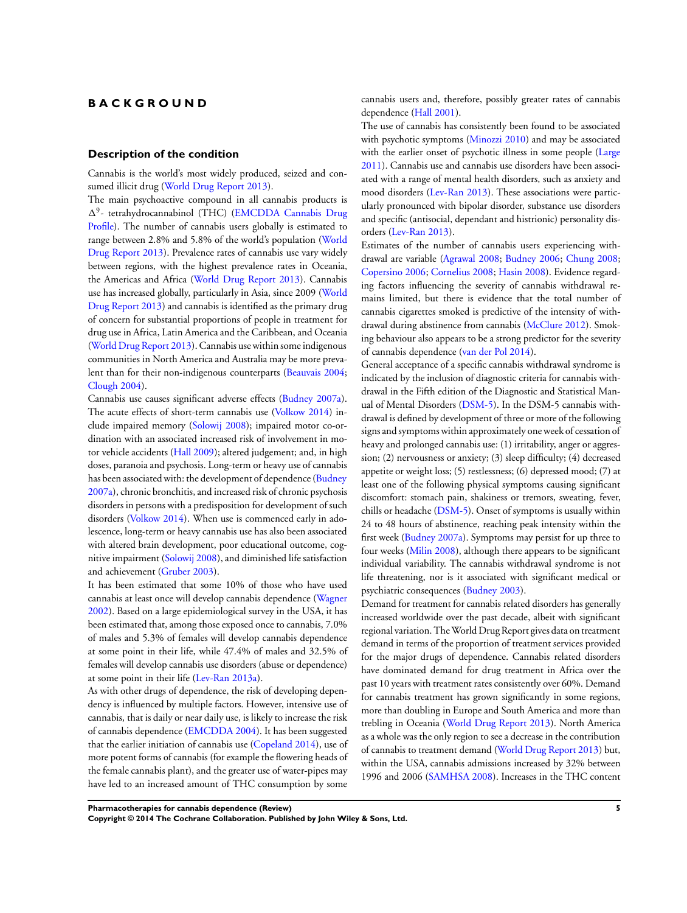# BACKGROUND

## Description of the condition

Cannabis is the world's most widely produced, seized and consumed illicit drug (World Drug Report 2013).

The main psychoactive compound in all cannabis products is $\Delta^9$- tetrahydrocannabinol (THC) (EMCDDA Cannabis Drug Profile). The number of cannabis users globally is estimated to range between 2.8% and 5.8% of the world's population (World Drug Report 2013). Prevalence rates of cannabis use vary widely between regions, with the highest prevalence rates in Oceania, the Americas and Africa (World Drug Report 2013). Cannabis use has increased globally, particularly in Asia, since 2009 (World Drug Report 2013) and cannabis is identified as the primary drug of concern for substantial proportions of people in treatment for drug use in Africa, Latin America and the Caribbean, and Oceania (World Drug Report 2013). Cannabis use within some indigenous communities in North America and Australia may be more prevalent than for their non-indigenous counterparts (Beauvais 2004; Clough 2004).

Cannabis use causes significant adverse effects (Budney 2007a). The acute effects of short-term cannabis use (Volkow 2014) include impaired memory (Solowij 2008); impaired motor co-ordination with an associated increased risk of involvement in motor vehicle accidents (Hall 2009); altered judgement; and, in high doses, paranoia and psychosis. Long-term or heavy use of cannabis has been associated with: the development of dependence (Budney 2007a), chronic bronchitis, and increased risk of chronic psychosis disorders in persons with a predisposition for development of such disorders (Volkow 2014). When use is commenced early in adolescence, long-term or heavy cannabis use has also been associated with altered brain development, poor educational outcome, cognitive impairment (Solowij 2008), and diminished life satisfaction and achievement (Gruber 2003).

It has been estimated that some 10% of those who have used cannabis at least once will develop cannabis dependence (Wagner 2002). Based on a large epidemiological survey in the USA, it has been estimated that, among those exposed once to cannabis, 7.0% of males and 5.3% of females will develop cannabis dependence at some point in their life, while 47.4% of males and 32.5% of females will develop cannabis use disorders (abuse or dependence) at some point in their life (Lev-Ran 2013a).

As with other drugs of dependence, the risk of developing dependency is influenced by multiple factors. However, intensive use of cannabis, that is daily or near daily use, is likely to increase the risk of cannabis dependence (EMCDDA 2004). It has been suggested that the earlier initiation of cannabis use (Copeland 2014), use of more potent forms of cannabis (for example the flowering heads of the female cannabis plant), and the greater use of water-pipes may have led to an increased amount of THC consumption by some cannabis users and, therefore, possibly greater rates of cannabis dependence (Hall 2001).

The use of cannabis has consistently been found to be associated with psychotic symptoms (Minozzi 2010) and may be associated with the earlier onset of psychotic illness in some people (Large 2011). Cannabis use and cannabis use disorders have been associated with a range of mental health disorders, such as anxiety and mood disorders (Lev-Ran 2013). These associations were particularly pronounced with bipolar disorder, substance use disorders and specific (antisocial, dependant and histrionic) personality disorders (Lev-Ran 2013).

Estimates of the number of cannabis users experiencing withdrawal are variable (Agrawal 2008; Budney 2006; Chung 2008; Copersino 2006; Cornelius 2008; Hasin 2008). Evidence regarding factors influencing the severity of cannabis withdrawal remains limited, but there is evidence that the total number of cannabis cigarettes smoked is predictive of the intensity of withdrawal during abstinence from cannabis (McClure 2012). Smoking behaviour also appears to be a strong predictor for the severity of cannabis dependence (van der Pol 2014).

General acceptance of a specific cannabis withdrawal syndrome is indicated by the inclusion of diagnostic criteria for cannabis withdrawal in the Fifth edition of the Diagnostic and Statistical Manual of Mental Disorders (DSM-5). In the DSM-5 cannabis withdrawal is defined by development of three or more of the following signs and symptoms within approximately one week of cessation of heavy and prolonged cannabis use: (1) irritability, anger or aggression; (2) nervousness or anxiety; (3) sleep difficulty; (4) decreased appetite or weight loss; (5) restlessness; (6) depressed mood; (7) at least one of the following physical symptoms causing significant discomfort: stomach pain, shakiness or tremors, sweating, fever, chills or headache (DSM-5). Onset of symptoms is usually within 24 to 48 hours of abstinence, reaching peak intensity within the first week (Budney 2007a). Symptoms may persist for up three to four weeks (Milin 2008), although there appears to be significant individual variability. The cannabis withdrawal syndrome is not life threatening, nor is it associated with significant medical or psychiatric consequences (Budney 2003).

Demand for treatment for cannabis related disorders has generally increased worldwide over the past decade, albeit with significant regional variation. The World Drug Report gives data on treatment demand in terms of the proportion of treatment services provided for the major drugs of dependence. Cannabis related disorders have dominated demand for drug treatment in Africa over the past 10 years with treatment rates consistently over 60%. Demand for cannabis treatment has grown significantly in some regions, more than doubling in Europe and South America and more than trebling in Oceania (World Drug Report 2013). North America as a whole was the only region to see a decrease in the contribution of cannabis to treatment demand (World Drug Report 2013) but, within the USA, cannabis admissions increased by 32% between 1996 and 2006 (SAMHSA 2008). Increases in the THC content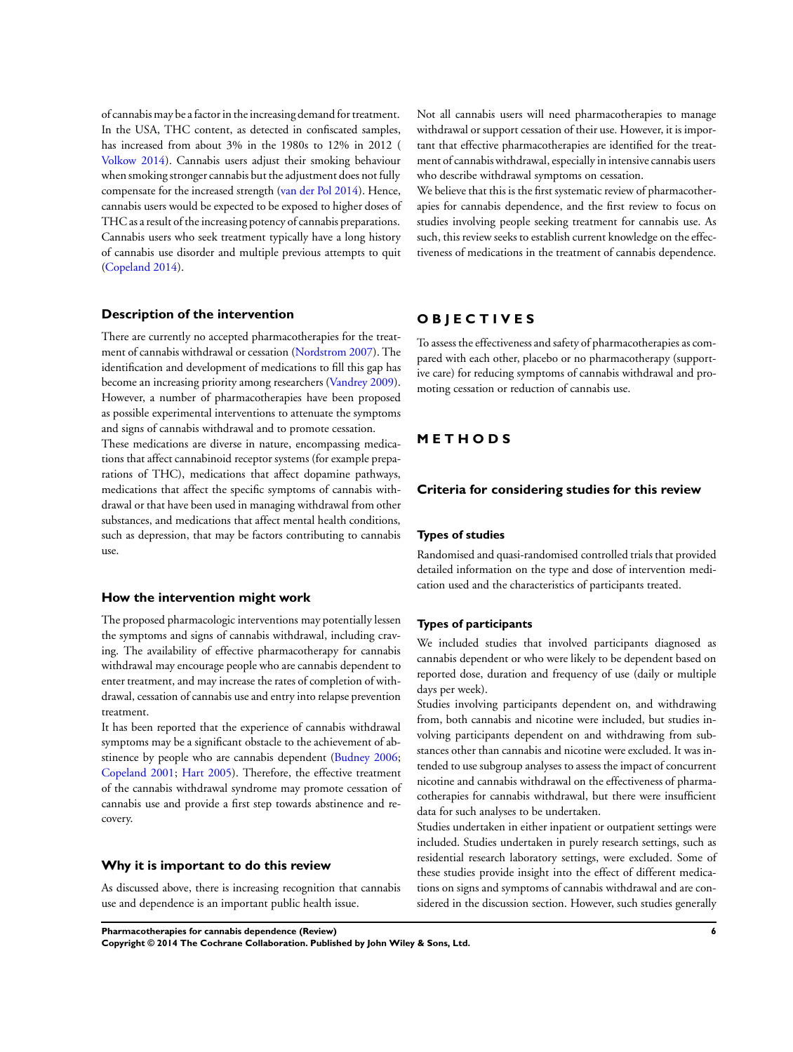of cannabis may be a factor in the increasing demand for treatment. In the USA, THC content, as detected in confiscated samples, has increased from about 3% in the 1980s to 12% in 2012 (Volkow 2014). Cannabis users adjust their smoking behaviour when smoking stronger cannabis but the adjustment does not fully compensate for the increased strength (van der Pol 2014). Hence, cannabis users would be expected to be exposed to higher doses of THC as a result of the increasing potency of cannabis preparations. Cannabis users who seek treatment typically have a long history of cannabis use disorder and multiple previous attempts to quit (Copeland 2014).

## Description of the intervention

There are currently no accepted pharmacotherapies for the treatment of cannabis withdrawal or cessation (Nordstrom 2007). The identification and development of medications to fill this gap has become an increasing priority among researchers (Vandrey 2009). However, a number of pharmacotherapies have been proposed as possible experimental interventions to attenuate the symptoms and signs of cannabis withdrawal and to promote cessation.

These medications are diverse in nature, encompassing medications that affect cannabinoid receptor systems (for example preparations of THC), medications that affect dopamine pathways, medications that affect the specific symptoms of cannabis withdrawal or that have been used in managing withdrawal from other substances, and medications that affect mental health conditions, such as depression, that may be factors contributing to cannabis use.

## How the intervention might work

The proposed pharmacologic interventions may potentially lessen the symptoms and signs of cannabis withdrawal, including craving. The availability of effective pharmacotherapy for cannabis withdrawal may encourage people who are cannabis dependent to enter treatment, and may increase the rates of completion of withdrawal, cessation of cannabis use and entry into relapse prevention treatment.

It has been reported that the experience of cannabis withdrawal symptoms may be a significant obstacle to the achievement of abstinence by people who are cannabis dependent (Budney 2006; Copeland 2001; Hart 2005). Therefore, the effective treatment of the cannabis withdrawal syndrome may promote cessation of cannabis use and provide a first step towards abstinence and recovery.

## Why it is important to do this review

As discussed above, there is increasing recognition that cannabis use and dependence is an important public health issue.

Not all cannabis users will need pharmacotherapies to manage withdrawal or support cessation of their use. However, it is important that effective pharmacotherapies are identified for the treatment of cannabis withdrawal, especially in intensive cannabis users who describe withdrawal symptoms on cessation.

We believe that this is the first systematic review of pharmacotherapies for cannabis dependence, and the first review to focus on studies involving people seeking treatment for cannabis use. As such, this review seeks to establish current knowledge on the effectiveness of medications in the treatment of cannabis dependence.

# OBJECTIVES

To assess the effectiveness and safety of pharmacotherapies as compared with each other, placebo or no pharmacotherapy (supportive care) for reducing symptoms of cannabis withdrawal and promoting cessation or reduction of cannabis use.

# METHODS

## Criteria for considering studies for this review

### Types of studies

Randomised and quasi-randomised controlled trials that provided detailed information on the type and dose of intervention medication used and the characteristics of participants treated.

### Types of participants

We included studies that involved participants diagnosed as cannabis dependent or who were likely to be dependent based on reported dose, duration and frequency of use (daily or multiple days per week).

Studies involving participants dependent on, and withdrawing from, both cannabis and nicotine were included, but studies involving participants dependent on and withdrawing from substances other than cannabis and nicotine were excluded. It was intended to use subgroup analyses to assess the impact of concurrent nicotine and cannabis withdrawal on the effectiveness of pharmacotherapies for cannabis withdrawal, but there were insufficient data for such analyses to be undertaken.

Studies undertaken in either inpatient or outpatient settings were included. Studies undertaken in purely research settings, such as residential research laboratory settings, were excluded. Some of these studies provide insight into the effect of different medications on signs and symptoms of cannabis withdrawal and are considered in the discussion section. However, such studies generally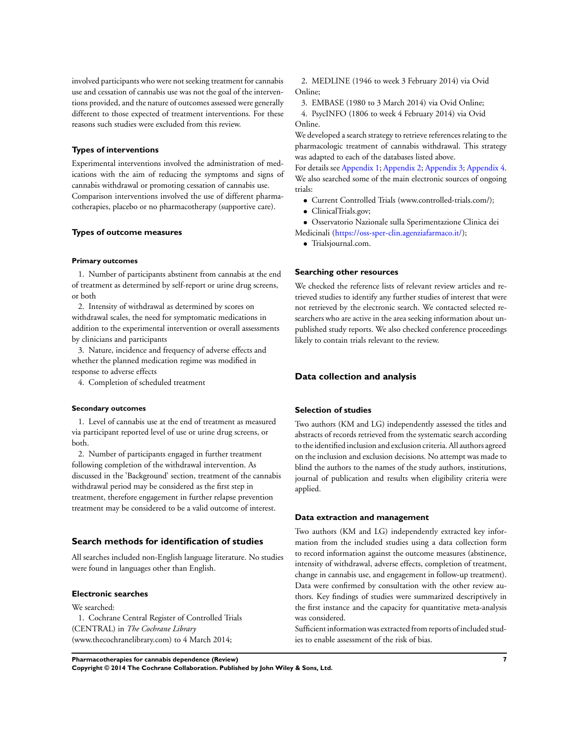involved participants who were not seeking treatment for cannabis use and cessation of cannabis use was not the goal of the interventions provided, and the nature of outcomes assessed were generally different to those expected of treatment interventions. For these reasons such studies were excluded from this review.

### Types of interventions

Experimental interventions involved the administration of medications with the aim of reducing the symptoms and signs of cannabis withdrawal or promoting cessation of cannabis use.
Comparison interventions involved the use of different pharmacotherapies, placebo or no pharmacotherapy (supportive care).

### Types of outcome measures

#### Primary outcomes

1. Number of participants abstinent from cannabis at the end of treatment as determined by self-report or urine drug screens, or both
2. Intensity of withdrawal as determined by scores on withdrawal scales, the need for symptomatic medications in addition to the experimental intervention or overall assessments by clinicians and participants
3. Nature, incidence and frequency of adverse effects and whether the planned medication regime was modified in response to adverse effects
4. Completion of scheduled treatment

#### Secondary outcomes

1. Level of cannabis use at the end of treatment as measured via participant reported level of use or urine drug screens, or both.
2. Number of participants engaged in further treatment following completion of the withdrawal intervention. As discussed in the 'Background' section, treatment of the cannabis withdrawal period may be considered as the first step in treatment, therefore engagement in further relapse prevention treatment may be considered to be a valid outcome of interest.

## Search methods for identification of studies

All searches included non-English language literature. No studies were found in languages other than English.

### Electronic searches

We searched:

1. Cochrane Central Register of Controlled Trials (CENTRAL) in *The Cochrane Library* (www.thecochranelibrary.com) to 4 March 2014;
2. MEDLINE (1946 to week 3 February 2014) via Ovid Online;
3. EMBASE (1980 to 3 March 2014) via Ovid Online;
4. PsycINFO (1806 to week 4 February 2014) via Ovid Online.

We developed a search strategy to retrieve references relating to the pharmacologic treatment of cannabis withdrawal. This strategy was adapted to each of the databases listed above.
For details see Appendix 1; Appendix 2; Appendix 3; Appendix 4.
We also searched some of the main electronic sources of ongoing trials:

- Current Controlled Trials (www.controlled-trials.com/);
- ClinicalTrials.gov;
- Osservatorio Nazionale sulla Sperimentazione Clinica dei Medicinali (https://oss-sper-clin.agenziafarmaco.it/);
- Trialsjournal.com.

### Searching other resources

We checked the reference lists of relevant review articles and retrieved studies to identify any further studies of interest that were not retrieved by the electronic search. We contacted selected researchers who are active in the area seeking information about unpublished study reports. We also checked conference proceedings likely to contain trials relevant to the review.

## Data collection and analysis

### Selection of studies

Two authors (KM and LG) independently assessed the titles and abstracts of records retrieved from the systematic search according to the identified inclusion and exclusion criteria. All authors agreed on the inclusion and exclusion decisions. No attempt was made to blind the authors to the names of the study authors, institutions, journal of publication and results when eligibility criteria were applied.

### Data extraction and management

Two authors (KM and LG) independently extracted key information from the included studies using a data collection form to record information against the outcome measures (abstinence, intensity of withdrawal, adverse effects, completion of treatment, change in cannabis use, and engagement in follow-up treatment). Data were confirmed by consultation with the other review authors. Key findings of studies were summarized descriptively in the first instance and the capacity for quantitative meta-analysis was considered.
Sufficient information was extracted from reports of included studies to enable assessment of the risk of bias.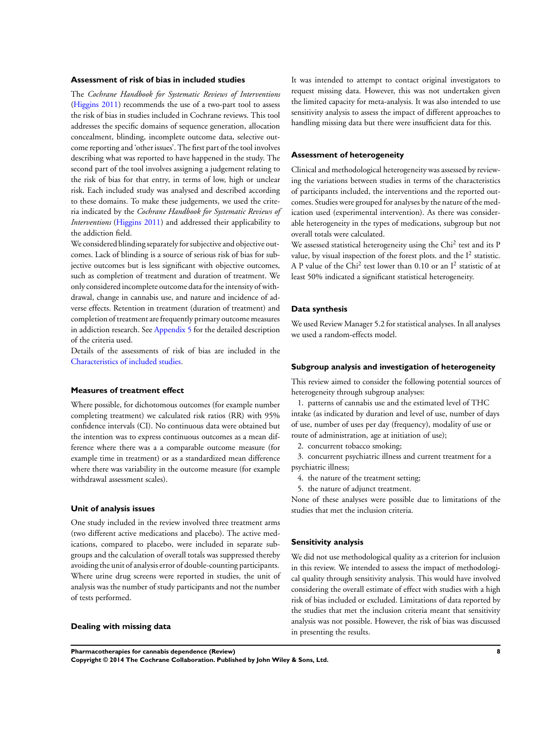### Assessment of risk of bias in included studies

The *Cochrane Handbook for Systematic Reviews of Interventions* (Higgins 2011) recommends the use of a two-part tool to assess the risk of bias in studies included in Cochrane reviews. This tool addresses the specific domains of sequence generation, allocation concealment, blinding, incomplete outcome data, selective outcome reporting and 'other issues'. The first part of the tool involves describing what was reported to have happened in the study. The second part of the tool involves assigning a judgement relating to the risk of bias for that entry, in terms of low, high or unclear risk. Each included study was analysed and described according to these domains. To make these judgements, we used the criteria indicated by the *Cochrane Handbook for Systematic Reviews of Interventions* (Higgins 2011) and addressed their applicability to the addiction field.

We considered blinding separately for subjective and objective outcomes. Lack of blinding is a source of serious risk of bias for subjective outcomes but is less significant with objective outcomes, such as completion of treatment and duration of treatment. We only considered incomplete outcome data for the intensity of withdrawal, change in cannabis use, and nature and incidence of adverse effects. Retention in treatment (duration of treatment) and completion of treatment are frequently primary outcome measures in addiction research. See Appendix 5 for the detailed description of the criteria used.

Details of the assessments of risk of bias are included in the Characteristics of included studies.

### Measures of treatment effect

Where possible, for dichotomous outcomes (for example number completing treatment) we calculated risk ratios (RR) with 95% confidence intervals (CI). No continuous data were obtained but the intention was to express continuous outcomes as a mean difference where there was a a comparable outcome measure (for example time in treatment) or as a standardized mean difference where there was variability in the outcome measure (for example withdrawal assessment scales).

### Unit of analysis issues

One study included in the review involved three treatment arms (two different active medications and placebo). The active medications, compared to placebo, were included in separate subgroups and the calculation of overall totals was suppressed thereby avoiding the unit of analysis error of double-counting participants. Where urine drug screens were reported in studies, the unit of analysis was the number of study participants and not the number of tests performed.

### Dealing with missing data

It was intended to attempt to contact original investigators to request missing data. However, this was not undertaken given the limited capacity for meta-analysis. It was also intended to use sensitivity analysis to assess the impact of different approaches to handling missing data but there were insufficient data for this.

### Assessment of heterogeneity

Clinical and methodological heterogeneity was assessed by reviewing the variations between studies in terms of the characteristics of participants included, the interventions and the reported outcomes. Studies were grouped for analyses by the nature of the medication used (experimental intervention). As there was considerable heterogeneity in the types of medications, subgroup but not overall totals were calculated.

We assessed statistical heterogeneity using the $Chi^2$ test and its P value, by visual inspection of the forest plots. and the $I^2$ statistic. A P value of the $Chi^2$ test lower than 0.10 or an $I^2$ statistic of at least 50% indicated a significant statistical heterogeneity.

### Data synthesis

We used Review Manager 5.2 for statistical analyses. In all analyses we used a random-effects model.

### Subgroup analysis and investigation of heterogeneity

This review aimed to consider the following potential sources of heterogeneity through subgroup analyses:

1. patterns of cannabis use and the estimated level of THC intake (as indicated by duration and level of use, number of days of use, number of uses per day (frequency), modality of use or route of administration, age at initiation of use);
2. concurrent tobacco smoking;
3. concurrent psychiatric illness and current treatment for a psychiatric illness;
4. the nature of the treatment setting;
5. the nature of adjunct treatment.

None of these analyses were possible due to limitations of the studies that met the inclusion criteria.

### Sensitivity analysis

We did not use methodological quality as a criterion for inclusion in this review. We intended to assess the impact of methodological quality through sensitivity analysis. This would have involved considering the overall estimate of effect with studies with a high risk of bias included or excluded. Limitations of data reported by the studies that met the inclusion criteria meant that sensitivity analysis was not possible. However, the risk of bias was discussed in presenting the results.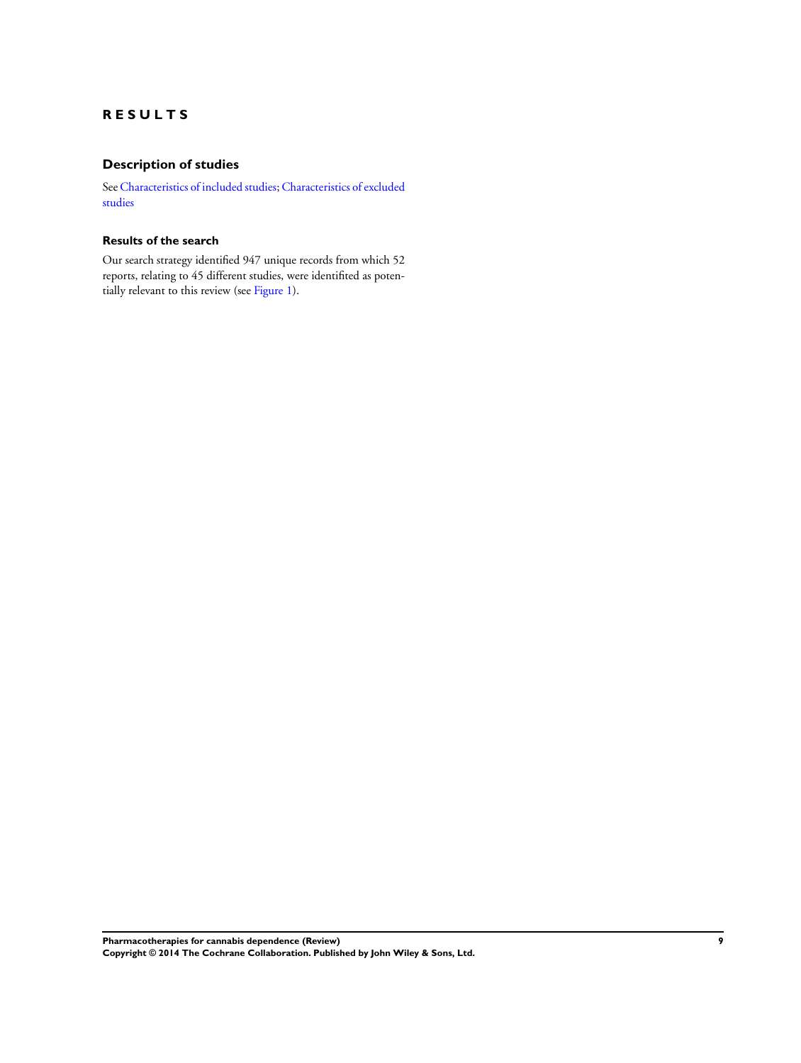# RESULTS

## Description of studies

See Characteristics of included studies; Characteristics of excluded studies

### Results of the search

Our search strategy identified 947 unique records from which 52 reports, relating to 45 different studies, were identified as potentially relevant to this review (see Figure 1).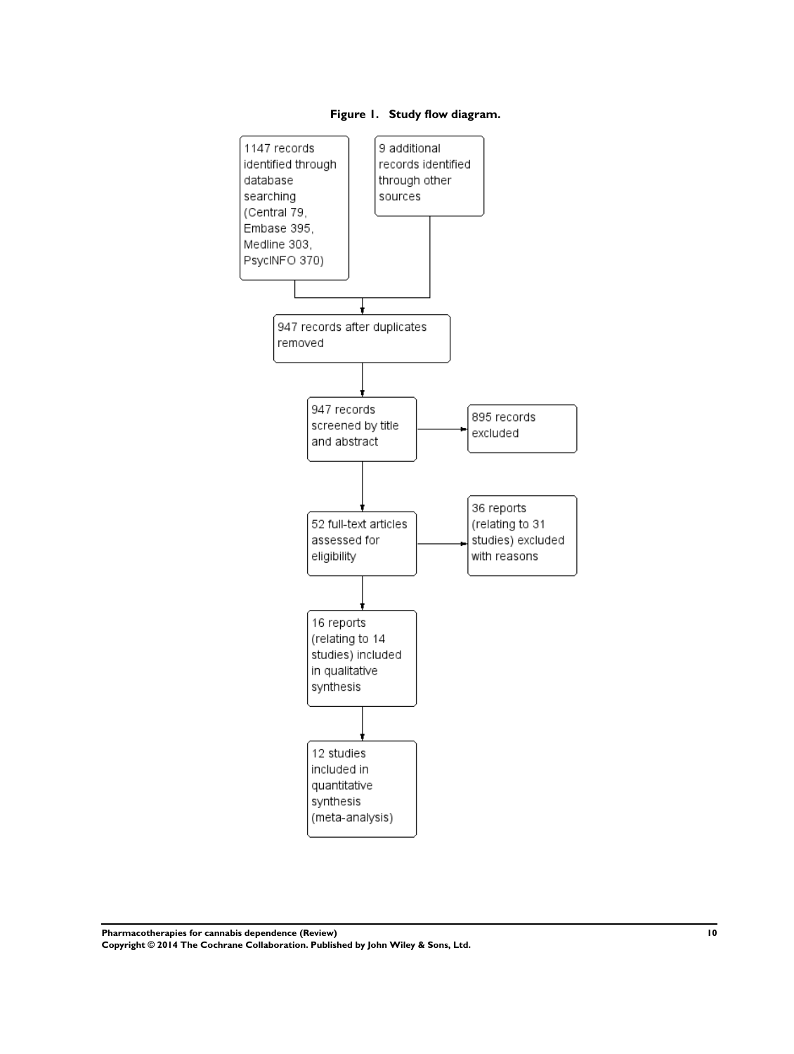**Figure 1. Study flow diagram.**

1147 records identified through database searching (Central 79, Embase 395, Medline 303, PsycINFO 370)

9 additional records identified through other sources

947 records after duplicates removed

947 records screened by title and abstract

895 records excluded

52 full-text articles assessed for eligibility

36 reports (relating to 31 studies) excluded with reasons

16 reports (relating to 14 studies) included in qualitative synthesis

12 studies included in quantitative synthesis (meta-analysis)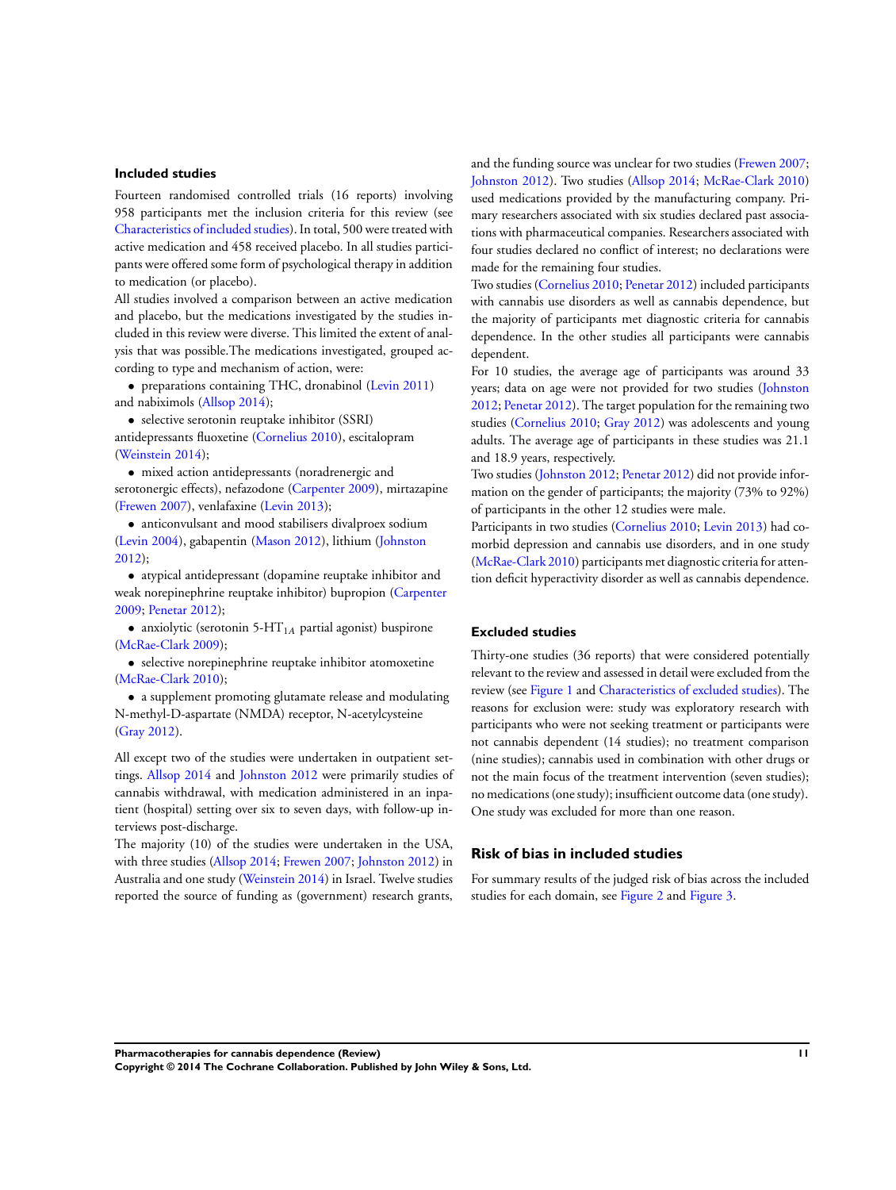### Included studies

Fourteen randomised controlled trials (16 reports) involving 958 participants met the inclusion criteria for this review (see Characteristics of included studies). In total, 500 were treated with active medication and 458 received placebo. In all studies participants were offered some form of psychological therapy in addition to medication (or placebo).

All studies involved a comparison between an active medication and placebo, but the medications investigated by the studies included in this review were diverse. This limited the extent of analysis that was possible.The medications investigated, grouped according to type and mechanism of action, were:

- preparations containing THC, dronabinol (Levin 2011) and nabiximols (Allsop 2014);
- selective serotonin reuptake inhibitor (SSRI) antidepressants fluoxetine (Cornelius 2010), escitalopram (Weinstein 2014);
- mixed action antidepressants (noradrenergic and serotonergic effects), nefazodone (Carpenter 2009), mirtazapine (Frewen 2007), venlafaxine (Levin 2013);
- anticonvulsant and mood stabilisers divalproex sodium (Levin 2004), gabapentin (Mason 2012), lithium (Johnston 2012);
- atypical antidepressant (dopamine reuptake inhibitor and weak norepinephrine reuptake inhibitor) bupropion (Carpenter 2009; Penetar 2012);
- anxiolytic (serotonin 5-HT$_{1A}$ partial agonist) buspirone (McRae-Clark 2009);
- selective norepinephrine reuptake inhibitor atomoxetine (McRae-Clark 2010);
- a supplement promoting glutamate release and modulating N-methyl-D-aspartate (NMDA) receptor, N-acetylcysteine (Gray 2012).

All except two of the studies were undertaken in outpatient settings. Allsop 2014 and Johnston 2012 were primarily studies of cannabis withdrawal, with medication administered in an inpatient (hospital) setting over six to seven days, with follow-up interviews post-discharge.

The majority (10) of the studies were undertaken in the USA, with three studies (Allsop 2014; Frewen 2007; Johnston 2012) in Australia and one study (Weinstein 2014) in Israel. Twelve studies reported the source of funding as (government) research grants, and the funding source was unclear for two studies (Frewen 2007; Johnston 2012). Two studies (Allsop 2014; McRae-Clark 2010) used medications provided by the manufacturing company. Primary researchers associated with six studies declared past associations with pharmaceutical companies. Researchers associated with four studies declared no conflict of interest; no declarations were made for the remaining four studies.

Two studies (Cornelius 2010; Penetar 2012) included participants with cannabis use disorders as well as cannabis dependence, but the majority of participants met diagnostic criteria for cannabis dependence. In the other studies all participants were cannabis dependent.

For 10 studies, the average age of participants was around 33 years; data on age were not provided for two studies (Johnston 2012; Penetar 2012). The target population for the remaining two studies (Cornelius 2010; Gray 2012) was adolescents and young adults. The average age of participants in these studies was 21.1 and 18.9 years, respectively.

Two studies (Johnston 2012; Penetar 2012) did not provide information on the gender of participants; the majority (73% to 92%) of participants in the other 12 studies were male.

Participants in two studies (Cornelius 2010; Levin 2013) had comorbid depression and cannabis use disorders, and in one study (McRae-Clark 2010) participants met diagnostic criteria for attention deficit hyperactivity disorder as well as cannabis dependence.

### Excluded studies

Thirty-one studies (36 reports) that were considered potentially relevant to the review and assessed in detail were excluded from the review (see Figure 1 and Characteristics of excluded studies). The reasons for exclusion were: study was exploratory research with participants who were not seeking treatment or participants were not cannabis dependent (14 studies); no treatment comparison (nine studies); cannabis used in combination with other drugs or not the main focus of the treatment intervention (seven studies); no medications (one study); insufficient outcome data (one study). One study was excluded for more than one reason.

## Risk of bias in included studies

For summary results of the judged risk of bias across the included studies for each domain, see Figure 2 and Figure 3.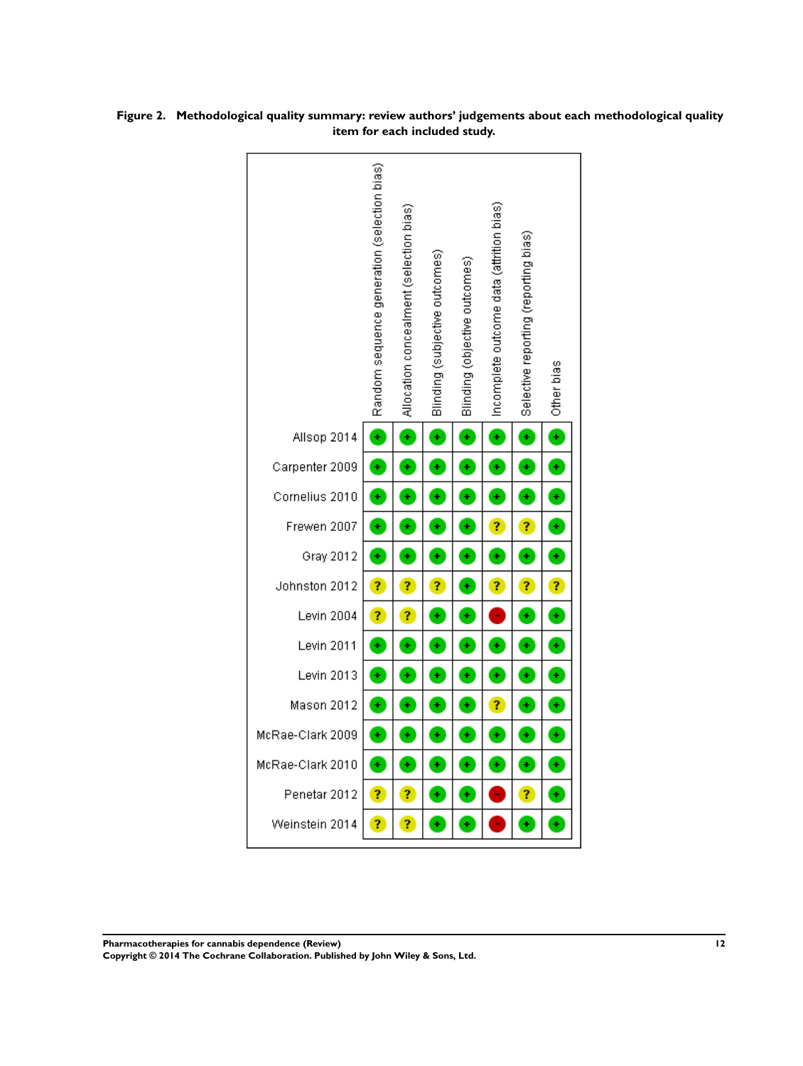**Figure 2. Methodological quality summary: review authors' judgements about each methodological quality item for each included study.**

| | Random sequence generation (selection bias) | Allocation concealment (selection bias) | Blinding (subjective outcomes) | Blinding (objective outcomes) | Incomplete outcome data (attrition bias) | Selective reporting (reporting bias) | Other bias |
|---|---|---|---|---|---|---|---|
| Allsop 2014 | + | + | + | + | + | + | + |
| Carpenter 2009 | + | + | + | + | + | + | + |
| Cornelius 2010 | + | + | + | + | + | + | + |
| Frewen 2007 | + | + | + | + | ? | ? | + |
| Gray 2012 | + | + | + | + | + | + | + |
| Johnston 2012 | ? | ? | ? | + | ? | ? | ? |
| Levin 2004 | ? | ? | + | + | - | + | + |
| Levin 2011 | + | + | + | + | + | + | + |
| Levin 2013 | + | + | + | + | + | + | + |
| Mason 2012 | + | + | + | + | ? | + | + |
| McRae-Clark 2009 | + | + | + | + | + | + | + |
| McRae-Clark 2010 | + | + | + | + | + | + | + |
| Penetar 2012 | ? | ? | + | + | - | ? | + |
| Weinstein 2014 | ? | ? | + | + | - | + | + |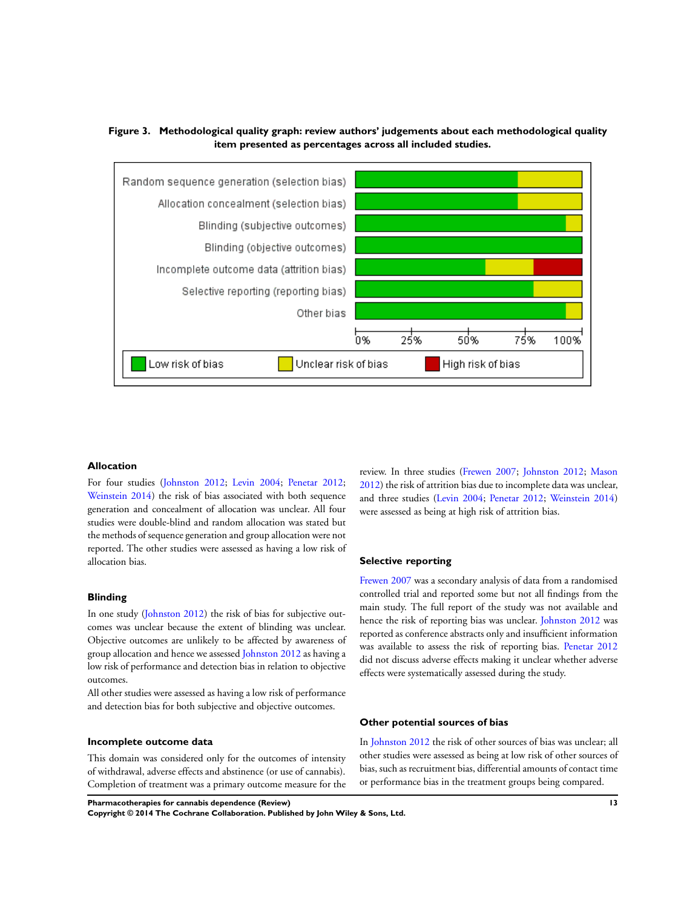**Figure 3. Methodological quality graph: review authors' judgements about each methodological quality item presented as percentages across all included studies.**

### Allocation

For four studies (Johnston 2012; Levin 2004; Penetar 2012; Weinstein 2014) the risk of bias associated with both sequence generation and concealment of allocation was unclear. All four studies were double-blind and random allocation was stated but the methods of sequence generation and group allocation were not reported. The other studies were assessed as having a low risk of allocation bias.

### Blinding

In one study (Johnston 2012) the risk of bias for subjective outcomes was unclear because the extent of blinding was unclear. Objective outcomes are unlikely to be affected by awareness of group allocation and hence we assessed Johnston 2012 as having a low risk of performance and detection bias in relation to objective outcomes.

All other studies were assessed as having a low risk of performance and detection bias for both subjective and objective outcomes.

### Incomplete outcome data

This domain was considered only for the outcomes of intensity of withdrawal, adverse effects and abstinence (or use of cannabis). Completion of treatment was a primary outcome measure for the review. In three studies (Frewen 2007; Johnston 2012; Mason 2012) the risk of attrition bias due to incomplete data was unclear, and three studies (Levin 2004; Penetar 2012; Weinstein 2014) were assessed as being at high risk of attrition bias.

### Selective reporting

Frewen 2007 was a secondary analysis of data from a randomised controlled trial and reported some but not all findings from the main study. The full report of the study was not available and hence the risk of reporting bias was unclear. Johnston 2012 was reported as conference abstracts only and insufficient information was available to assess the risk of reporting bias. Penetar 2012 did not discuss adverse effects making it unclear whether adverse effects were systematically assessed during the study.

### Other potential sources of bias

In Johnston 2012 the risk of other sources of bias was unclear; all other studies were assessed as being at low risk of other sources of bias, such as recruitment bias, differential amounts of contact time or performance bias in the treatment groups being compared.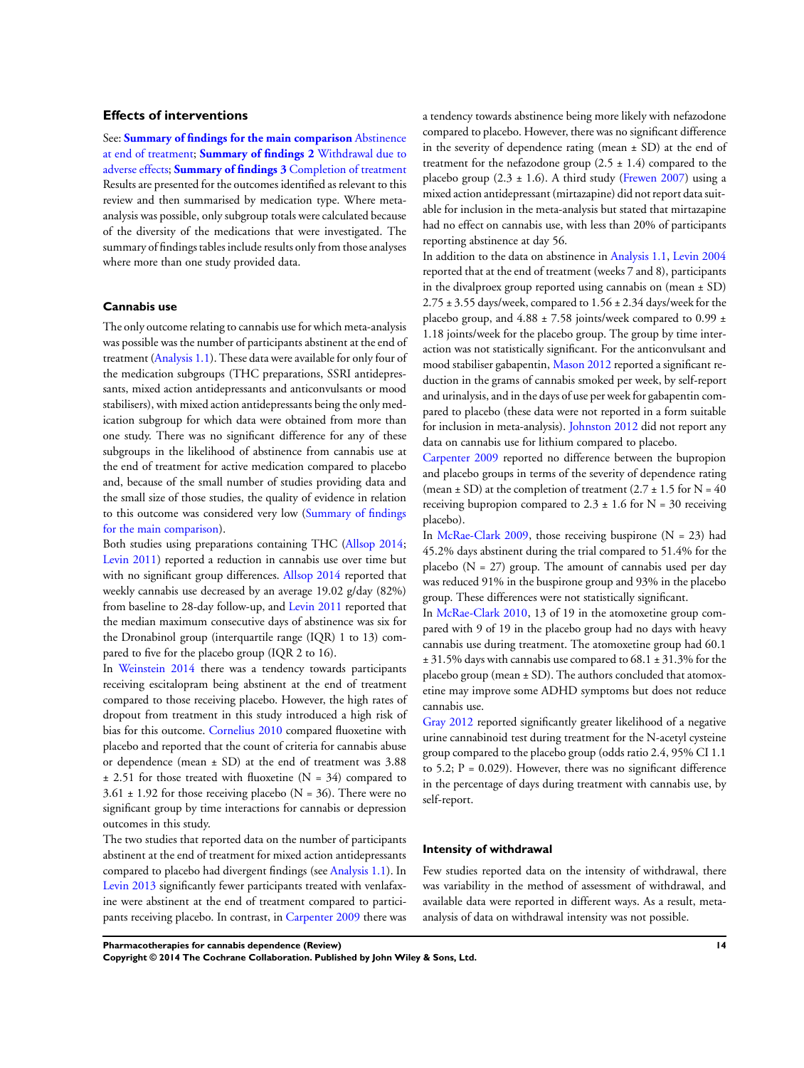## Effects of interventions

See: **Summary of findings for the main comparison** Abstinence at end of treatment; **Summary of findings 2** Withdrawal due to adverse effects; **Summary of findings 3** Completion of treatment Results are presented for the outcomes identified as relevant to this review and then summarised by medication type. Where meta-analysis was possible, only subgroup totals were calculated because of the diversity of the medications that were investigated. The summary of findings tables include results only from those analyses where more than one study provided data.

### Cannabis use

The only outcome relating to cannabis use for which meta-analysis was possible was the number of participants abstinent at the end of treatment (Analysis 1.1). These data were available for only four of the medication subgroups (THC preparations, SSRI antidepressants, mixed action antidepressants and anticonvulsants or mood stabilisers), with mixed action antidepressants being the only medication subgroup for which data were obtained from more than one study. There was no significant difference for any of these subgroups in the likelihood of abstinence from cannabis use at the end of treatment for active medication compared to placebo and, because of the small number of studies providing data and the small size of those studies, the quality of evidence in relation to this outcome was considered very low (Summary of findings for the main comparison).

Both studies using preparations containing THC (Allsop 2014; Levin 2011) reported a reduction in cannabis use over time but with no significant group differences. Allsop 2014 reported that weekly cannabis use decreased by an average 19.02 g/day (82%) from baseline to 28-day follow-up, and Levin 2011 reported that the median maximum consecutive days of abstinence was six for the Dronabinol group (interquartile range (IQR) 1 to 13) compared to five for the placebo group (IQR 2 to 16).

In Weinstein 2014 there was a tendency towards participants receiving escitalopram being abstinent at the end of treatment compared to those receiving placebo. However, the high rates of dropout from treatment in this study introduced a high risk of bias for this outcome. Cornelius 2010 compared fluoxetine with placebo and reported that the count of criteria for cannabis abuse or dependence (mean ± SD) at the end of treatment was 3.88 ± 2.51 for those treated with fluoxetine (N = 34) compared to 3.61 ± 1.92 for those receiving placebo (N = 36). There were no significant group by time interactions for cannabis or depression outcomes in this study.

The two studies that reported data on the number of participants abstinent at the end of treatment for mixed action antidepressants compared to placebo had divergent findings (see Analysis 1.1). In Levin 2013 significantly fewer participants treated with venlafaxine were abstinent at the end of treatment compared to participants receiving placebo. In contrast, in Carpenter 2009 there was a tendency towards abstinence being more likely with nefazodone compared to placebo. However, there was no significant difference in the severity of dependence rating (mean ± SD) at the end of treatment for the nefazodone group (2.5 ± 1.4) compared to the placebo group (2.3 ± 1.6). A third study (Frewen 2007) using a mixed action antidepressant (mirtazapine) did not report data suitable for inclusion in the meta-analysis but stated that mirtazapine had no effect on cannabis use, with less than 20% of participants reporting abstinence at day 56.

In addition to the data on abstinence in Analysis 1.1, Levin 2004 reported that at the end of treatment (weeks 7 and 8), participants in the divalproex group reported using cannabis on (mean ± SD) 2.75 ± 3.55 days/week, compared to 1.56 ± 2.34 days/week for the placebo group, and 4.88 ± 7.58 joints/week compared to 0.99 ± 1.18 joints/week for the placebo group. The group by time interaction was not statistically significant. For the anticonvulsant and mood stabiliser gabapentin, Mason 2012 reported a significant reduction in the grams of cannabis smoked per week, by self-report and urinalysis, and in the days of use per week for gabapentin compared to placebo (these data were not reported in a form suitable for inclusion in meta-analysis). Johnston 2012 did not report any data on cannabis use for lithium compared to placebo.

Carpenter 2009 reported no difference between the bupropion and placebo groups in terms of the severity of dependence rating (mean ± SD) at the completion of treatment (2.7 ± 1.5 for N = 40 receiving bupropion compared to 2.3 ± 1.6 for N = 30 receiving placebo).

In McRae-Clark 2009, those receiving buspirone (N = 23) had 45.2% days abstinent during the trial compared to 51.4% for the placebo (N = 27) group. The amount of cannabis used per day was reduced 91% in the buspirone group and 93% in the placebo group. These differences were not statistically significant.

In McRae-Clark 2010, 13 of 19 in the atomoxetine group compared with 9 of 19 in the placebo group had no days with heavy cannabis use during treatment. The atomoxetine group had 60.1 ± 31.5% days with cannabis use compared to 68.1 ± 31.3% for the placebo group (mean ± SD). The authors concluded that atomoxetine may improve some ADHD symptoms but does not reduce cannabis use.

Gray 2012 reported significantly greater likelihood of a negative urine cannabinoid test during treatment for the N-acetyl cysteine group compared to the placebo group (odds ratio 2.4, 95% CI 1.1 to 5.2; P = 0.029). However, there was no significant difference in the percentage of days during treatment with cannabis use, by self-report.

### Intensity of withdrawal

Few studies reported data on the intensity of withdrawal, there was variability in the method of assessment of withdrawal, and available data were reported in different ways. As a result, meta-analysis of data on withdrawal intensity was not possible.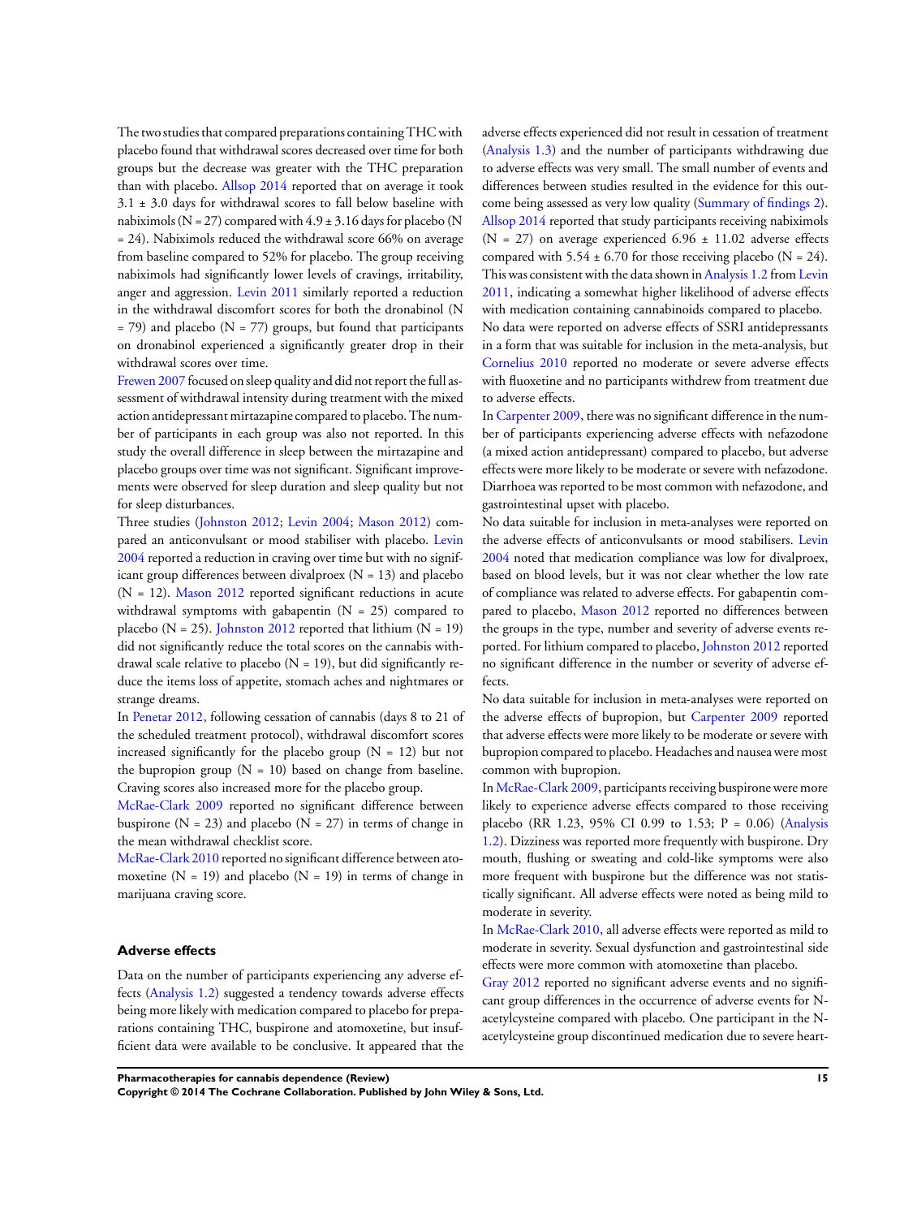The two studies that compared preparations containing THC with placebo found that withdrawal scores decreased over time for both groups but the decrease was greater with the THC preparation than with placebo. Allsop 2014 reported that on average it took 3.1 ± 3.0 days for withdrawal scores to fall below baseline with nabiximols (N = 27) compared with 4.9 ± 3.16 days for placebo (N = 24). Nabiximols reduced the withdrawal score 66% on average from baseline compared to 52% for placebo. The group receiving nabiximols had significantly lower levels of cravings, irritability, anger and aggression. Levin 2011 similarly reported a reduction in the withdrawal discomfort scores for both the dronabinol (N = 79) and placebo (N = 77) groups, but found that participants on dronabinol experienced a significantly greater drop in their withdrawal scores over time.

Frewen 2007 focused on sleep quality and did not report the full assessment of withdrawal intensity during treatment with the mixed action antidepressant mirtazapine compared to placebo. The number of participants in each group was also not reported. In this study the overall difference in sleep between the mirtazapine and placebo groups over time was not significant. Significant improvements were observed for sleep duration and sleep quality but not for sleep disturbances.

Three studies (Johnston 2012; Levin 2004; Mason 2012) compared an anticonvulsant or mood stabiliser with placebo. Levin 2004 reported a reduction in craving over time but with no significant group differences between divalproex (N = 13) and placebo (N = 12). Mason 2012 reported significant reductions in acute withdrawal symptoms with gabapentin (N = 25) compared to placebo (N = 25). Johnston 2012 reported that lithium (N = 19) did not significantly reduce the total scores on the cannabis withdrawal scale relative to placebo (N = 19), but did significantly reduce the items loss of appetite, stomach aches and nightmares or strange dreams.

In Penetar 2012, following cessation of cannabis (days 8 to 21 of the scheduled treatment protocol), withdrawal discomfort scores increased significantly for the placebo group (N = 12) but not the bupropion group (N = 10) based on change from baseline. Craving scores also increased more for the placebo group.

McRae-Clark 2009 reported no significant difference between buspirone (N = 23) and placebo (N = 27) in terms of change in the mean withdrawal checklist score.

McRae-Clark 2010 reported no significant difference between atomoxetine (N = 19) and placebo (N = 19) in terms of change in marijuana craving score.

### Adverse effects

Data on the number of participants experiencing any adverse effects (Analysis 1.2) suggested a tendency towards adverse effects being more likely with medication compared to placebo for preparations containing THC, buspirone and atomoxetine, but insufficient data were available to be conclusive. It appeared that the adverse effects experienced did not result in cessation of treatment (Analysis 1.3) and the number of participants withdrawing due to adverse effects was very small. The small number of events and differences between studies resulted in the evidence for this outcome being assessed as very low quality (Summary of findings 2). Allsop 2014 reported that study participants receiving nabiximols (N = 27) on average experienced 6.96 ± 11.02 adverse effects compared with 5.54 ± 6.70 for those receiving placebo (N = 24). This was consistent with the data shown in Analysis 1.2 from Levin 2011, indicating a somewhat higher likelihood of adverse effects with medication containing cannabinoids compared to placebo.

No data were reported on adverse effects of SSRI antidepressants in a form that was suitable for inclusion in the meta-analysis, but Cornelius 2010 reported no moderate or severe adverse effects with fluoxetine and no participants withdrew from treatment due to adverse effects.

In Carpenter 2009, there was no significant difference in the number of participants experiencing adverse effects with nefazodone (a mixed action antidepressant) compared to placebo, but adverse effects were more likely to be moderate or severe with nefazodone. Diarrhoea was reported to be most common with nefazodone, and gastrointestinal upset with placebo.

No data suitable for inclusion in meta-analyses were reported on the adverse effects of anticonvulsants or mood stabilisers. Levin 2004 noted that medication compliance was low for divalproex, based on blood levels, but it was not clear whether the low rate of compliance was related to adverse effects. For gabapentin compared to placebo, Mason 2012 reported no differences between the groups in the type, number and severity of adverse events reported. For lithium compared to placebo, Johnston 2012 reported no significant difference in the number or severity of adverse effects.

No data suitable for inclusion in meta-analyses were reported on the adverse effects of bupropion, but Carpenter 2009 reported that adverse effects were more likely to be moderate or severe with bupropion compared to placebo. Headaches and nausea were most common with bupropion.

In McRae-Clark 2009, participants receiving buspirone were more likely to experience adverse effects compared to those receiving placebo (RR 1.23, 95% CI 0.99 to 1.53; P = 0.06) (Analysis 1.2). Dizziness was reported more frequently with buspirone. Dry mouth, flushing or sweating and cold-like symptoms were also more frequent with buspirone but the difference was not statistically significant. All adverse effects were noted as being mild to moderate in severity.

In McRae-Clark 2010, all adverse effects were reported as mild to moderate in severity. Sexual dysfunction and gastrointestinal side effects were more common with atomoxetine than placebo.

Gray 2012 reported no significant adverse events and no significant group differences in the occurrence of adverse events for N-acetylcysteine compared with placebo. One participant in the N-acetylcysteine group discontinued medication due to severe heart-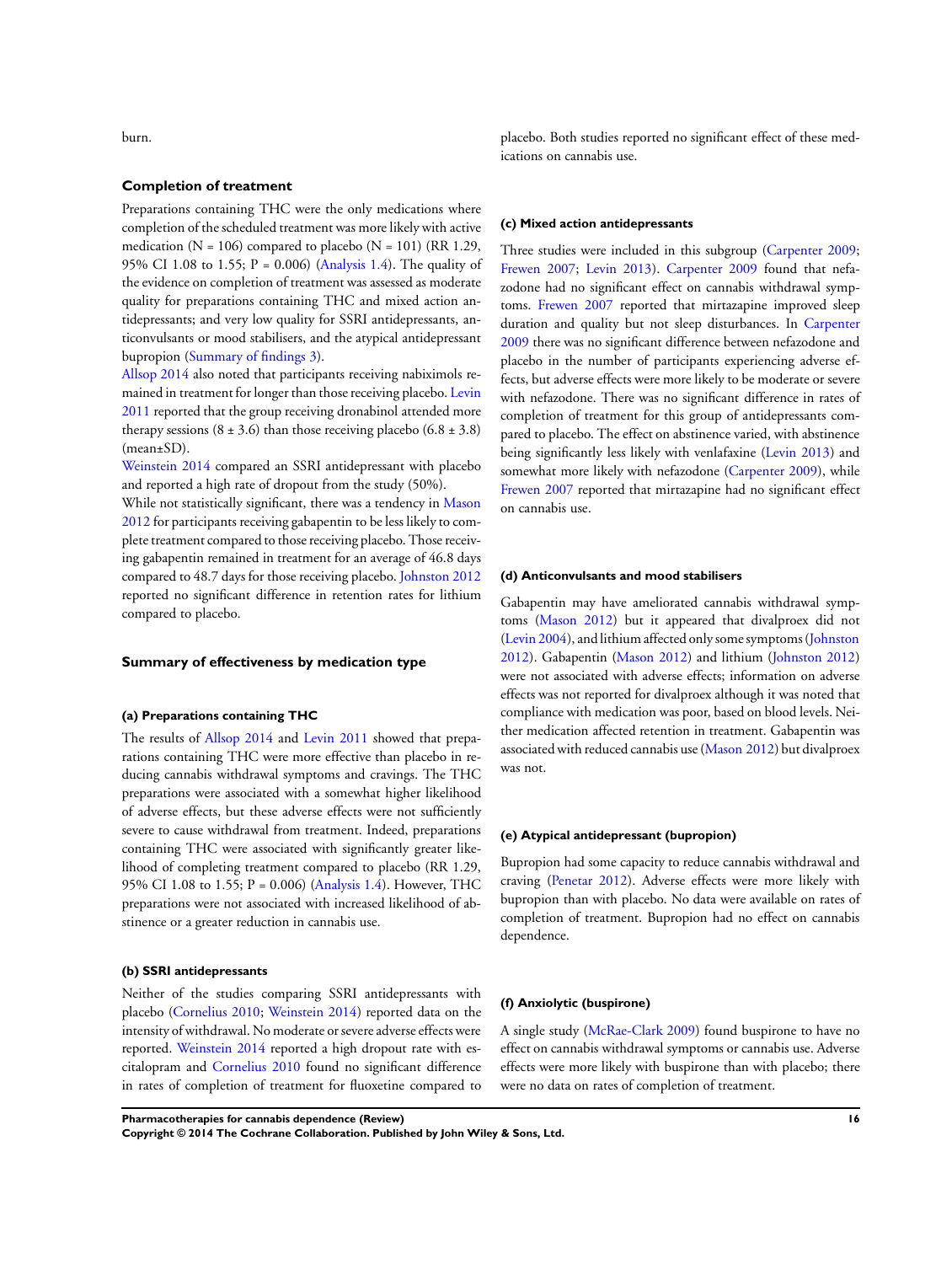burn.

### Completion of treatment

Preparations containing THC were the only medications where completion of the scheduled treatment was more likely with active medication (N = 106) compared to placebo (N = 101) (RR 1.29, 95% CI 1.08 to 1.55; P = 0.006) (Analysis 1.4). The quality of the evidence on completion of treatment was assessed as moderate quality for preparations containing THC and mixed action antidepressants; and very low quality for SSRI antidepressants, anticonvulsants or mood stabilisers, and the atypical antidepressant bupropion (Summary of findings 3).

Allsop 2014 also noted that participants receiving nabiximols remained in treatment for longer than those receiving placebo. Levin 2011 reported that the group receiving dronabinol attended more therapy sessions (8 ± 3.6) than those receiving placebo (6.8 ± 3.8) (mean±SD).

Weinstein 2014 compared an SSRI antidepressant with placebo and reported a high rate of dropout from the study (50%).

While not statistically significant, there was a tendency in Mason 2012 for participants receiving gabapentin to be less likely to complete treatment compared to those receiving placebo. Those receiving gabapentin remained in treatment for an average of 46.8 days compared to 48.7 days for those receiving placebo. Johnston 2012 reported no significant difference in retention rates for lithium compared to placebo.

### Summary of effectiveness by medication type

#### (a) Preparations containing THC

The results of Allsop 2014 and Levin 2011 showed that preparations containing THC were more effective than placebo in reducing cannabis withdrawal symptoms and cravings. The THC preparations were associated with a somewhat higher likelihood of adverse effects, but these adverse effects were not sufficiently severe to cause withdrawal from treatment. Indeed, preparations containing THC were associated with significantly greater likelihood of completing treatment compared to placebo (RR 1.29, 95% CI 1.08 to 1.55; P = 0.006) (Analysis 1.4). However, THC preparations were not associated with increased likelihood of abstinence or a greater reduction in cannabis use.

#### (b) SSRI antidepressants

Neither of the studies comparing SSRI antidepressants with placebo (Cornelius 2010; Weinstein 2014) reported data on the intensity of withdrawal. No moderate or severe adverse effects were reported. Weinstein 2014 reported a high dropout rate with escitalopram and Cornelius 2010 found no significant difference in rates of completion of treatment for fluoxetine compared to placebo. Both studies reported no significant effect of these medications on cannabis use.

#### (c) Mixed action antidepressants

Three studies were included in this subgroup (Carpenter 2009; Frewen 2007; Levin 2013). Carpenter 2009 found that nefazodone had no significant effect on cannabis withdrawal symptoms. Frewen 2007 reported that mirtazapine improved sleep duration and quality but not sleep disturbances. In Carpenter 2009 there was no significant difference between nefazodone and placebo in the number of participants experiencing adverse effects, but adverse effects were more likely to be moderate or severe with nefazodone. There was no significant difference in rates of completion of treatment for this group of antidepressants compared to placebo. The effect on abstinence varied, with abstinence being significantly less likely with venlafaxine (Levin 2013) and somewhat more likely with nefazodone (Carpenter 2009), while Frewen 2007 reported that mirtazapine had no significant effect on cannabis use.

#### (d) Anticonvulsants and mood stabilisers

Gabapentin may have ameliorated cannabis withdrawal symptoms (Mason 2012) but it appeared that divalproex did not (Levin 2004), and lithium affected only some symptoms (Johnston 2012). Gabapentin (Mason 2012) and lithium (Johnston 2012) were not associated with adverse effects; information on adverse effects was not reported for divalproex although it was noted that compliance with medication was poor, based on blood levels. Neither medication affected retention in treatment. Gabapentin was associated with reduced cannabis use (Mason 2012) but divalproex was not.

#### (e) Atypical antidepressant (bupropion)

Bupropion had some capacity to reduce cannabis withdrawal and craving (Penetar 2012). Adverse effects were more likely with bupropion than with placebo. No data were available on rates of completion of treatment. Bupropion had no effect on cannabis dependence.

#### (f) Anxiolytic (buspirone)

A single study (McRae-Clark 2009) found buspirone to have no effect on cannabis withdrawal symptoms or cannabis use. Adverse effects were more likely with buspirone than with placebo; there were no data on rates of completion of treatment.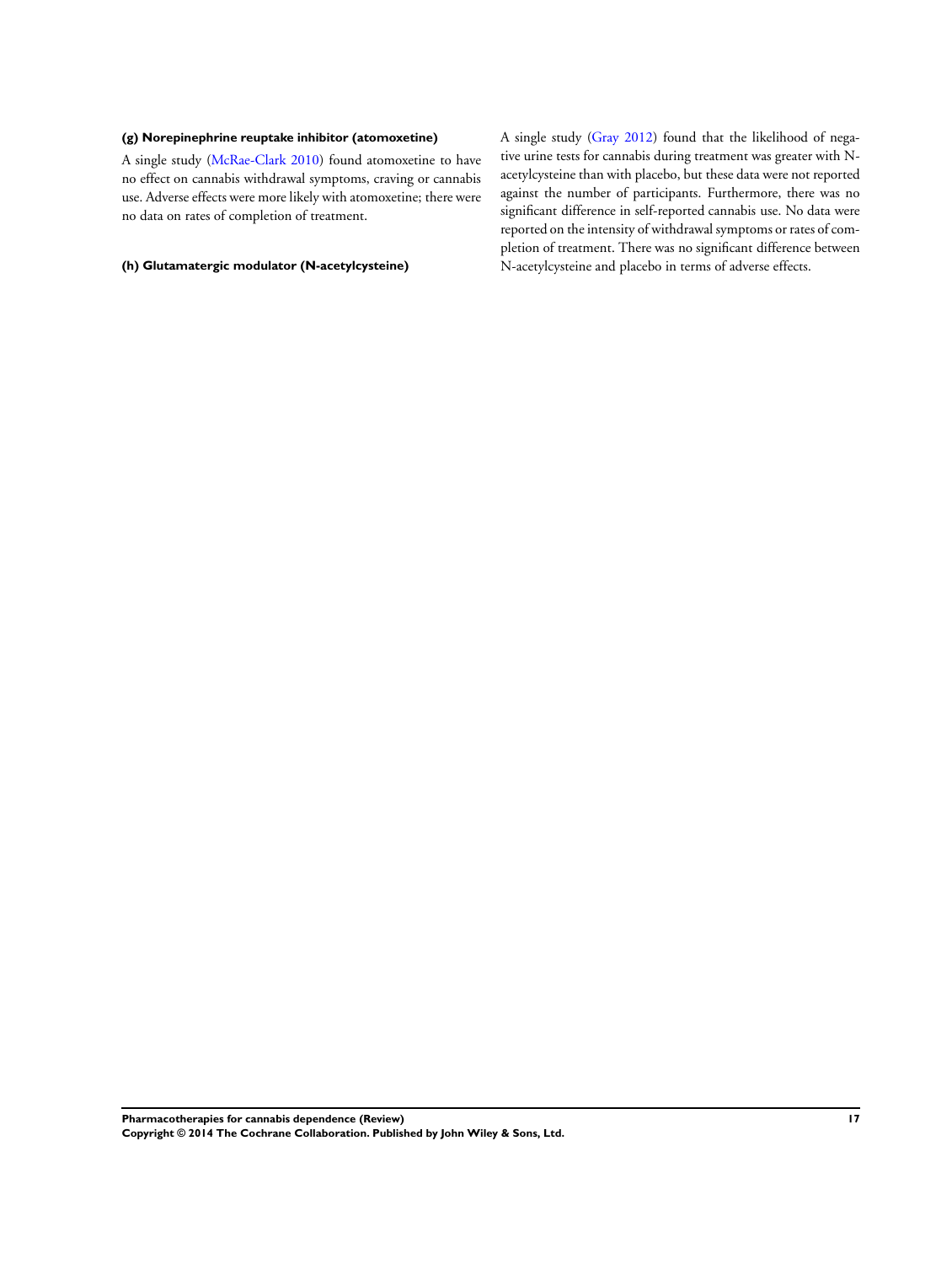#### (g) Norepinephrine reuptake inhibitor (atomoxetine)

A single study (McRae-Clark 2010) found atomoxetine to have no effect on cannabis withdrawal symptoms, craving or cannabis use. Adverse effects were more likely with atomoxetine; there were no data on rates of completion of treatment.

#### (h) Glutamatergic modulator (N-acetylcysteine)

A single study (Gray 2012) found that the likelihood of negative urine tests for cannabis during treatment was greater with N-acetylcysteine than with placebo, but these data were not reported against the number of participants. Furthermore, there was no significant difference in self-reported cannabis use. No data were reported on the intensity of withdrawal symptoms or rates of completion of treatment. There was no significant difference between N-acetylcysteine and placebo in terms of adverse effects.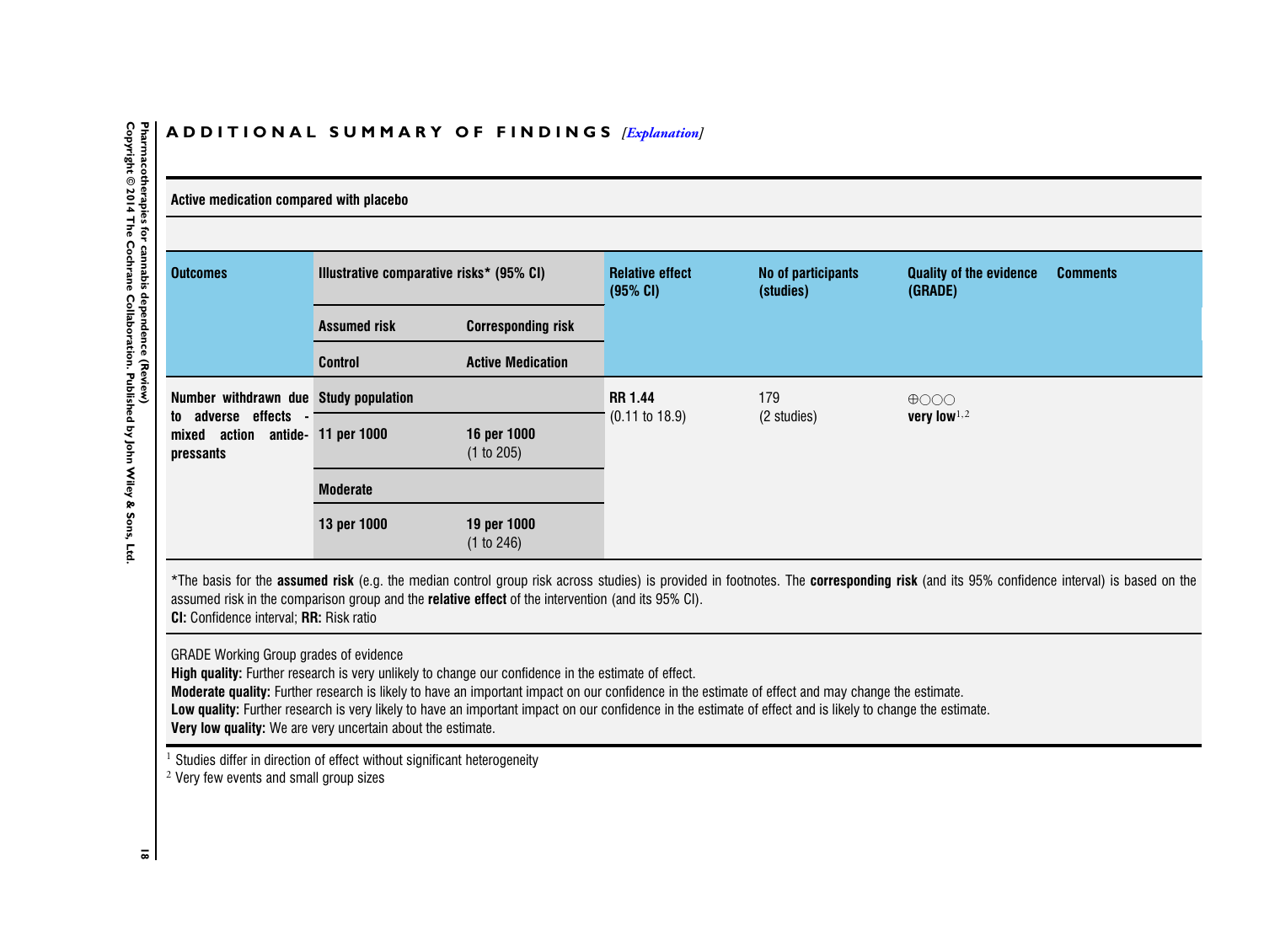## ADDITIONAL SUMMARY OF FINDINGS [Explanation]

**Active medication compared with placebo**

| Outcomes | Illustrative comparative risks* (95% CI) | | Relative effect (95% CI) | No of participants (studies) | Quality of the evidence (GRADE) | Comments |
|---|---|---|---|---|---|---|
| | Assumed risk | Corresponding risk | | | | |
| | Control | Active Medication | | | | |
| **Number withdrawn due to adverse effects - mixed action antidepressants** | **Study population** | | **RR 1.44** (0.11 to 18.9) | 179 (2 studies) | ⊕○○○ **very low**[1,2] | |
| | **11 per 1000** | **16 per 1000** (1 to 205) | | | | |
| | **Moderate** | | | | | |
| | **13 per 1000** | **19 per 1000** (1 to 246) | | | | |

*The basis for the **assumed risk** (e.g. the median control group risk across studies) is provided in footnotes. The **corresponding risk** (and its 95% confidence interval) is based on the assumed risk in the comparison group and the **relative effect** of the intervention (and its 95% CI).
**CI:** Confidence interval; **RR:** Risk ratio

GRADE Working Group grades of evidence
**High quality:** Further research is very unlikely to change our confidence in the estimate of effect.
**Moderate quality:** Further research is likely to have an important impact on our confidence in the estimate of effect and may change the estimate.
**Low quality:** Further research is very likely to have an important impact on our confidence in the estimate of effect and is likely to change the estimate.
**Very low quality:** We are very uncertain about the estimate.

[1] Studies differ in direction of effect without significant heterogeneity
[2] Very few events and small group sizes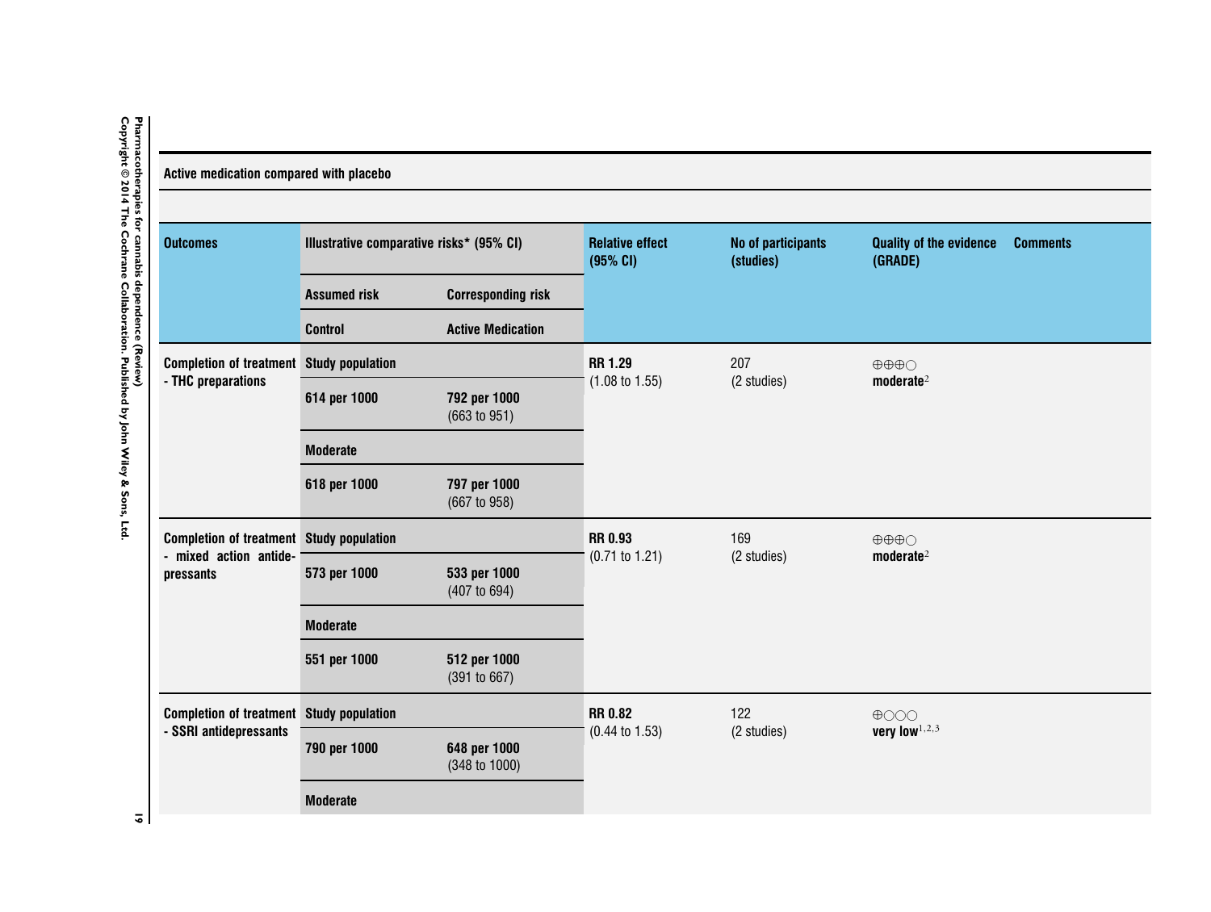| Active medication compared with placebo | | | | | | |
|---|---|---|---|---|---|---|
| **Outcomes** | **Illustrative comparative risks* (95% CI)** | | **Relative effect (95% CI)** | **No of participants (studies)** | **Quality of the evidence (GRADE)** | **Comments** |
| | **Assumed risk** | **Corresponding risk** | | | | |
| | **Control** | **Active Medication** | | | | |
| **Completion of treatment - THC preparations** | **Study population** | | **RR 1.29** (1.08 to 1.55) | 207 (2 studies) | ⊕⊕⊕○ **moderate**[2] | |
| | **614 per 1000** | **792 per 1000** (663 to 951) | | | | |
| | **Moderate** | | | | | |
| | **618 per 1000** | **797 per 1000** (667 to 958) | | | | |
| **Completion of treatment - mixed action antidepressants** | **Study population** | | **RR 0.93** (0.71 to 1.21) | 169 (2 studies) | ⊕⊕⊕○ **moderate**[2] | |
| | **573 per 1000** | **533 per 1000** (407 to 694) | | | | |
| | **Moderate** | | | | | |
| | **551 per 1000** | **512 per 1000** (391 to 667) | | | | |
| **Completion of treatment - SSRI antidepressants** | **Study population** | | **RR 0.82** (0.44 to 1.53) | 122 (2 studies) | ⊕○○○ **very low**[1,2,3] | |
| | **790 per 1000** | **648 per 1000** (348 to 1000) | | | | |
| | **Moderate** | | | | | |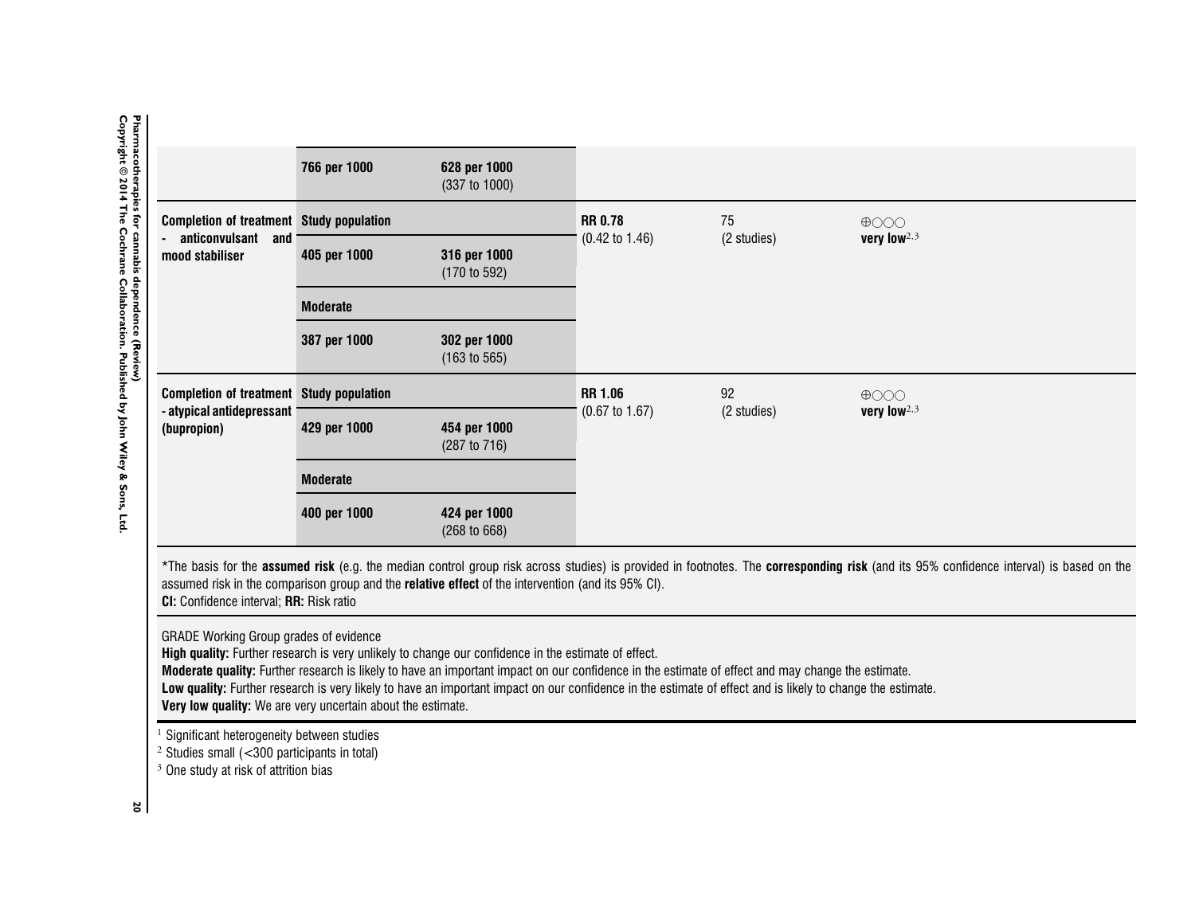| Outcomes | Assumed risk | Corresponding risk | Relative effect (95% CI) | No of Participants (studies) | Quality of the evidence (GRADE) |
|---|---|---|---|---|---|
| | 766 per 1000 | 628 per 1000 (337 to 1000) | | | |
| Completion of treatment - anticonvulsant and mood stabiliser | Study population | | RR 0.78 (0.42 to 1.46) | 75 (2 studies) | ⊕○○○ very low[2,3] |
| | 405 per 1000 | 316 per 1000 (170 to 592) | | | |
| | Moderate | | | | |
| | 387 per 1000 | 302 per 1000 (163 to 565) | | | |
| Completion of treatment - atypical antidepressant (bupropion) | Study population | | RR 1.06 (0.67 to 1.67) | 92 (2 studies) | ⊕○○○ very low[2,3] |
| | 429 per 1000 | 454 per 1000 (287 to 716) | | | |
| | Moderate | | | | |
| | 400 per 1000 | 424 per 1000 (268 to 668) | | | |

*The basis for the **assumed risk** (e.g. the median control group risk across studies) is provided in footnotes. The **corresponding risk** (and its 95% confidence interval) is based on the assumed risk in the comparison group and the **relative effect** of the intervention (and its 95% CI).
**CI:** Confidence interval; **RR:** Risk ratio

GRADE Working Group grades of evidence
**High quality:** Further research is very unlikely to change our confidence in the estimate of effect.
**Moderate quality:** Further research is likely to have an important impact on our confidence in the estimate of effect and may change the estimate.
**Low quality:** Further research is very likely to have an important impact on our confidence in the estimate of effect and is likely to change the estimate.
**Very low quality:** We are very uncertain about the estimate.

[1] Significant heterogeneity between studies
[2] Studies small (<300 participants in total)
[3] One study at risk of attrition bias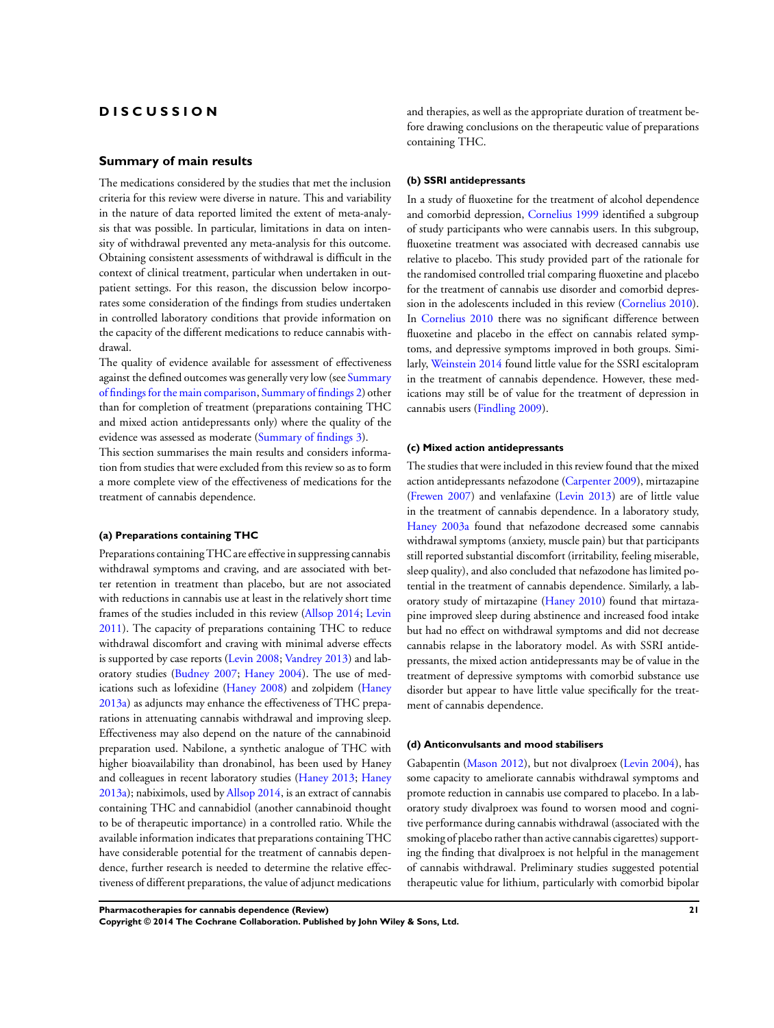# DISCUSSION

## Summary of main results

The medications considered by the studies that met the inclusion criteria for this review were diverse in nature. This and variability in the nature of data reported limited the extent of meta-analysis that was possible. In particular, limitations in data on intensity of withdrawal prevented any meta-analysis for this outcome. Obtaining consistent assessments of withdrawal is difficult in the context of clinical treatment, particular when undertaken in outpatient settings. For this reason, the discussion below incorporates some consideration of the findings from studies undertaken in controlled laboratory conditions that provide information on the capacity of the different medications to reduce cannabis withdrawal.

The quality of evidence available for assessment of effectiveness against the defined outcomes was generally very low (see Summary of findings for the main comparison, Summary of findings 2) other than for completion of treatment (preparations containing THC and mixed action antidepressants only) where the quality of the evidence was assessed as moderate (Summary of findings 3).

This section summarises the main results and considers information from studies that were excluded from this review so as to form a more complete view of the effectiveness of medications for the treatment of cannabis dependence.

#### (a) Preparations containing THC

Preparations containing THC are effective in suppressing cannabis withdrawal symptoms and craving, and are associated with better retention in treatment than placebo, but are not associated with reductions in cannabis use at least in the relatively short time frames of the studies included in this review (Allsop 2014; Levin 2011). The capacity of preparations containing THC to reduce withdrawal discomfort and craving with minimal adverse effects is supported by case reports (Levin 2008; Vandrey 2013) and laboratory studies (Budney 2007; Haney 2004). The use of medications such as lofexidine (Haney 2008) and zolpidem (Haney 2013a) as adjuncts may enhance the effectiveness of THC preparations in attenuating cannabis withdrawal and improving sleep. Effectiveness may also depend on the nature of the cannabinoid preparation used. Nabilone, a synthetic analogue of THC with higher bioavailability than dronabinol, has been used by Haney and colleagues in recent laboratory studies (Haney 2013; Haney 2013a); nabiximols, used by Allsop 2014, is an extract of cannabis containing THC and cannabidiol (another cannabinoid thought to be of therapeutic importance) in a controlled ratio. While the available information indicates that preparations containing THC have considerable potential for the treatment of cannabis dependence, further research is needed to determine the relative effectiveness of different preparations, the value of adjunct medications and therapies, as well as the appropriate duration of treatment before drawing conclusions on the therapeutic value of preparations containing THC.

#### (b) SSRI antidepressants

In a study of fluoxetine for the treatment of alcohol dependence and comorbid depression, Cornelius 1999 identified a subgroup of study participants who were cannabis users. In this subgroup, fluoxetine treatment was associated with decreased cannabis use relative to placebo. This study provided part of the rationale for the randomised controlled trial comparing fluoxetine and placebo for the treatment of cannabis use disorder and comorbid depression in the adolescents included in this review (Cornelius 2010). In Cornelius 2010 there was no significant difference between fluoxetine and placebo in the effect on cannabis related symptoms, and depressive symptoms improved in both groups. Similarly, Weinstein 2014 found little value for the SSRI escitalopram in the treatment of cannabis dependence. However, these medications may still be of value for the treatment of depression in cannabis users (Findling 2009).

#### (c) Mixed action antidepressants

The studies that were included in this review found that the mixed action antidepressants nefazodone (Carpenter 2009), mirtazapine (Frewen 2007) and venlafaxine (Levin 2013) are of little value in the treatment of cannabis dependence. In a laboratory study, Haney 2003a found that nefazodone decreased some cannabis withdrawal symptoms (anxiety, muscle pain) but that participants still reported substantial discomfort (irritability, feeling miserable, sleep quality), and also concluded that nefazodone has limited potential in the treatment of cannabis dependence. Similarly, a laboratory study of mirtazapine (Haney 2010) found that mirtazapine improved sleep during abstinence and increased food intake but had no effect on withdrawal symptoms and did not decrease cannabis relapse in the laboratory model. As with SSRI antidepressants, the mixed action antidepressants may be of value in the treatment of depressive symptoms with comorbid substance use disorder but appear to have little value specifically for the treatment of cannabis dependence.

#### (d) Anticonvulsants and mood stabilisers

Gabapentin (Mason 2012), but not divalproex (Levin 2004), has some capacity to ameliorate cannabis withdrawal symptoms and promote reduction in cannabis use compared to placebo. In a laboratory study divalproex was found to worsen mood and cognitive performance during cannabis withdrawal (associated with the smoking of placebo rather than active cannabis cigarettes) supporting the finding that divalproex is not helpful in the management of cannabis withdrawal. Preliminary studies suggested potential therapeutic value for lithium, particularly with comorbid bipolar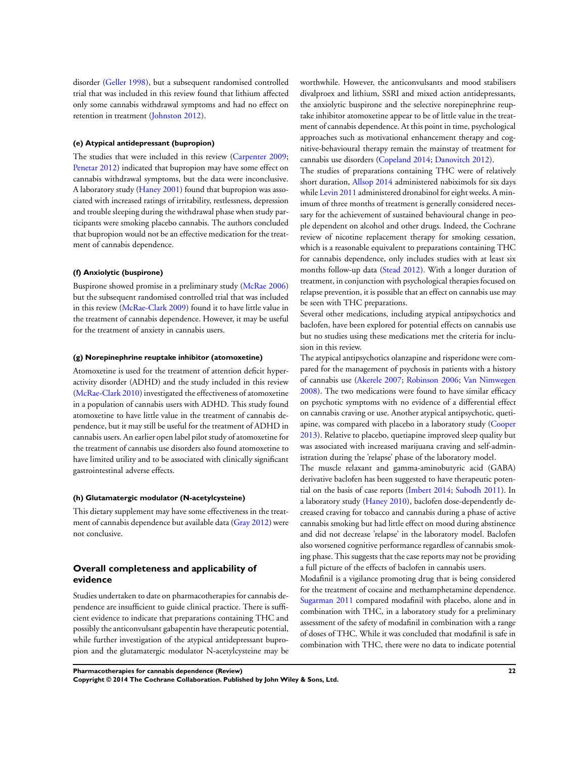disorder (Geller 1998), but a subsequent randomised controlled trial that was included in this review found that lithium affected only some cannabis withdrawal symptoms and had no effect on retention in treatment (Johnston 2012).

#### (e) Atypical antidepressant (bupropion)

The studies that were included in this review (Carpenter 2009; Penetar 2012) indicated that bupropion may have some effect on cannabis withdrawal symptoms, but the data were inconclusive. A laboratory study (Haney 2001) found that bupropion was associated with increased ratings of irritability, restlessness, depression and trouble sleeping during the withdrawal phase when study participants were smoking placebo cannabis. The authors concluded that bupropion would not be an effective medication for the treatment of cannabis dependence.

#### (f) Anxiolytic (buspirone)

Buspirone showed promise in a preliminary study (McRae 2006) but the subsequent randomised controlled trial that was included in this review (McRae-Clark 2009) found it to have little value in the treatment of cannabis dependence. However, it may be useful for the treatment of anxiety in cannabis users.

#### (g) Norepinephrine reuptake inhibitor (atomoxetine)

Atomoxetine is used for the treatment of attention deficit hyperactivity disorder (ADHD) and the study included in this review (McRae-Clark 2010) investigated the effectiveness of atomoxetine in a population of cannabis users with ADHD. This study found atomoxetine to have little value in the treatment of cannabis dependence, but it may still be useful for the treatment of ADHD in cannabis users. An earlier open label pilot study of atomoxetine for the treatment of cannabis use disorders also found atomoxetine to have limited utility and to be associated with clinically significant gastrointestinal adverse effects.

#### (h) Glutamatergic modulator (N-acetylcysteine)

This dietary supplement may have some effectiveness in the treatment of cannabis dependence but available data (Gray 2012) were not conclusive.

## Overall completeness and applicability of evidence

Studies undertaken to date on pharmacotherapies for cannabis dependence are insufficient to guide clinical practice. There is sufficient evidence to indicate that preparations containing THC and possibly the anticonvulsant gabapentin have therapeutic potential, while further investigation of the atypical antidepressant bupropion and the glutamatergic modulator N-acetylcysteine may be worthwhile. However, the anticonvulsants and mood stabilisers divalproex and lithium, SSRI and mixed action antidepressants, the anxiolytic buspirone and the selective norepinephrine reuptake inhibitor atomoxetine appear to be of little value in the treatment of cannabis dependence. At this point in time, psychological approaches such as motivational enhancement therapy and cognitive-behavioural therapy remain the mainstay of treatment for cannabis use disorders (Copeland 2014; Danovitch 2012).

The studies of preparations containing THC were of relatively short duration, Allsop 2014 administered nabiximols for six days while Levin 2011 administered dronabinol for eight weeks. A minimum of three months of treatment is generally considered necessary for the achievement of sustained behavioural change in people dependent on alcohol and other drugs. Indeed, the Cochrane review of nicotine replacement therapy for smoking cessation, which is a reasonable equivalent to preparations containing THC for cannabis dependence, only includes studies with at least six months follow-up data (Stead 2012). With a longer duration of treatment, in conjunction with psychological therapies focused on relapse prevention, it is possible that an effect on cannabis use may be seen with THC preparations.

Several other medications, including atypical antipsychotics and baclofen, have been explored for potential effects on cannabis use but no studies using these medications met the criteria for inclusion in this review.

The atypical antipsychotics olanzapine and risperidone were compared for the management of psychosis in patients with a history of cannabis use (Akerele 2007; Robinson 2006; Van Nimwegen 2008). The two medications were found to have similar efficacy on psychotic symptoms with no evidence of a differential effect on cannabis craving or use. Another atypical antipsychotic, quetiapine, was compared with placebo in a laboratory study (Cooper 2013). Relative to placebo, quetiapine improved sleep quality but was associated with increased marijuana craving and self-administration during the 'relapse' phase of the laboratory model.

The muscle relaxant and gamma-aminobutyric acid (GABA) derivative baclofen has been suggested to have therapeutic potential on the basis of case reports (Imbert 2014; Subodh 2011). In a laboratory study (Haney 2010), baclofen dose-dependently decreased craving for tobacco and cannabis during a phase of active cannabis smoking but had little effect on mood during abstinence and did not decrease 'relapse' in the laboratory model. Baclofen also worsened cognitive performance regardless of cannabis smoking phase. This suggests that the case reports may not be providing a full picture of the effects of baclofen in cannabis users.

Modafinil is a vigilance promoting drug that is being considered for the treatment of cocaine and methamphetamine dependence. Sugarman 2011 compared modafinil with placebo, alone and in combination with THC, in a laboratory study for a preliminary assessment of the safety of modafinil in combination with a range of doses of THC. While it was concluded that modafinil is safe in combination with THC, there were no data to indicate potential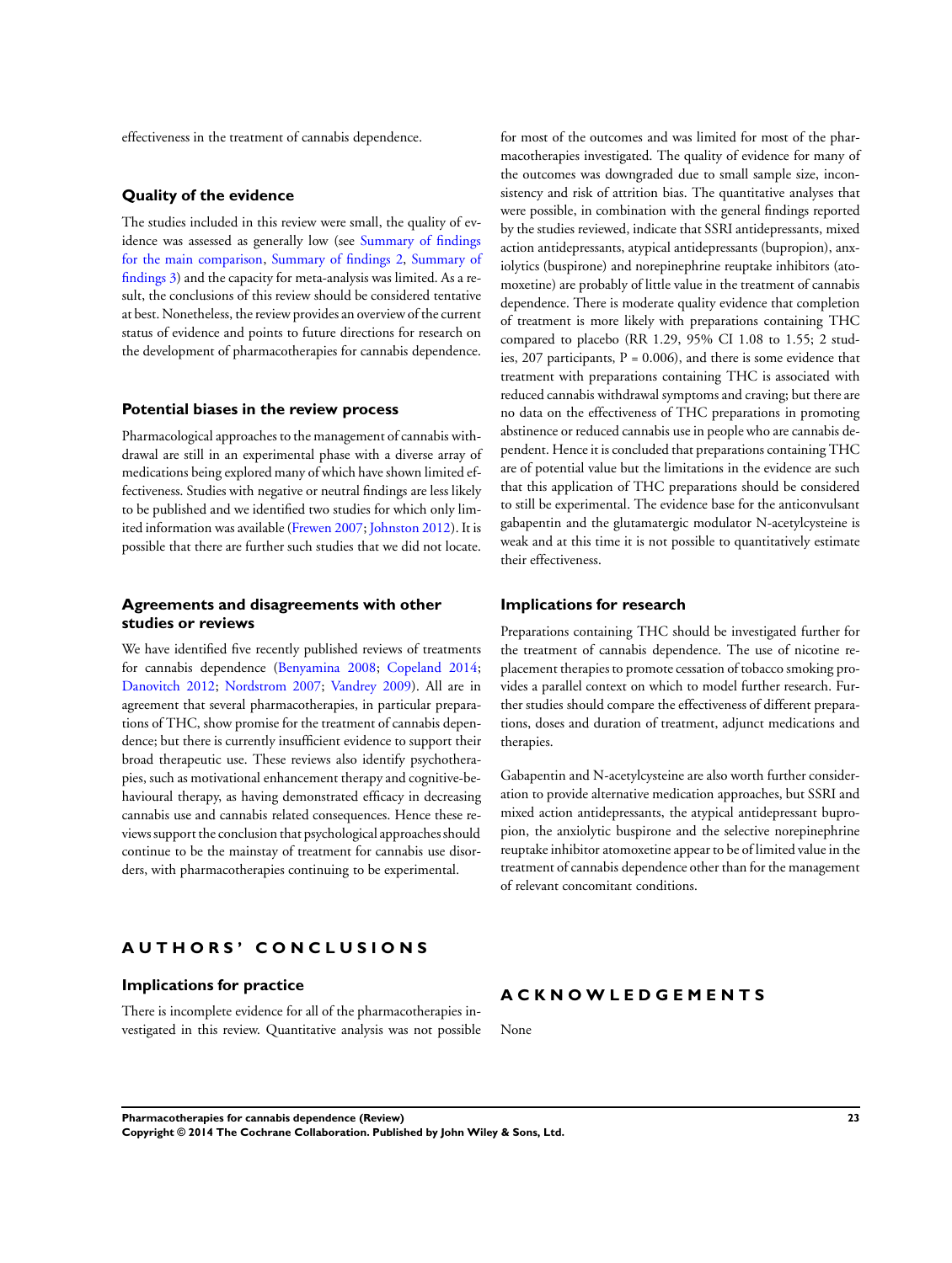effectiveness in the treatment of cannabis dependence.

### Quality of the evidence

The studies included in this review were small, the quality of evidence was assessed as generally low (see Summary of findings for the main comparison, Summary of findings 2, Summary of findings 3) and the capacity for meta-analysis was limited. As a result, the conclusions of this review should be considered tentative at best. Nonetheless, the review provides an overview of the current status of evidence and points to future directions for research on the development of pharmacotherapies for cannabis dependence.

### Potential biases in the review process

Pharmacological approaches to the management of cannabis withdrawal are still in an experimental phase with a diverse array of medications being explored many of which have shown limited effectiveness. Studies with negative or neutral findings are less likely to be published and we identified two studies for which only limited information was available (Frewen 2007; Johnston 2012). It is possible that there are further such studies that we did not locate.

### Agreements and disagreements with other studies or reviews

We have identified five recently published reviews of treatments for cannabis dependence (Benyamina 2008; Copeland 2014; Danovitch 2012; Nordstrom 2007; Vandrey 2009). All are in agreement that several pharmacotherapies, in particular preparations of THC, show promise for the treatment of cannabis dependence; but there is currently insufficient evidence to support their broad therapeutic use. These reviews also identify psychotherapies, such as motivational enhancement therapy and cognitive-behavioural therapy, as having demonstrated efficacy in decreasing cannabis use and cannabis related consequences. Hence these reviews support the conclusion that psychological approaches should continue to be the mainstay of treatment for cannabis use disorders, with pharmacotherapies continuing to be experimental.

# AUTHORS' CONCLUSIONS

### Implications for practice

There is incomplete evidence for all of the pharmacotherapies investigated in this review. Quantitative analysis was not possible for most of the outcomes and was limited for most of the pharmacotherapies investigated. The quality of evidence for many of the outcomes was downgraded due to small sample size, inconsistency and risk of attrition bias. The quantitative analyses that were possible, in combination with the general findings reported by the studies reviewed, indicate that SSRI antidepressants, mixed action antidepressants, atypical antidepressants (bupropion), anxiolytics (buspirone) and norepinephrine reuptake inhibitors (atomoxetine) are probably of little value in the treatment of cannabis dependence. There is moderate quality evidence that completion of treatment is more likely with preparations containing THC compared to placebo (RR 1.29, 95% CI 1.08 to 1.55; 2 studies, 207 participants, $P = 0.006$), and there is some evidence that treatment with preparations containing THC is associated with reduced cannabis withdrawal symptoms and craving; but there are no data on the effectiveness of THC preparations in promoting abstinence or reduced cannabis use in people who are cannabis dependent. Hence it is concluded that preparations containing THC are of potential value but the limitations in the evidence are such that this application of THC preparations should be considered to still be experimental. The evidence base for the anticonvulsant gabapentin and the glutamatergic modulator N-acetylcysteine is weak and at this time it is not possible to quantitatively estimate their effectiveness.

### Implications for research

Preparations containing THC should be investigated further for the treatment of cannabis dependence. The use of nicotine replacement therapies to promote cessation of tobacco smoking provides a parallel context on which to model further research. Further studies should compare the effectiveness of different preparations, doses and duration of treatment, adjunct medications and therapies.

Gabapentin and N-acetylcysteine are also worth further consideration to provide alternative medication approaches, but SSRI and mixed action antidepressants, the atypical antidepressant bupropion, the anxiolytic buspirone and the selective norepinephrine reuptake inhibitor atomoxetine appear to be of limited value in the treatment of cannabis dependence other than for the management of relevant concomitant conditions.

# ACKNOWLEDGEMENTS

None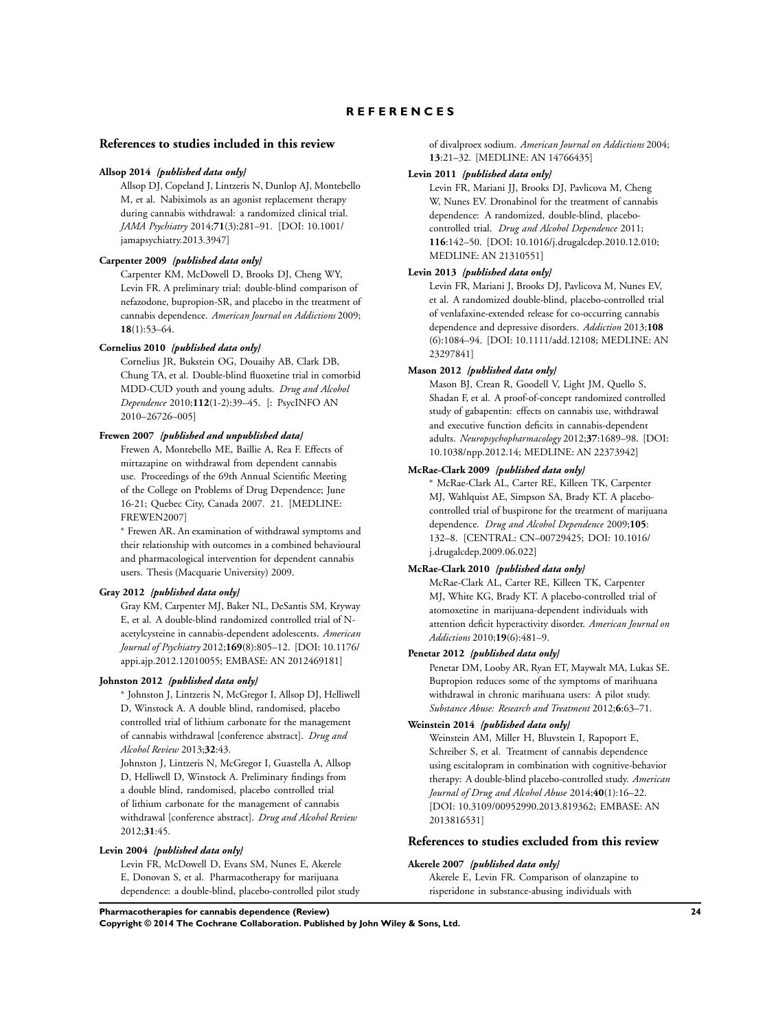# REFERENCES

## References to studies included in this review

**Allsop 2014** *{published data only}*

Allsop DJ, Copeland J, Lintzeris N, Dunlop AJ, Montebello M, et al. Nabiximols as an agonist replacement therapy during cannabis withdrawal: a randomized clinical trial. *JAMA Psychiatry* 2014;**71**(3):281–91. [DOI: 10.1001/jamapsychiatry.2013.3947]

**Carpenter 2009** *{published data only}*

Carpenter KM, McDowell D, Brooks DJ, Cheng WY, Levin FR. A preliminary trial: double-blind comparison of nefazodone, bupropion-SR, and placebo in the treatment of cannabis dependence. *American Journal on Addictions* 2009; **18**(1):53–64.

**Cornelius 2010** *{published data only}*

Cornelius JR, Bukstein OG, Douaihy AB, Clark DB, Chung TA, et al. Double-blind fluoxetine trial in comorbid MDD-CUD youth and young adults. *Drug and Alcohol Dependence* 2010;**112**(1-2):39–45. [: PsycINFO AN 2010–26726–005]

**Frewen 2007** *{published and unpublished data}*

Frewen A, Montebello ME, Baillie A, Rea F. Effects of mirtazapine on withdrawal from dependent cannabis use. Proceedings of the 69th Annual Scientific Meeting of the College on Problems of Drug Dependence; June 16-21; Quebec City, Canada 2007. 21. [MEDLINE: FREWEN2007]

* Frewen AR. An examination of withdrawal symptoms and their relationship with outcomes in a combined behavioural and pharmacological intervention for dependent cannabis users. Thesis (Macquarie University) 2009.

**Gray 2012** *{published data only}*

Gray KM, Carpenter MJ, Baker NL, DeSantis SM, Kryway E, et al. A double-blind randomized controlled trial of N-acetylcysteine in cannabis-dependent adolescents. *American Journal of Psychiatry* 2012;**169**(8):805–12. [DOI: 10.1176/appi.ajp.2012.12010055; EMBASE: AN 2012469181]

**Johnston 2012** *{published data only}*

* Johnston J, Lintzeris N, McGregor I, Allsop DJ, Helliwell D, Winstock A. A double blind, randomised, placebo controlled trial of lithium carbonate for the management of cannabis withdrawal [conference abstract]. *Drug and Alcohol Review* 2013;**32**:43.

Johnston J, Lintzeris N, McGregor I, Guastella A, Allsop D, Helliwell D, Winstock A. Preliminary findings from a double blind, randomised, placebo controlled trial of lithium carbonate for the management of cannabis withdrawal [conference abstract]. *Drug and Alcohol Review* 2012;**31**:45.

**Levin 2004** *{published data only}*

Levin FR, McDowell D, Evans SM, Nunes E, Akerele E, Donovan S, et al. Pharmacotherapy for marijuana dependence: a double-blind, placebo-controlled pilot study of divalproex sodium. *American Journal on Addictions* 2004; **13**:21–32. [MEDLINE: AN 14766435]

**Levin 2011** *{published data only}*

Levin FR, Mariani JJ, Brooks DJ, Pavlicova M, Cheng W, Nunes EV. Dronabinol for the treatment of cannabis dependence: A randomized, double-blind, placebo-controlled trial. *Drug and Alcohol Dependence* 2011; **116**:142–50. [DOI: 10.1016/j.drugalcdep.2010.12.010; MEDLINE: AN 21310551]

**Levin 2013** *{published data only}*

Levin FR, Mariani J, Brooks DJ, Pavlicova M, Nunes EV, et al. A randomized double-blind, placebo-controlled trial of venlafaxine-extended release for co-occurring cannabis dependence and depressive disorders. *Addiction* 2013;**108** (6):1084–94. [DOI: 10.1111/add.12108; MEDLINE: AN 23297841]

**Mason 2012** *{published data only}*

Mason BJ, Crean R, Goodell V, Light JM, Quello S, Shadan F, et al. A proof-of-concept randomized controlled study of gabapentin: effects on cannabis use, withdrawal and executive function deficits in cannabis-dependent adults. *Neuropsychopharmacology* 2012;**37**:1689–98. [DOI: 10.1038/npp.2012.14; MEDLINE: AN 22373942]

**McRae-Clark 2009** *{published data only}*

* McRae-Clark AL, Carter RE, Killeen TK, Carpenter MJ, Wahlquist AE, Simpson SA, Brady KT. A placebo-controlled trial of buspirone for the treatment of marijuana dependence. *Drug and Alcohol Dependence* 2009;**105**: 132–8. [CENTRAL: CN–00729425; DOI: 10.1016/j.drugalcdep.2009.06.022]

**McRae-Clark 2010** *{published data only}*

McRae-Clark AL, Carter RE, Killeen TK, Carpenter MJ, White KG, Brady KT. A placebo-controlled trial of atomoxetine in marijuana-dependent individuals with attention deficit hyperactivity disorder. *American Journal on Addictions* 2010;**19**(6):481–9.

**Penetar 2012** *{published data only}*

Penetar DM, Looby AR, Ryan ET, Maywalt MA, Lukas SE. Bupropion reduces some of the symptoms of marihuana withdrawal in chronic marihuana users: A pilot study. *Substance Abuse: Research and Treatment* 2012;**6**:63–71.

**Weinstein 2014** *{published data only}*

Weinstein AM, Miller H, Bluvstein I, Rapoport E, Schreiber S, et al. Treatment of cannabis dependence using escitalopram in combination with cognitive-behavior therapy: A double-blind placebo-controlled study. *American Journal of Drug and Alcohol Abuse* 2014;**40**(1):16–22. [DOI: 10.3109/00952990.2013.819362; EMBASE: AN 2013816531]

## References to studies excluded from this review

**Akerele 2007** *{published data only}*

Akerele E, Levin FR. Comparison of olanzapine to risperidone in substance-abusing individuals with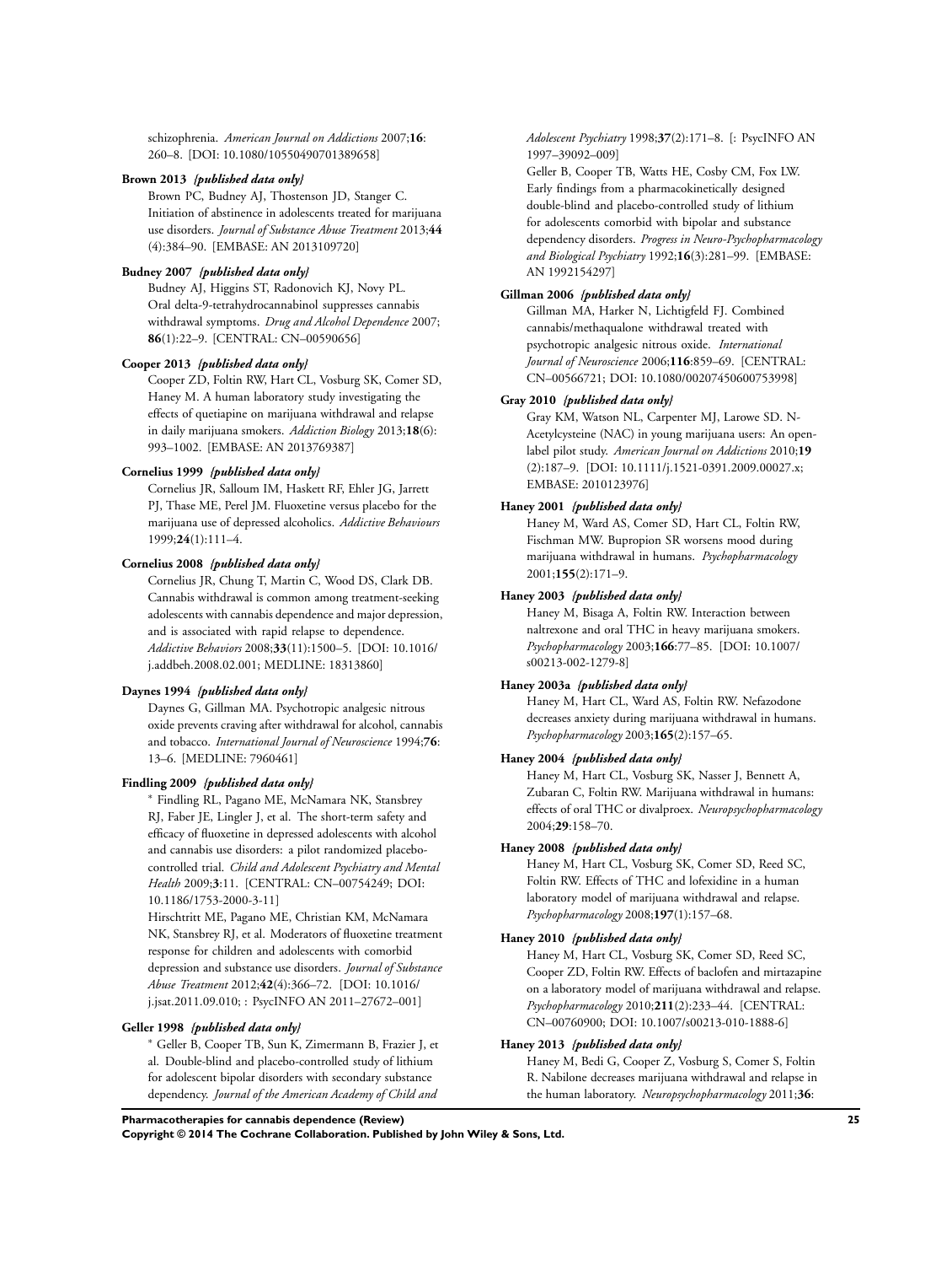schizophrenia. *American Journal on Addictions* 2007;**16**: 260–8. [DOI: 10.1080/10550490701389658]

**Brown 2013** *{published data only}*

Brown PC, Budney AJ, Thostenson JD, Stanger C. Initiation of abstinence in adolescents treated for marijuana use disorders. *Journal of Substance Abuse Treatment* 2013;**44** (4):384–90. [EMBASE: AN 2013109720]

**Budney 2007** *{published data only}*

Budney AJ, Higgins ST, Radonovich KJ, Novy PL. Oral delta-9-tetrahydrocannabinol suppresses cannabis withdrawal symptoms. *Drug and Alcohol Dependence* 2007; **86**(1):22–9. [CENTRAL: CN–00590656]

**Cooper 2013** *{published data only}*

Cooper ZD, Foltin RW, Hart CL, Vosburg SK, Comer SD, Haney M. A human laboratory study investigating the effects of quetiapine on marijuana withdrawal and relapse in daily marijuana smokers. *Addiction Biology* 2013;**18**(6): 993–1002. [EMBASE: AN 2013769387]

**Cornelius 1999** *{published data only}*

Cornelius JR, Salloum IM, Haskett RF, Ehler JG, Jarrett PJ, Thase ME, Perel JM. Fluoxetine versus placebo for the marijuana use of depressed alcoholics. *Addictive Behaviours* 1999;**24**(1):111–4.

**Cornelius 2008** *{published data only}*

Cornelius JR, Chung T, Martin C, Wood DS, Clark DB. Cannabis withdrawal is common among treatment-seeking adolescents with cannabis dependence and major depression, and is associated with rapid relapse to dependence. *Addictive Behaviors* 2008;**33**(11):1500–5. [DOI: 10.1016/j.addbeh.2008.02.001; MEDLINE: 18313860]

**Daynes 1994** *{published data only}*

Daynes G, Gillman MA. Psychotropic analgesic nitrous oxide prevents craving after withdrawal for alcohol, cannabis and tobacco. *International Journal of Neuroscience* 1994;**76**: 13–6. [MEDLINE: 7960461]

**Findling 2009** *{published data only}*

* Findling RL, Pagano ME, McNamara NK, Stansbrey RJ, Faber JE, Lingler J, et al. The short-term safety and efficacy of fluoxetine in depressed adolescents with alcohol and cannabis use disorders: a pilot randomized placebo-controlled trial. *Child and Adolescent Psychiatry and Mental Health* 2009;**3**:11. [CENTRAL: CN–00754249; DOI: 10.1186/1753-2000-3-11]

Hirschtritt ME, Pagano ME, Christian KM, McNamara NK, Stansbrey RJ, et al. Moderators of fluoxetine treatment response for children and adolescents with comorbid depression and substance use disorders. *Journal of Substance Abuse Treatment* 2012;**42**(4):366–72. [DOI: 10.1016/j.jsat.2011.09.010; : PsycINFO AN 2011–27672–001]

**Geller 1998** *{published data only}*

* Geller B, Cooper TB, Sun K, Zimermann B, Frazier J, et al. Double-blind and placebo-controlled study of lithium for adolescent bipolar disorders with secondary substance dependency. *Journal of the American Academy of Child and Adolescent Psychiatry* 1998;**37**(2):171–8. [: PsycINFO AN 1997–39092–009]

Geller B, Cooper TB, Watts HE, Cosby CM, Fox LW. Early findings from a pharmacokinetically designed double-blind and placebo-controlled study of lithium for adolescents comorbid with bipolar and substance dependency disorders. *Progress in Neuro-Psychopharmacology and Biological Psychiatry* 1992;**16**(3):281–99. [EMBASE: AN 1992154297]

**Gillman 2006** *{published data only}*

Gillman MA, Harker N, Lichtigfeld FJ. Combined cannabis/methaqualone withdrawal treated with psychotropic analgesic nitrous oxide. *International Journal of Neuroscience* 2006;**116**:859–69. [CENTRAL: CN–00566721; DOI: 10.1080/00207450600753998]

**Gray 2010** *{published data only}*

Gray KM, Watson NL, Carpenter MJ, Larowe SD. N-Acetylcysteine (NAC) in young marijuana users: An open-label pilot study. *American Journal on Addictions* 2010;**19** (2):187–9. [DOI: 10.1111/j.1521-0391.2009.00027.x; EMBASE: 2010123976]

**Haney 2001** *{published data only}*

Haney M, Ward AS, Comer SD, Hart CL, Foltin RW, Fischman MW. Bupropion SR worsens mood during marijuana withdrawal in humans. *Psychopharmacology* 2001;**155**(2):171–9.

**Haney 2003** *{published data only}*

Haney M, Bisaga A, Foltin RW. Interaction between naltrexone and oral THC in heavy marijuana smokers. *Psychopharmacology* 2003;**166**:77–85. [DOI: 10.1007/s00213-002-1279-8]

**Haney 2003a** *{published data only}*

Haney M, Hart CL, Ward AS, Foltin RW. Nefazodone decreases anxiety during marijuana withdrawal in humans. *Psychopharmacology* 2003;**165**(2):157–65.

**Haney 2004** *{published data only}*

Haney M, Hart CL, Vosburg SK, Nasser J, Bennett A, Zubaran C, Foltin RW. Marijuana withdrawal in humans: effects of oral THC or divalproex. *Neuropsychopharmacology* 2004;**29**:158–70.

**Haney 2008** *{published data only}*

Haney M, Hart CL, Vosburg SK, Comer SD, Reed SC, Foltin RW. Effects of THC and lofexidine in a human laboratory model of marijuana withdrawal and relapse. *Psychopharmacology* 2008;**197**(1):157–68.

**Haney 2010** *{published data only}*

Haney M, Hart CL, Vosburg SK, Comer SD, Reed SC, Cooper ZD, Foltin RW. Effects of baclofen and mirtazapine on a laboratory model of marijuana withdrawal and relapse. *Psychopharmacology* 2010;**211**(2):233–44. [CENTRAL: CN–00760900; DOI: 10.1007/s00213-010-1888-6]

**Haney 2013** *{published data only}*

Haney M, Bedi G, Cooper Z, Vosburg S, Comer S, Foltin R. Nabilone decreases marijuana withdrawal and relapse in the human laboratory. *Neuropsychopharmacology* 2011;**36**: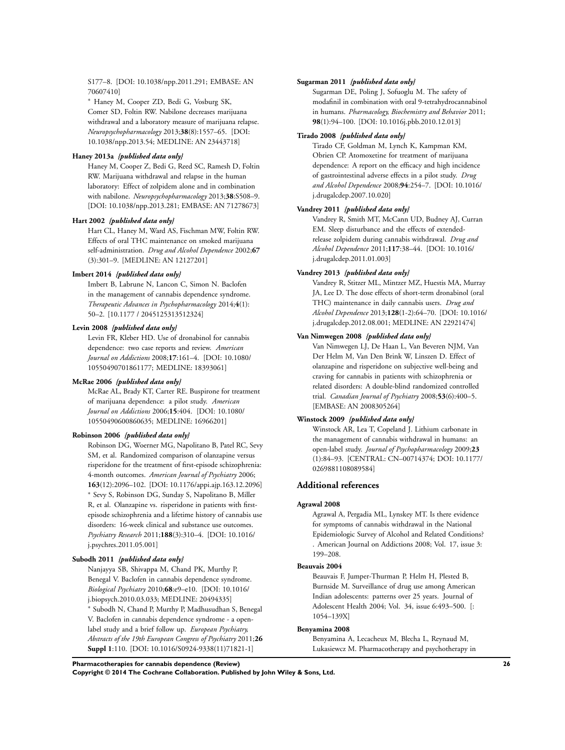S177–8. [DOI: 10.1038/npp.2011.291; EMBASE: AN 70607410]

* Haney M, Cooper ZD, Bedi G, Vosburg SK, Comer SD, Foltin RW. Nabilone decreases marijuana withdrawal and a laboratory measure of marijuana relapse. *Neuropsychopharmacology* 2013;**38**(8):1557–65. [DOI: 10.1038/npp.2013.54; MEDLINE: AN 23443718]

**Haney 2013a** *{published data only}*

Haney M, Cooper Z, Bedi G, Reed SC, Ramesh D, Foltin RW. Marijuana withdrawal and relapse in the human laboratory: Effect of zolpidem alone and in combination with nabilone. *Neuropsychopharmacology* 2013;**38**:S508–9. [DOI: 10.1038/npp.2013.281; EMBASE: AN 71278673]

**Hart 2002** *{published data only}*

Hart CL, Haney M, Ward AS, Fischman MW, Foltin RW. Effects of oral THC maintenance on smoked marijuana self-administration. *Drug and Alcohol Dependence* 2002;**67** (3):301–9. [MEDLINE: AN 12127201]

**Imbert 2014** *{published data only}*

Imbert B, Labrune N, Lancon C, Simon N. Baclofen in the management of cannabis dependence syndrome. *Therapeutic Advances in Psychopharmacology* 2014;**4**(1): 50–2. [10.1177 / 2045125313512324]

**Levin 2008** *{published data only}*

Levin FR, Kleber HD. Use of dronabinol for cannabis dependence: two case reports and review. *American Journal on Addictions* 2008;**17**:161–4. [DOI: 10.1080/ 10550490701861177; MEDLINE: 18393061]

**McRae 2006** *{published data only}*

McRae AL, Brady KT, Carter RE. Buspirone for treatment of marijuana dependence: a pilot study. *American Journal on Addictions* 2006;**15**:404. [DOI: 10.1080/ 10550490600860635; MEDLINE: 16966201]

**Robinson 2006** *{published data only}*

Robinson DG, Woerner MG, Napolitano B, Patel RC, Sevy SM, et al. Randomized comparison of olanzapine versus risperidone for the treatment of first-episode schizophrenia: 4-month outcomes. *American Journal of Psychiatry* 2006; **163**(12):2096–102. [DOI: 10.1176/appi.ajp.163.12.2096]

* Sevy S, Robinson DG, Sunday S, Napolitano B, Miller R, et al. Olanzapine vs. risperidone in patients with first-episode schizophrenia and a lifetime history of cannabis use disorders: 16-week clinical and substance use outcomes. *Psychiatry Research* 2011;**188**(3):310–4. [DOI: 10.1016/ j.psychres.2011.05.001]

**Subodh 2011** *{published data only}*

Nanjayya SB, Shivappa M, Chand PK, Murthy P, Benegal V. Baclofen in cannabis dependence syndrome. *Biological Psychiatry* 2010;**68**:e9–e10. [DOI: 10.1016/ j.biopsych.2010.03.033; MEDLINE: 20494335]

* Subodh N, Chand P, Murthy P, Madhusudhan S, Benegal V. Baclofen in cannabis dependence syndrome - an open-label study and a brief follow up. *European Psychiatry, Abstracts of the 19th European Congress of Psychiatry* 2011;**26** **Suppl 1**:110. [DOI: 10.1016/S0924-9338(11)71821-1]

**Sugarman 2011** *{published data only}*

Sugarman DE, Poling J, Sofuoglu M. The safety of modafinil in combination with oral 9-tetrahydrocannabinol in humans. *Pharmacology, Biochemistry and Behavior* 2011; **98**(1):94–100. [DOI: 10.1016j.pbb.2010.12.013]

**Tirado 2008** *{published data only}*

Tirado CF, Goldman M, Lynch K, Kampman KM, Obrien CP. Atomoxetine for treatment of marijuana dependence: A report on the efficacy and high incidence of gastrointestinal adverse effects in a pilot study. *Drug and Alcohol Dependence* 2008;**94**:254–7. [DOI: 10.1016/ j.drugalcdep.2007.10.020]

**Vandrey 2011** *{published data only}*

Vandrey R, Smith MT, McCann UD, Budney AJ, Curran EM. Sleep disturbance and the effects of extended-release zolpidem during cannabis withdrawal. *Drug and Alcohol Dependence* 2011;**117**:38–44. [DOI: 10.1016/ j.drugalcdep.2011.01.003]

**Vandrey 2013** *{published data only}*

Vandrey R, Stitzer ML, Mintzer MZ, Huestis MA, Murray JA, Lee D. The dose effects of short-term dronabinol (oral THC) maintenance in daily cannabis users. *Drug and Alcohol Dependence* 2013;**128**(1-2):64–70. [DOI: 10.1016/ j.drugalcdep.2012.08.001; MEDLINE: AN 22921474]

**Van Nimwegen 2008** *{published data only}*

Van Nimwegen LJ, De Haan L, Van Beveren NJM, Van Der Helm M, Van Den Brink W, Linszen D. Effect of olanzapine and risperidone on subjective well-being and craving for cannabis in patients with schizophrenia or related disorders: A double-blind randomized controlled trial. *Canadian Journal of Psychiatry* 2008;**53**(6):400–5. [EMBASE: AN 2008305264]

**Winstock 2009** *{published data only}*

Winstock AR, Lea T, Copeland J. Lithium carbonate in the management of cannabis withdrawal in humans: an open-label study. *Journal of Psychopharmacology* 2009;**23** (1):84–93. [CENTRAL: CN–00714374; DOI: 10.1177/ 0269881108089584]

## Additional references

**Agrawal 2008**

Agrawal A, Pergadia ML, Lynskey MT. Is there evidence for symptoms of cannabis withdrawal in the National Epidemiologic Survey of Alcohol and Related Conditions? . American Journal on Addictions 2008; Vol. 17, issue 3: 199–208.

**Beauvais 2004**

Beauvais F, Jumper-Thurman P, Helm H, Plested B, Burnside M. Surveillance of drug use among American Indian adolescents: patterns over 25 years. Journal of Adolescent Health 2004; Vol. 34, issue 6:493–500. [: 1054–139X]

**Benyamina 2008**

Benyamina A, Lecacheux M, Blecha L, Reynaud M, Lukasiewcz M. Pharmacotherapy and psychotherapy in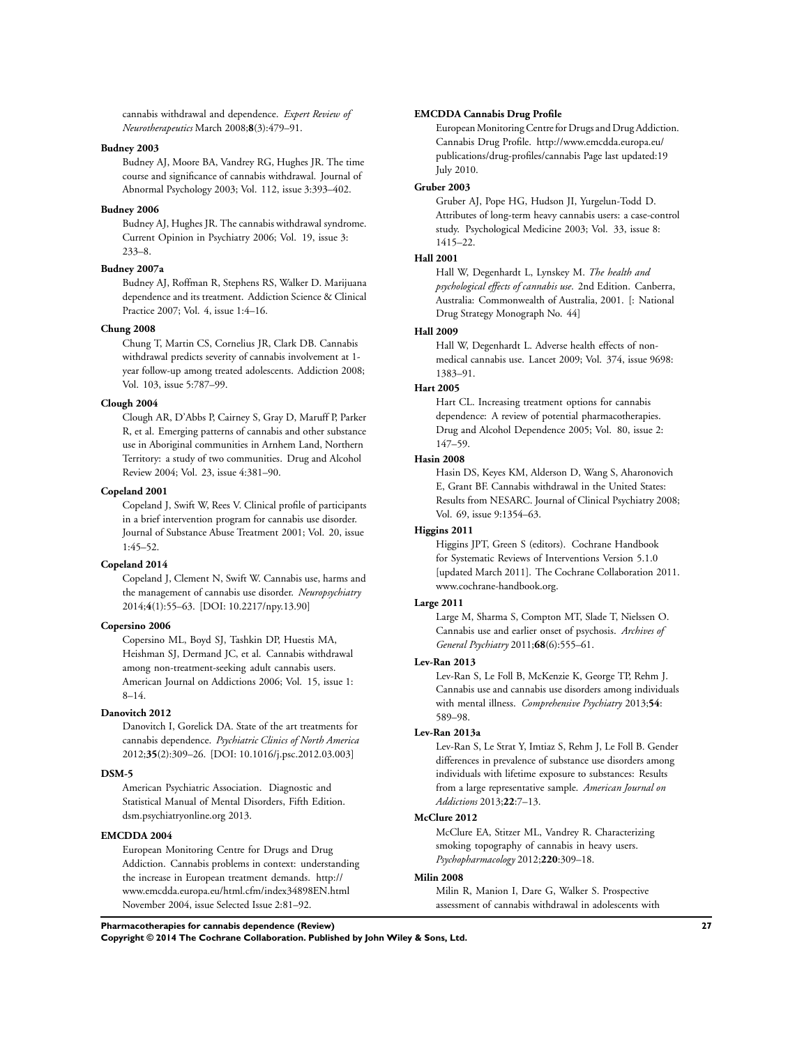cannabis withdrawal and dependence. *Expert Review of Neurotherapeutics* March 2008;**8**(3):479–91.

**Budney 2003**

Budney AJ, Moore BA, Vandrey RG, Hughes JR. The time course and significance of cannabis withdrawal. Journal of Abnormal Psychology 2003; Vol. 112, issue 3:393–402.

**Budney 2006**

Budney AJ, Hughes JR. The cannabis withdrawal syndrome. Current Opinion in Psychiatry 2006; Vol. 19, issue 3: 233–8.

**Budney 2007a**

Budney AJ, Roffman R, Stephens RS, Walker D. Marijuana dependence and its treatment. Addiction Science & Clinical Practice 2007; Vol. 4, issue 1:4–16.

**Chung 2008**

Chung T, Martin CS, Cornelius JR, Clark DB. Cannabis withdrawal predicts severity of cannabis involvement at 1-year follow-up among treated adolescents. Addiction 2008; Vol. 103, issue 5:787–99.

**Clough 2004**

Clough AR, D'Abbs P, Cairney S, Gray D, Maruff P, Parker R, et al. Emerging patterns of cannabis and other substance use in Aboriginal communities in Arnhem Land, Northern Territory: a study of two communities. Drug and Alcohol Review 2004; Vol. 23, issue 4:381–90.

**Copeland 2001**

Copeland J, Swift W, Rees V. Clinical profile of participants in a brief intervention program for cannabis use disorder. Journal of Substance Abuse Treatment 2001; Vol. 20, issue 1:45–52.

**Copeland 2014**

Copeland J, Clement N, Swift W. Cannabis use, harms and the management of cannabis use disorder. *Neuropsychiatry* 2014;**4**(1):55–63. [DOI: 10.2217/npy.13.90]

**Copersino 2006**

Copersino ML, Boyd SJ, Tashkin DP, Huestis MA, Heishman SJ, Dermand JC, et al. Cannabis withdrawal among non-treatment-seeking adult cannabis users. American Journal on Addictions 2006; Vol. 15, issue 1: 8–14.

**Danovitch 2012**

Danovitch I, Gorelick DA. State of the art treatments for cannabis dependence. *Psychiatric Clinics of North America* 2012;**35**(2):309–26. [DOI: 10.1016/j.psc.2012.03.003]

**DSM-5**

American Psychiatric Association. Diagnostic and Statistical Manual of Mental Disorders, Fifth Edition. dsm.psychiatryonline.org 2013.

**EMCDDA 2004**

European Monitoring Centre for Drugs and Drug Addiction. Cannabis problems in context: understanding the increase in European treatment demands. http://www.emcdda.europa.eu/html.cfm/index34898EN.html November 2004, issue Selected Issue 2:81–92.

**EMCDDA Cannabis Drug Profile**

European Monitoring Centre for Drugs and Drug Addiction. Cannabis Drug Profile. http://www.emcdda.europa.eu/publications/drug-profiles/cannabis Page last updated:19 July 2010.

**Gruber 2003**

Gruber AJ, Pope HG, Hudson JI, Yurgelun-Todd D. Attributes of long-term heavy cannabis users: a case-control study. Psychological Medicine 2003; Vol. 33, issue 8: 1415–22.

**Hall 2001**

Hall W, Degenhardt L, Lynskey M. *The health and psychological effects of cannabis use*. 2nd Edition. Canberra, Australia: Commonwealth of Australia, 2001. [: National Drug Strategy Monograph No. 44]

**Hall 2009**

Hall W, Degenhardt L. Adverse health effects of non-medical cannabis use. Lancet 2009; Vol. 374, issue 9698: 1383–91.

**Hart 2005**

Hart CL. Increasing treatment options for cannabis dependence: A review of potential pharmacotherapies. Drug and Alcohol Dependence 2005; Vol. 80, issue 2: 147–59.

**Hasin 2008**

Hasin DS, Keyes KM, Alderson D, Wang S, Aharonovich E, Grant BF. Cannabis withdrawal in the United States: Results from NESARC. Journal of Clinical Psychiatry 2008; Vol. 69, issue 9:1354–63.

**Higgins 2011**

Higgins JPT, Green S (editors). Cochrane Handbook for Systematic Reviews of Interventions Version 5.1.0 [updated March 2011]. The Cochrane Collaboration 2011. www.cochrane-handbook.org.

**Large 2011**

Large M, Sharma S, Compton MT, Slade T, Nielssen O. Cannabis use and earlier onset of psychosis. *Archives of General Psychiatry* 2011;**68**(6):555–61.

**Lev-Ran 2013**

Lev-Ran S, Le Foll B, McKenzie K, George TP, Rehm J. Cannabis use and cannabis use disorders among individuals with mental illness. *Comprehensive Psychiatry* 2013;**54**: 589–98.

**Lev-Ran 2013a**

Lev-Ran S, Le Strat Y, Imtiaz S, Rehm J, Le Foll B. Gender differences in prevalence of substance use disorders among individuals with lifetime exposure to substances: Results from a large representative sample. *American Journal on Addictions* 2013;**22**:7–13.

**McClure 2012**

McClure EA, Stitzer ML, Vandrey R. Characterizing smoking topography of cannabis in heavy users. *Psychopharmacology* 2012;**220**:309–18.

**Milin 2008**

Milin R, Manion I, Dare G, Walker S. Prospective assessment of cannabis withdrawal in adolescents with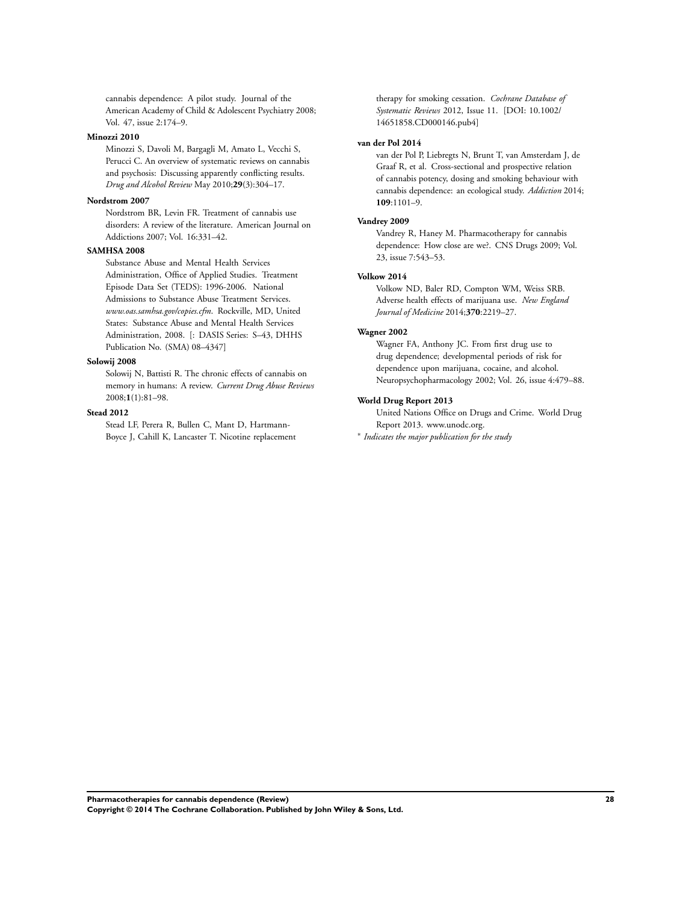cannabis dependence: A pilot study. Journal of the American Academy of Child & Adolescent Psychiatry 2008; Vol. 47, issue 2:174–9.

**Minozzi 2010**

Minozzi S, Davoli M, Bargagli M, Amato L, Vecchi S, Perucci C. An overview of systematic reviews on cannabis and psychosis: Discussing apparently conflicting results. *Drug and Alcohol Review* May 2010;**29**(3):304–17.

**Nordstrom 2007**

Nordstrom BR, Levin FR. Treatment of cannabis use disorders: A review of the literature. American Journal on Addictions 2007; Vol. 16:331–42.

**SAMHSA 2008**

Substance Abuse and Mental Health Services Administration, Office of Applied Studies. Treatment Episode Data Set (TEDS): 1996-2006. National Admissions to Substance Abuse Treatment Services. *www.oas.samhsa.gov/copies.cfm*. Rockville, MD, United States: Substance Abuse and Mental Health Services Administration, 2008. [: DASIS Series: S–43, DHHS Publication No. (SMA) 08–4347]

**Solowij 2008**

Solowij N, Battisti R. The chronic effects of cannabis on memory in humans: A review. *Current Drug Abuse Reviews* 2008;**1**(1):81–98.

**Stead 2012**

Stead LF, Perera R, Bullen C, Mant D, Hartmann-Boyce J, Cahill K, Lancaster T. Nicotine replacement therapy for smoking cessation. *Cochrane Database of Systematic Reviews* 2012, Issue 11. [DOI: 10.1002/14651858.CD000146.pub4]

**van der Pol 2014**

van der Pol P, Liebregts N, Brunt T, van Amsterdam J, de Graaf R, et al. Cross-sectional and prospective relation of cannabis potency, dosing and smoking behaviour with cannabis dependence: an ecological study. *Addiction* 2014; **109**:1101–9.

**Vandrey 2009**

Vandrey R, Haney M. Pharmacotherapy for cannabis dependence: How close are we?. CNS Drugs 2009; Vol. 23, issue 7:543–53.

**Volkow 2014**

Volkow ND, Baler RD, Compton WM, Weiss SRB. Adverse health effects of marijuana use. *New England Journal of Medicine* 2014;**370**:2219–27.

**Wagner 2002**

Wagner FA, Anthony JC. From first drug use to drug dependence; developmental periods of risk for dependence upon marijuana, cocaine, and alcohol. Neuropsychopharmacology 2002; Vol. 26, issue 4:479–88.

**World Drug Report 2013**

United Nations Office on Drugs and Crime. World Drug Report 2013. www.unodc.org.

* *Indicates the major publication for the study*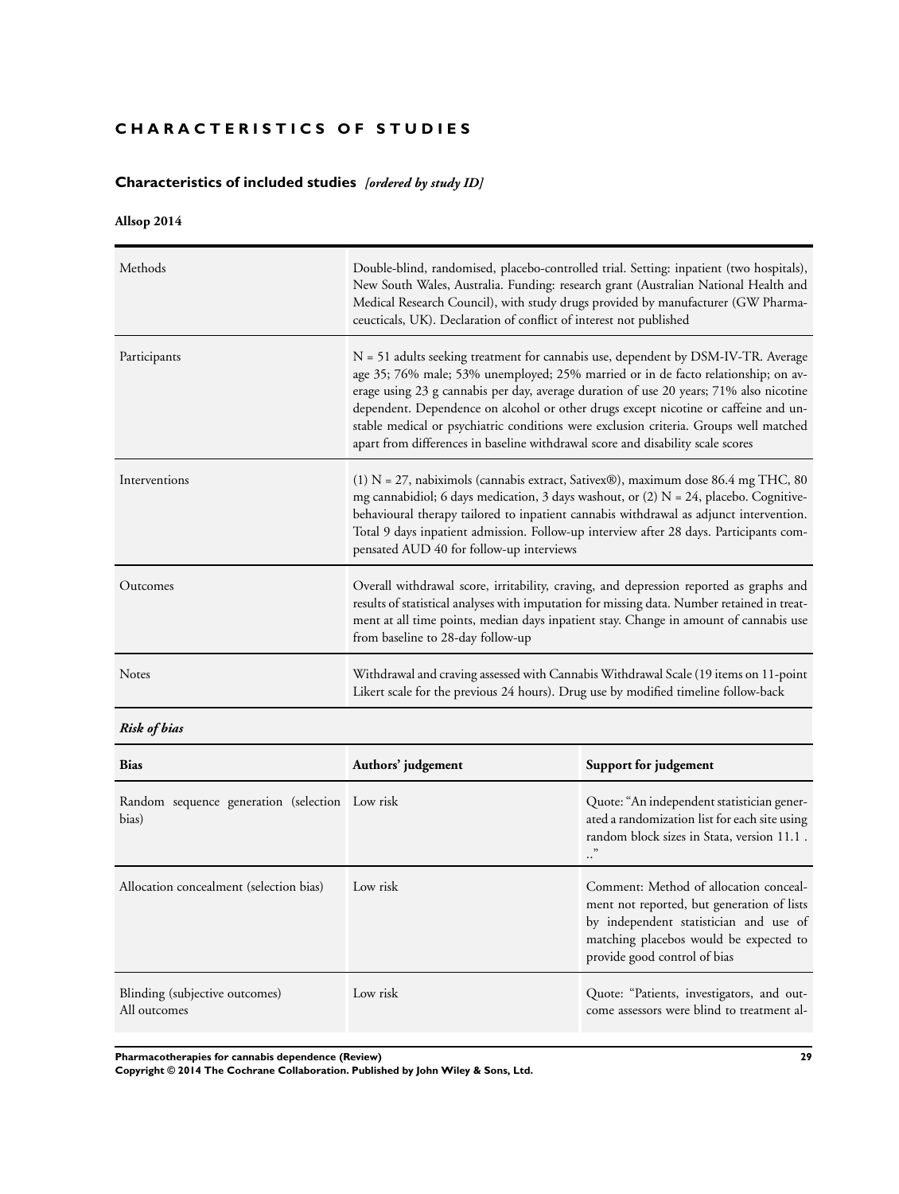# CHARACTERISTICS OF STUDIES

## Characteristics of included studies *[ordered by study ID]*

### Allsop 2014

| | |
|---|---|
| Methods | Double-blind, randomised, placebo-controlled trial. Setting: inpatient (two hospitals), New South Wales, Australia. Funding: research grant (Australian National Health and Medical Research Council), with study drugs provided by manufacturer (GW Pharmaceucticals, UK). Declaration of conflict of interest not published |
| Participants | N = 51 adults seeking treatment for cannabis use, dependent by DSM-IV-TR. Average age 35; 76% male; 53% unemployed; 25% married or in de facto relationship; on average using 23 g cannabis per day, average duration of use 20 years; 71% also nicotine dependent. Dependence on alcohol or other drugs except nicotine or caffeine and unstable medical or psychiatric conditions were exclusion criteria. Groups well matched apart from differences in baseline withdrawal score and disability scale scores |
| Interventions | (1) N = 27, nabiximols (cannabis extract, Sativex®), maximum dose 86.4 mg THC, 80 mg cannabidiol; 6 days medication, 3 days washout, or (2) N = 24, placebo. Cognitive-behavioural therapy tailored to inpatient cannabis withdrawal as adjunct intervention. Total 9 days inpatient admission. Follow-up interview after 28 days. Participants compensated AUD 40 for follow-up interviews |
| Outcomes | Overall withdrawal score, irritability, craving, and depression reported as graphs and results of statistical analyses with imputation for missing data. Number retained in treatment at all time points, median days inpatient stay. Change in amount of cannabis use from baseline to 28-day follow-up |
| Notes | Withdrawal and craving assessed with Cannabis Withdrawal Scale (19 items on 11-point Likert scale for the previous 24 hours). Drug use by modified timeline follow-back |

*Risk of bias*

| Bias | Authors' judgement | Support for judgement |
|---|---|---|
| Random sequence generation (selection bias) | Low risk | Quote: "An independent statistician generated a randomization list for each site using random block sizes in Stata, version 11.1 . .." |
| Allocation concealment (selection bias) | Low risk | Comment: Method of allocation concealment not reported, but generation of lists by independent statistician and use of matching placebos would be expected to provide good control of bias |
| Blinding (subjective outcomes) All outcomes | Low risk | Quote: "Patients, investigators, and outcome assessors were blind to treatment al- |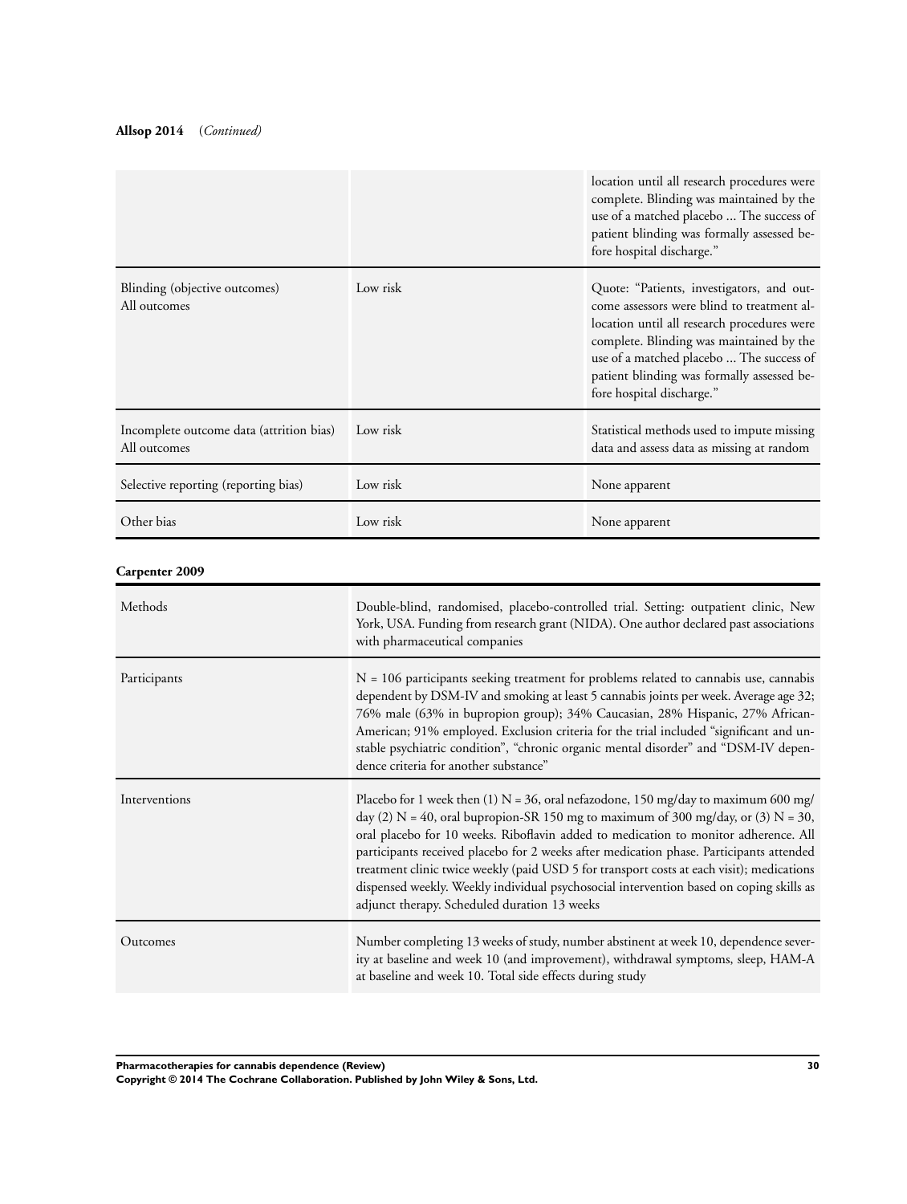**Allsop 2014** (*Continued*)

| | | |
|---|---|---|
| | | location until all research procedures were complete. Blinding was maintained by the use of a matched placebo ... The success of patient blinding was formally assessed before hospital discharge." |
| Blinding (objective outcomes)<br>All outcomes | Low risk | Quote: "Patients, investigators, and outcome assessors were blind to treatment allocation until all research procedures were complete. Blinding was maintained by the use of a matched placebo ... The success of patient blinding was formally assessed before hospital discharge." |
| Incomplete outcome data (attrition bias)<br>All outcomes | Low risk | Statistical methods used to impute missing data and assess data as missing at random |
| Selective reporting (reporting bias) | Low risk | None apparent |
| Other bias | Low risk | None apparent |

**Carpenter 2009**

| | |
|---|---|
| Methods | Double-blind, randomised, placebo-controlled trial. Setting: outpatient clinic, New York, USA. Funding from research grant (NIDA). One author declared past associations with pharmaceutical companies |
| Participants | N = 106 participants seeking treatment for problems related to cannabis use, cannabis dependent by DSM-IV and smoking at least 5 cannabis joints per week. Average age 32; 76% male (63% in bupropion group); 34% Caucasian, 28% Hispanic, 27% African-American; 91% employed. Exclusion criteria for the trial included "significant and unstable psychiatric condition", "chronic organic mental disorder" and "DSM-IV dependence criteria for another substance" |
| Interventions | Placebo for 1 week then (1) N = 36, oral nefazodone, 150 mg/day to maximum 600 mg/day (2) N = 40, oral bupropion-SR 150 mg to maximum of 300 mg/day, or (3) N = 30, oral placebo for 10 weeks. Riboflavin added to medication to monitor adherence. All participants received placebo for 2 weeks after medication phase. Participants attended treatment clinic twice weekly (paid USD 5 for transport costs at each visit); medications dispensed weekly. Weekly individual psychosocial intervention based on coping skills as adjunct therapy. Scheduled duration 13 weeks |
| Outcomes | Number completing 13 weeks of study, number abstinent at week 10, dependence severity at baseline and week 10 (and improvement), withdrawal symptoms, sleep, HAM-A at baseline and week 10. Total side effects during study |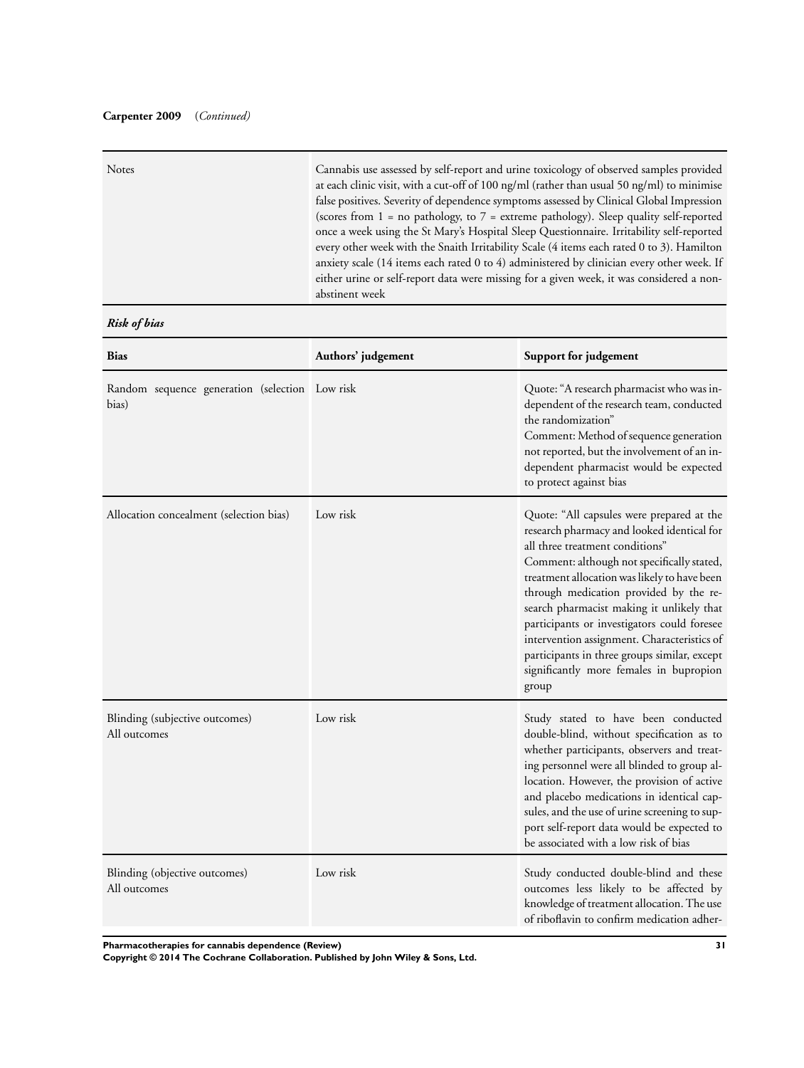**Carpenter 2009** (*Continued*)

| | |
|---|---|
| Notes | Cannabis use assessed by self-report and urine toxicology of observed samples provided at each clinic visit, with a cut-off of 100 ng/ml (rather than usual 50 ng/ml) to minimise false positives. Severity of dependence symptoms assessed by Clinical Global Impression (scores from 1 = no pathology, to 7 = extreme pathology). Sleep quality self-reported once a week using the St Mary's Hospital Sleep Questionnaire. Irritability self-reported every other week with the Snaith Irritability Scale (4 items each rated 0 to 3). Hamilton anxiety scale (14 items each rated 0 to 4) administered by clinician every other week. If either urine or self-report data were missing for a given week, it was considered a non-abstinent week |

***Risk of bias***

| Bias | Authors' judgement | Support for judgement |
|---|---|---|
| Random sequence generation (selection bias) | Low risk | Quote: "A research pharmacist who was independent of the research team, conducted the randomization"<br>Comment: Method of sequence generation not reported, but the involvement of an independent pharmacist would be expected to protect against bias |
| Allocation concealment (selection bias) | Low risk | Quote: "All capsules were prepared at the research pharmacy and looked identical for all three treatment conditions"<br>Comment: although not specifically stated, treatment allocation was likely to have been through medication provided by the research pharmacist making it unlikely that participants or investigators could foresee intervention assignment. Characteristics of participants in three groups similar, except significantly more females in bupropion group |
| Blinding (subjective outcomes)<br>All outcomes | Low risk | Study stated to have been conducted double-blind, without specification as to whether participants, observers and treating personnel were all blinded to group allocation. However, the provision of active and placebo medications in identical capsules, and the use of urine screening to support self-report data would be expected to be associated with a low risk of bias |
| Blinding (objective outcomes)<br>All outcomes | Low risk | Study conducted double-blind and these outcomes less likely to be affected by knowledge of treatment allocation. The use of riboflavin to confirm medication adher- |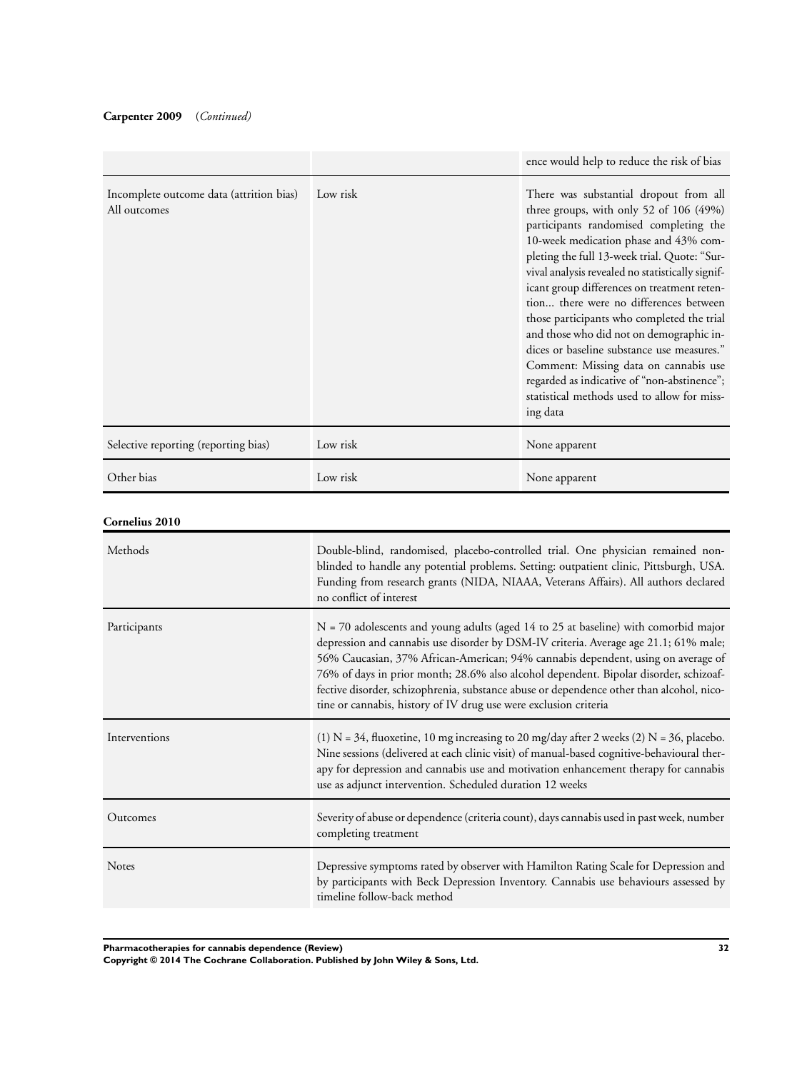**Carpenter 2009** (*Continued*)

| | | |
|---|---|---|
| | | ence would help to reduce the risk of bias |
| Incomplete outcome data (attrition bias) All outcomes | Low risk | There was substantial dropout from all three groups, with only 52 of 106 (49%) participants randomised completing the 10-week medication phase and 43% completing the full 13-week trial. Quote: "Survival analysis revealed no statistically significant group differences on treatment retention... there were no differences between those participants who completed the trial and those who did not on demographic indices or baseline substance use measures." Comment: Missing data on cannabis use regarded as indicative of "non-abstinence"; statistical methods used to allow for missing data |
| Selective reporting (reporting bias) | Low risk | None apparent |
| Other bias | Low risk | None apparent |

**Cornelius 2010**

| | |
|---|---|
| Methods | Double-blind, randomised, placebo-controlled trial. One physician remained non-blinded to handle any potential problems. Setting: outpatient clinic, Pittsburgh, USA. Funding from research grants (NIDA, NIAAA, Veterans Affairs). All authors declared no conflict of interest |
| Participants | N = 70 adolescents and young adults (aged 14 to 25 at baseline) with comorbid major depression and cannabis use disorder by DSM-IV criteria. Average age 21.1; 61% male; 56% Caucasian, 37% African-American; 94% cannabis dependent, using on average of 76% of days in prior month; 28.6% also alcohol dependent. Bipolar disorder, schizoaffective disorder, schizophrenia, substance abuse or dependence other than alcohol, nicotine or cannabis, history of IV drug use were exclusion criteria |
| Interventions | (1) N = 34, fluoxetine, 10 mg increasing to 20 mg/day after 2 weeks (2) N = 36, placebo. Nine sessions (delivered at each clinic visit) of manual-based cognitive-behavioural therapy for depression and cannabis use and motivation enhancement therapy for cannabis use as adjunct intervention. Scheduled duration 12 weeks |
| Outcomes | Severity of abuse or dependence (criteria count), days cannabis used in past week, number completing treatment |
| Notes | Depressive symptoms rated by observer with Hamilton Rating Scale for Depression and by participants with Beck Depression Inventory. Cannabis use behaviours assessed by timeline follow-back method |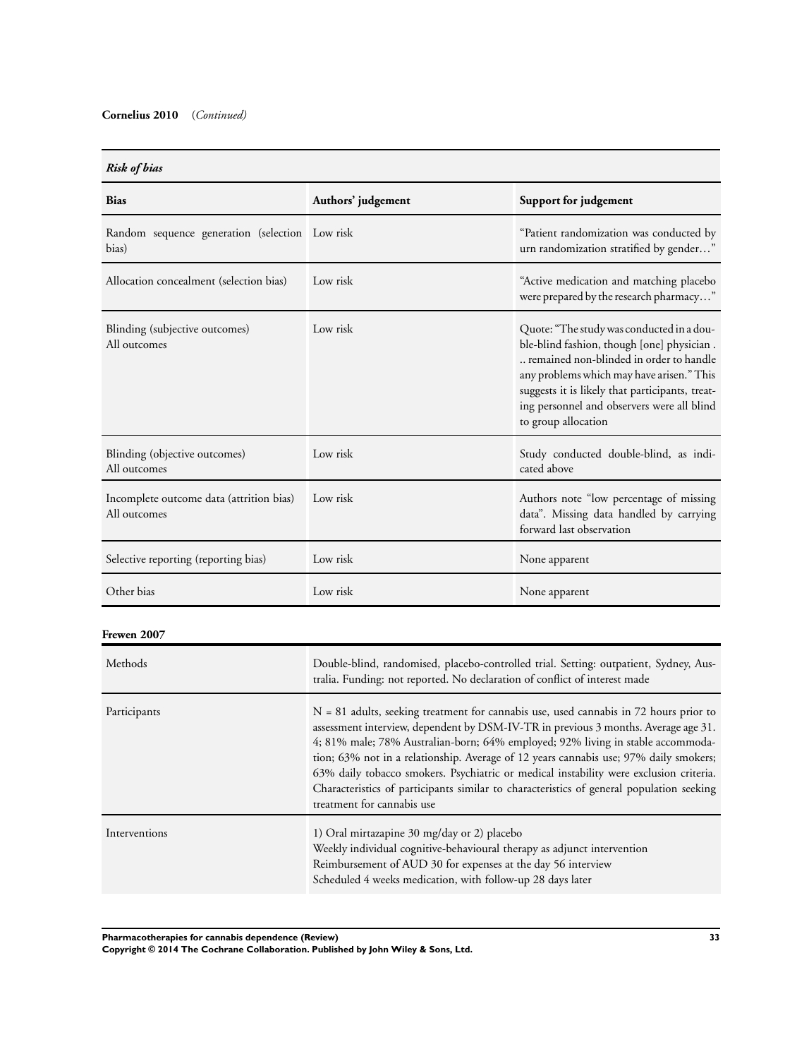**Cornelius 2010** (*Continued)*

| ***Risk of bias*** | | |
|---|---|---|
| **Bias** | **Authors' judgement** | **Support for judgement** |
| Random sequence generation (selection bias) | Low risk | "Patient randomization was conducted by urn randomization stratified by gender…" |
| Allocation concealment (selection bias) | Low risk | "Active medication and matching placebo were prepared by the research pharmacy…" |
| Blinding (subjective outcomes) All outcomes | Low risk | Quote: "The study was conducted in a double-blind fashion, though [one] physician . .. remained non-blinded in order to handle any problems which may have arisen." This suggests it is likely that participants, treating personnel and observers were all blind to group allocation |
| Blinding (objective outcomes) All outcomes | Low risk | Study conducted double-blind, as indicated above |
| Incomplete outcome data (attrition bias) All outcomes | Low risk | Authors note "low percentage of missing data". Missing data handled by carrying forward last observation |
| Selective reporting (reporting bias) | Low risk | None apparent |
| Other bias | Low risk | None apparent |

**Frewen 2007**

| | |
|---|---|
| Methods | Double-blind, randomised, placebo-controlled trial. Setting: outpatient, Sydney, Australia. Funding: not reported. No declaration of conflict of interest made |
| Participants | N = 81 adults, seeking treatment for cannabis use, used cannabis in 72 hours prior to assessment interview, dependent by DSM-IV-TR in previous 3 months. Average age 31. 4; 81% male; 78% Australian-born; 64% employed; 92% living in stable accommodation; 63% not in a relationship. Average of 12 years cannabis use; 97% daily smokers; 63% daily tobacco smokers. Psychiatric or medical instability were exclusion criteria. Characteristics of participants similar to characteristics of general population seeking treatment for cannabis use |
| Interventions | 1) Oral mirtazapine 30 mg/day or 2) placebo<br>Weekly individual cognitive-behavioural therapy as adjunct intervention<br>Reimbursement of AUD 30 for expenses at the day 56 interview<br>Scheduled 4 weeks medication, with follow-up 28 days later |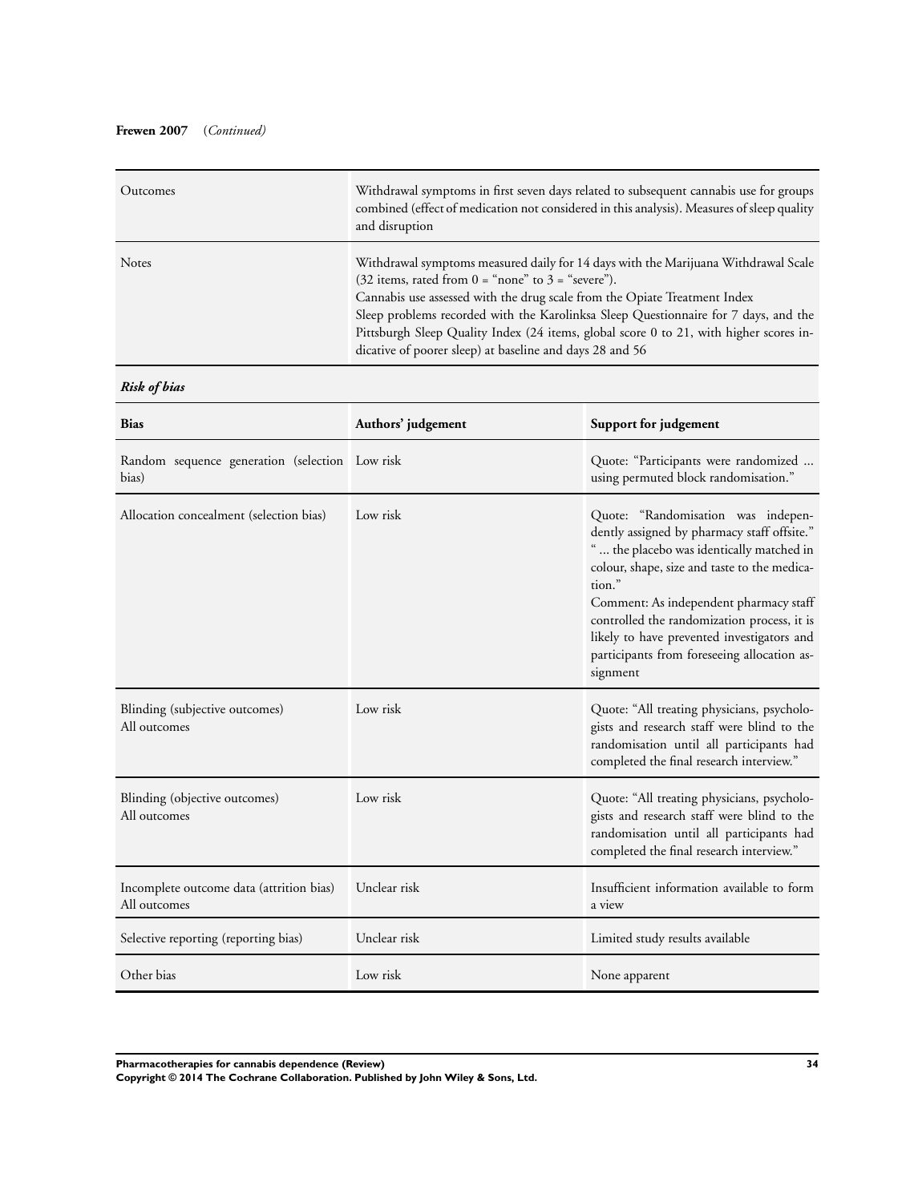**Frewen 2007** (*Continued)*

| | |
|---|---|
| Outcomes | Withdrawal symptoms in first seven days related to subsequent cannabis use for groups combined (effect of medication not considered in this analysis). Measures of sleep quality and disruption |
| Notes | Withdrawal symptoms measured daily for 14 days with the Marijuana Withdrawal Scale (32 items, rated from 0 = "none" to 3 = "severe").<br>Cannabis use assessed with the drug scale from the Opiate Treatment Index<br>Sleep problems recorded with the Karolinksa Sleep Questionnaire for 7 days, and the Pittsburgh Sleep Quality Index (24 items, global score 0 to 21, with higher scores indicative of poorer sleep) at baseline and days 28 and 56 |

***Risk of bias***

| Bias | Authors' judgement | Support for judgement |
|---|---|---|
| Random sequence generation (selection bias) | Low risk | Quote: "Participants were randomized ... using permuted block randomisation." |
| Allocation concealment (selection bias) | Low risk | Quote: "Randomisation was independently assigned by pharmacy staff offsite." " ... the placebo was identically matched in colour, shape, size and taste to the medication."<br>Comment: As independent pharmacy staff controlled the randomization process, it is likely to have prevented investigators and participants from foreseeing allocation assignment |
| Blinding (subjective outcomes)<br>All outcomes | Low risk | Quote: "All treating physicians, psychologists and research staff were blind to the randomisation until all participants had completed the final research interview." |
| Blinding (objective outcomes)<br>All outcomes | Low risk | Quote: "All treating physicians, psychologists and research staff were blind to the randomisation until all participants had completed the final research interview." |
| Incomplete outcome data (attrition bias)<br>All outcomes | Unclear risk | Insufficient information available to form a view |
| Selective reporting (reporting bias) | Unclear risk | Limited study results available |
| Other bias | Low risk | None apparent |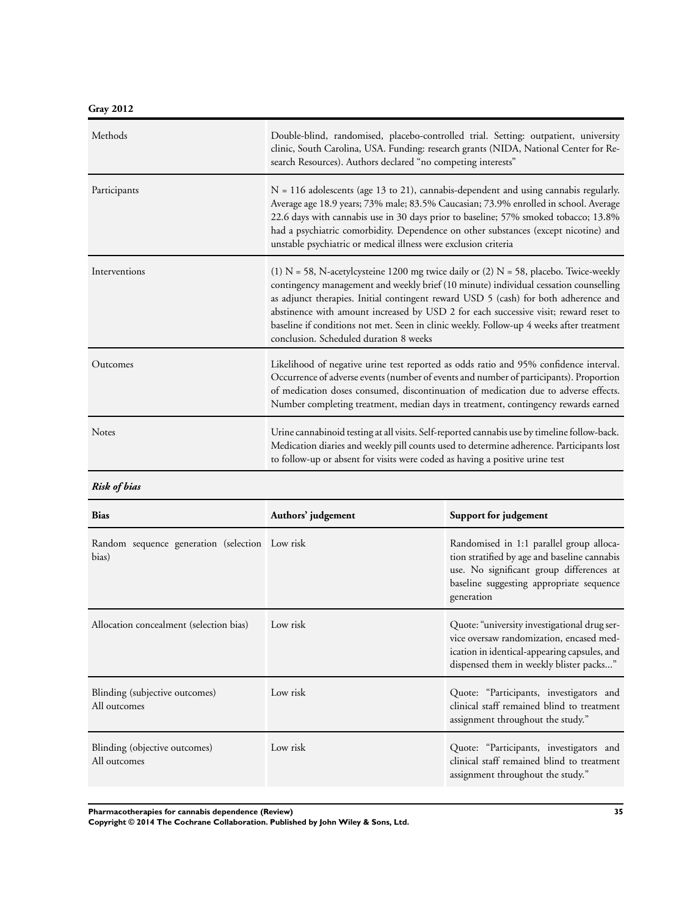**Gray 2012**

| | |
|---|---|
| Methods | Double-blind, randomised, placebo-controlled trial. Setting: outpatient, university clinic, South Carolina, USA. Funding: research grants (NIDA, National Center for Research Resources). Authors declared "no competing interests" |
| Participants | N = 116 adolescents (age 13 to 21), cannabis-dependent and using cannabis regularly. Average age 18.9 years; 73% male; 83.5% Caucasian; 73.9% enrolled in school. Average 22.6 days with cannabis use in 30 days prior to baseline; 57% smoked tobacco; 13.8% had a psychiatric comorbidity. Dependence on other substances (except nicotine) and unstable psychiatric or medical illness were exclusion criteria |
| Interventions | (1) N = 58, N-acetylcysteine 1200 mg twice daily or (2) N = 58, placebo. Twice-weekly contingency management and weekly brief (10 minute) individual cessation counselling as adjunct therapies. Initial contingent reward USD 5 (cash) for both adherence and abstinence with amount increased by USD 2 for each successive visit; reward reset to baseline if conditions not met. Seen in clinic weekly. Follow-up 4 weeks after treatment conclusion. Scheduled duration 8 weeks |
| Outcomes | Likelihood of negative urine test reported as odds ratio and 95% confidence interval. Occurrence of adverse events (number of events and number of participants). Proportion of medication doses consumed, discontinuation of medication due to adverse effects. Number completing treatment, median days in treatment, contingency rewards earned |
| Notes | Urine cannabinoid testing at all visits. Self-reported cannabis use by timeline follow-back. Medication diaries and weekly pill counts used to determine adherence. Participants lost to follow-up or absent for visits were coded as having a positive urine test |

***Risk of bias***

| Bias | Authors' judgement | Support for judgement |
|---|---|---|
| Random sequence generation (selection bias) | Low risk | Randomised in 1:1 parallel group allocation stratified by age and baseline cannabis use. No significant group differences at baseline suggesting appropriate sequence generation |
| Allocation concealment (selection bias) | Low risk | Quote: "university investigational drug service oversaw randomization, encased medication in identical-appearing capsules, and dispensed them in weekly blister packs..." |
| Blinding (subjective outcomes) All outcomes | Low risk | Quote: "Participants, investigators and clinical staff remained blind to treatment assignment throughout the study." |
| Blinding (objective outcomes) All outcomes | Low risk | Quote: "Participants, investigators and clinical staff remained blind to treatment assignment throughout the study." |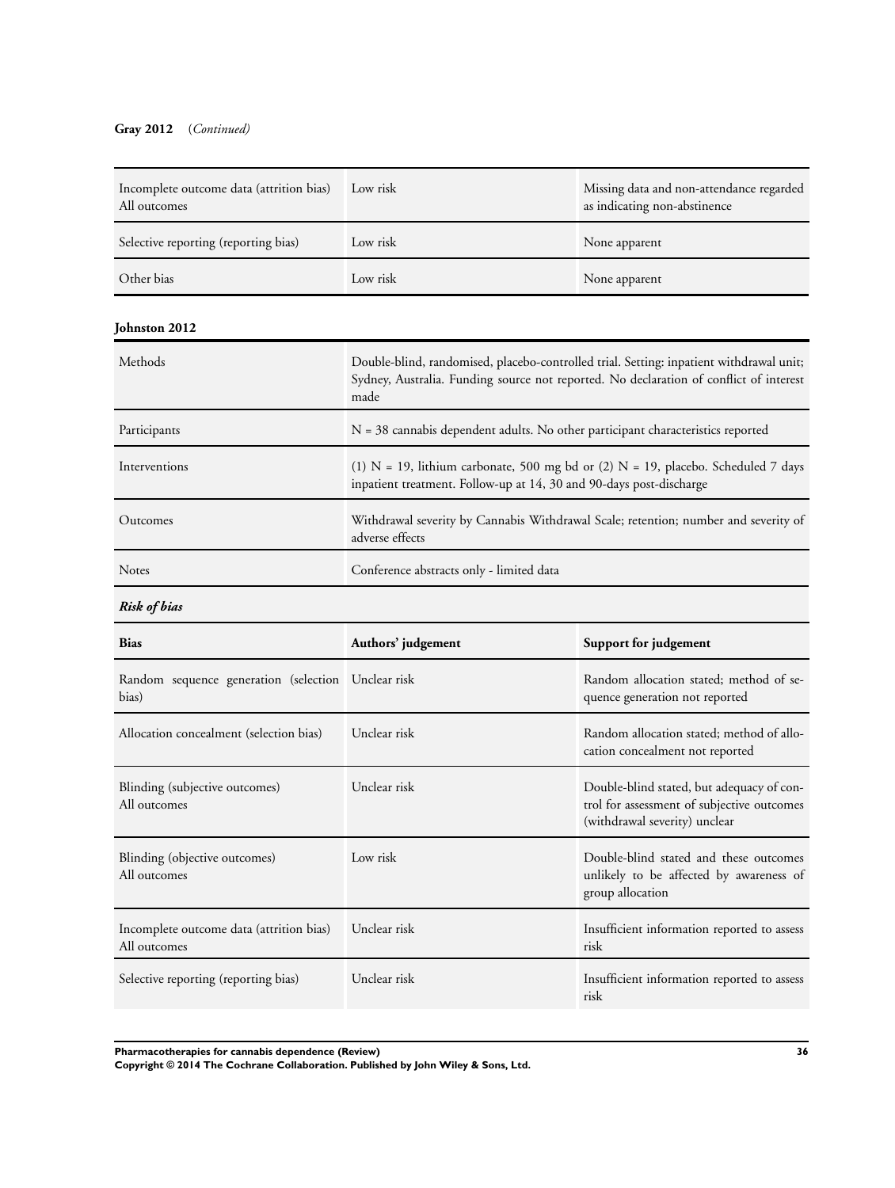**Gray 2012** (*Continued*)

| | | |
|---|---|---|
| Incomplete outcome data (attrition bias) All outcomes | Low risk | Missing data and non-attendance regarded as indicating non-abstinence |
| Selective reporting (reporting bias) | Low risk | None apparent |
| Other bias | Low risk | None apparent |

**Johnston 2012**

| | |
|---|---|
| Methods | Double-blind, randomised, placebo-controlled trial. Setting: inpatient withdrawal unit; Sydney, Australia. Funding source not reported. No declaration of conflict of interest made |
| Participants | N = 38 cannabis dependent adults. No other participant characteristics reported |
| Interventions | (1) N = 19, lithium carbonate, 500 mg bd or (2) N = 19, placebo. Scheduled 7 days inpatient treatment. Follow-up at 14, 30 and 90-days post-discharge |
| Outcomes | Withdrawal severity by Cannabis Withdrawal Scale; retention; number and severity of adverse effects |
| Notes | Conference abstracts only - limited data |

***Risk of bias***

| Bias | Authors' judgement | Support for judgement |
|---|---|---|
| Random sequence generation (selection bias) | Unclear risk | Random allocation stated; method of sequence generation not reported |
| Allocation concealment (selection bias) | Unclear risk | Random allocation stated; method of allocation concealment not reported |
| Blinding (subjective outcomes) All outcomes | Unclear risk | Double-blind stated, but adequacy of control for assessment of subjective outcomes (withdrawal severity) unclear |
| Blinding (objective outcomes) All outcomes | Low risk | Double-blind stated and these outcomes unlikely to be affected by awareness of group allocation |
| Incomplete outcome data (attrition bias) All outcomes | Unclear risk | Insufficient information reported to assess risk |
| Selective reporting (reporting bias) | Unclear risk | Insufficient information reported to assess risk |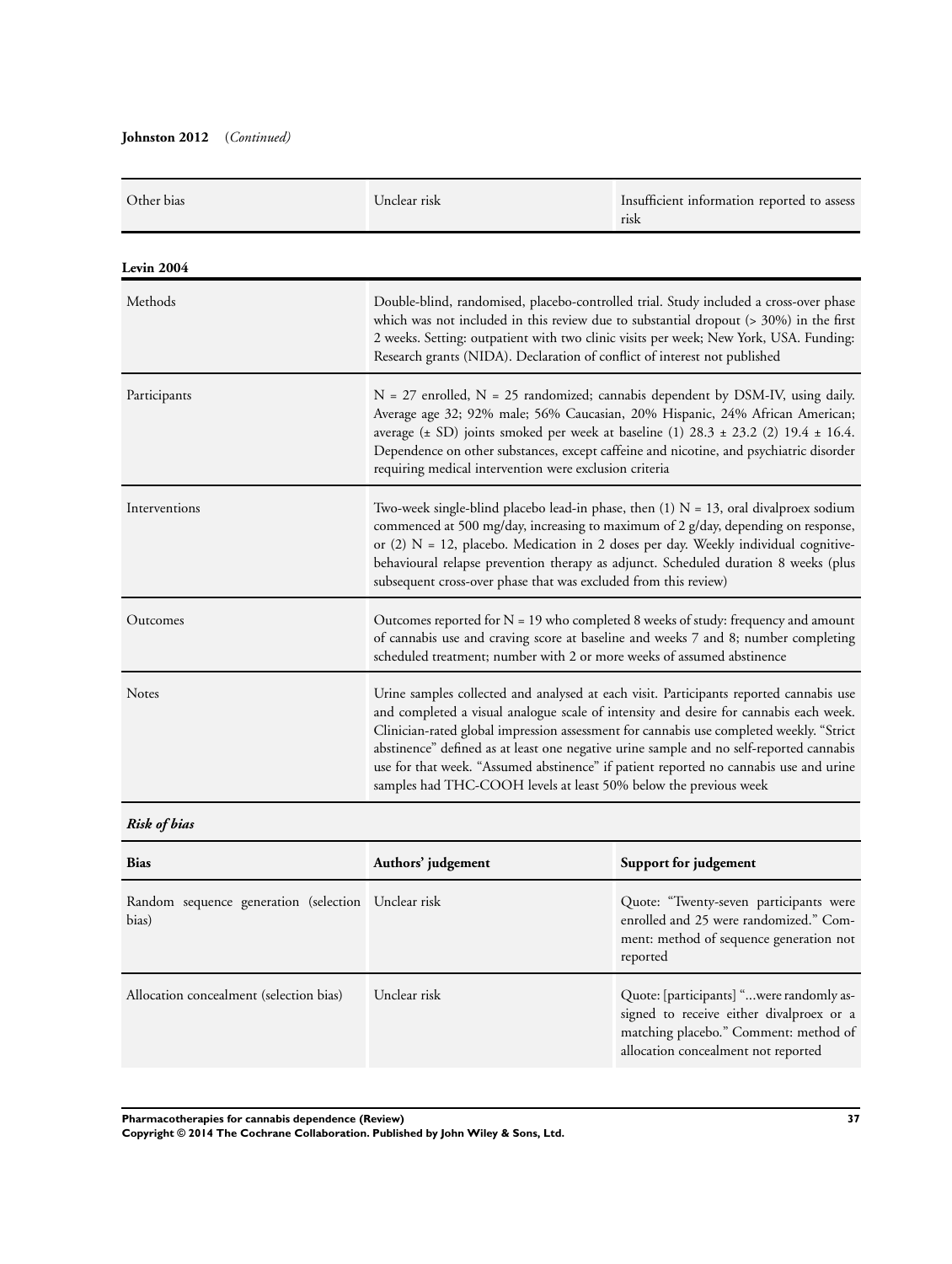**Johnston 2012** (*Continued)*

| | | |
|---|---|---|
| Other bias | Unclear risk | Insufficient information reported to assess risk |

**Levin 2004**

| | |
|---|---|
| Methods | Double-blind, randomised, placebo-controlled trial. Study included a cross-over phase which was not included in this review due to substantial dropout (> 30%) in the first 2 weeks. Setting: outpatient with two clinic visits per week; New York, USA. Funding: Research grants (NIDA). Declaration of conflict of interest not published |
| Participants | N = 27 enrolled, N = 25 randomized; cannabis dependent by DSM-IV, using daily. Average age 32; 92% male; 56% Caucasian, 20% Hispanic, 24% African American; average (± SD) joints smoked per week at baseline (1) 28.3 ± 23.2 (2) 19.4 ± 16.4. Dependence on other substances, except caffeine and nicotine, and psychiatric disorder requiring medical intervention were exclusion criteria |
| Interventions | Two-week single-blind placebo lead-in phase, then (1) N = 13, oral divalproex sodium commenced at 500 mg/day, increasing to maximum of 2 g/day, depending on response, or (2) N = 12, placebo. Medication in 2 doses per day. Weekly individual cognitive-behavioural relapse prevention therapy as adjunct. Scheduled duration 8 weeks (plus subsequent cross-over phase that was excluded from this review) |
| Outcomes | Outcomes reported for N = 19 who completed 8 weeks of study: frequency and amount of cannabis use and craving score at baseline and weeks 7 and 8; number completing scheduled treatment; number with 2 or more weeks of assumed abstinence |
| Notes | Urine samples collected and analysed at each visit. Participants reported cannabis use and completed a visual analogue scale of intensity and desire for cannabis each week. Clinician-rated global impression assessment for cannabis use completed weekly. "Strict abstinence" defined as at least one negative urine sample and no self-reported cannabis use for that week. "Assumed abstinence" if patient reported no cannabis use and urine samples had THC-COOH levels at least 50% below the previous week |

***Risk of bias***

| Bias | Authors' judgement | Support for judgement |
|---|---|---|
| Random sequence generation (selection bias) | Unclear risk | Quote: "Twenty-seven participants were enrolled and 25 were randomized." Comment: method of sequence generation not reported |
| Allocation concealment (selection bias) | Unclear risk | Quote: [participants] "...were randomly assigned to receive either divalproex or a matching placebo." Comment: method of allocation concealment not reported |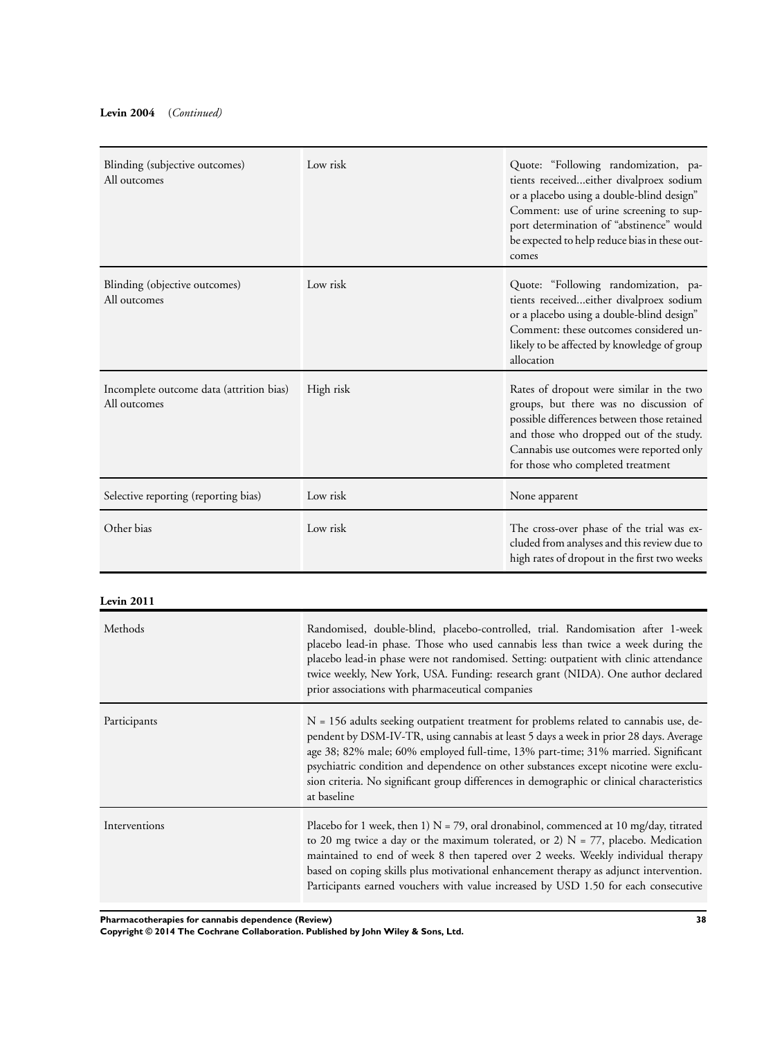**Levin 2004** (*Continued*)

| | | |
|---|---|---|
| Blinding (subjective outcomes)<br>All outcomes | Low risk | Quote: "Following randomization, patients received...either divalproex sodium or a placebo using a double-blind design"<br>Comment: use of urine screening to support determination of "abstinence" would be expected to help reduce bias in these outcomes |
| Blinding (objective outcomes)<br>All outcomes | Low risk | Quote: "Following randomization, patients received...either divalproex sodium or a placebo using a double-blind design"<br>Comment: these outcomes considered unlikely to be affected by knowledge of group allocation |
| Incomplete outcome data (attrition bias)<br>All outcomes | High risk | Rates of dropout were similar in the two groups, but there was no discussion of possible differences between those retained and those who dropped out of the study. Cannabis use outcomes were reported only for those who completed treatment |
| Selective reporting (reporting bias) | Low risk | None apparent |
| Other bias | Low risk | The cross-over phase of the trial was excluded from analyses and this review due to high rates of dropout in the first two weeks |

**Levin 2011**

| | |
|---|---|
| Methods | Randomised, double-blind, placebo-controlled, trial. Randomisation after 1-week placebo lead-in phase. Those who used cannabis less than twice a week during the placebo lead-in phase were not randomised. Setting: outpatient with clinic attendance twice weekly, New York, USA. Funding: research grant (NIDA). One author declared prior associations with pharmaceutical companies |
| Participants | N = 156 adults seeking outpatient treatment for problems related to cannabis use, dependent by DSM-IV-TR, using cannabis at least 5 days a week in prior 28 days. Average age 38; 82% male; 60% employed full-time, 13% part-time; 31% married. Significant psychiatric condition and dependence on other substances except nicotine were exclusion criteria. No significant group differences in demographic or clinical characteristics at baseline |
| Interventions | Placebo for 1 week, then 1) N = 79, oral dronabinol, commenced at 10 mg/day, titrated to 20 mg twice a day or the maximum tolerated, or 2) N = 77, placebo. Medication maintained to end of week 8 then tapered over 2 weeks. Weekly individual therapy based on coping skills plus motivational enhancement therapy as adjunct intervention. Participants earned vouchers with value increased by USD 1.50 for each consecutive |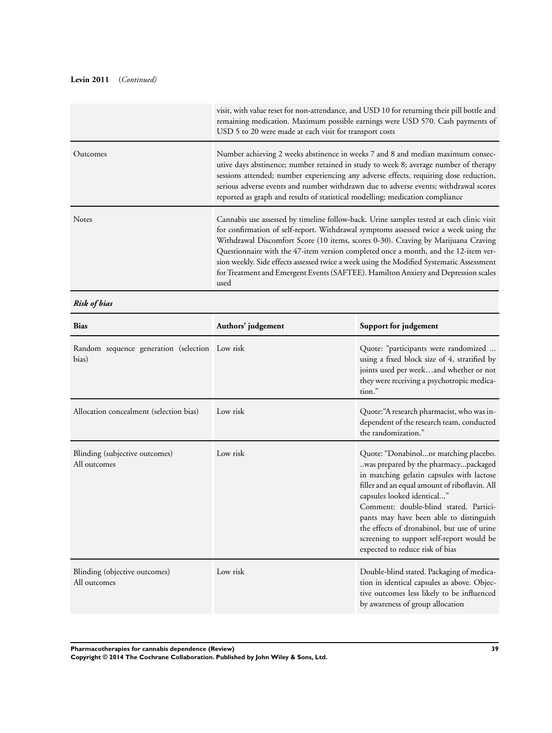**Levin 2011** (*Continued*)

| | |
|---|---|
| | visit, with value reset for non-attendance, and USD 10 for returning their pill bottle and remaining medication. Maximum possible earnings were USD 570. Cash payments of USD 5 to 20 were made at each visit for transport costs |
| Outcomes | Number achieving 2 weeks abstinence in weeks 7 and 8 and median maximum consecutive days abstinence; number retained in study to week 8; average number of therapy sessions attended; number experiencing any adverse effects, requiring dose reduction, serious adverse events and number withdrawn due to adverse events; withdrawal scores reported as graph and results of statistical modelling; medication compliance |
| Notes | Cannabis use assessed by timeline follow-back. Urine samples tested at each clinic visit for confirmation of self-report. Withdrawal symptoms assessed twice a week using the Withdrawal Discomfort Score (10 items, scores 0-30). Craving by Marijuana Craving Questionnaire with the 47-item version completed once a month, and the 12-item version weekly. Side effects assessed twice a week using the Modified Systematic Assessment for Treatment and Emergent Events (SAFTEE). Hamilton Anxiety and Depression scales used |

***Risk of bias***

| Bias | Authors' judgement | Support for judgement |
|---|---|---|
| Random sequence generation (selection bias) | Low risk | Quote: "participants were randomized ... using a fixed block size of 4, stratified by joints used per week…and whether or not they were receiving a psychotropic medication." |
| Allocation concealment (selection bias) | Low risk | Quote:"A research pharmacist, who was independent of the research team, conducted the randomization." |
| Blinding (subjective outcomes)<br>All outcomes | Low risk | Quote: "Donabinol...or matching placebo. ..was prepared by the pharmacy...packaged in matching gelatin capsules with lactose filler and an equal amount of riboflavin. All capsules looked identical..."<br>Comment: double-blind stated. Participants may have been able to distinguish the effects of dronabinol, but use of urine screening to support self-report would be expected to reduce risk of bias |
| Blinding (objective outcomes)<br>All outcomes | Low risk | Double-blind stated. Packaging of medication in identical capsules as above. Objective outcomes less likely to be influenced by awareness of group allocation |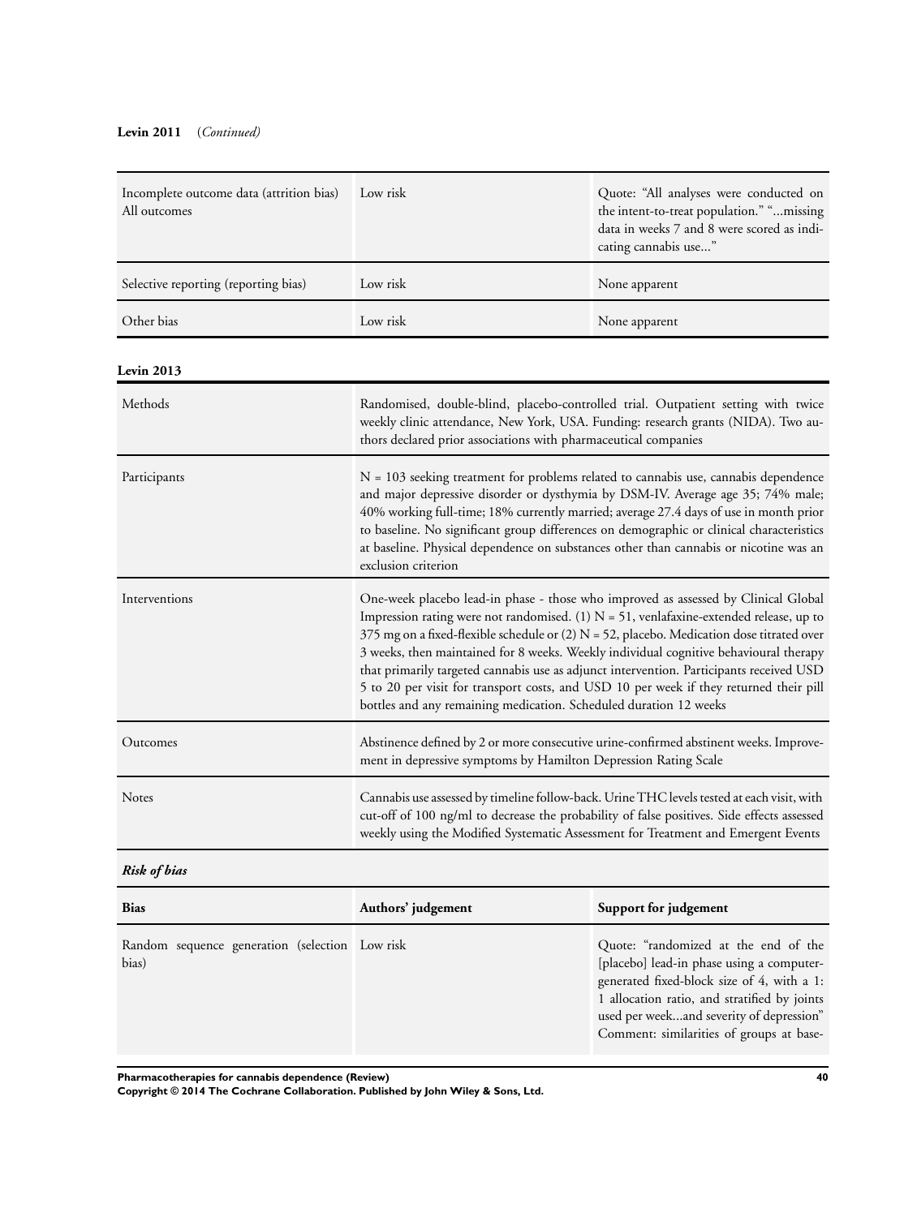**Levin 2011** (*Continued*)

| | | |
|---|---|---|
| Incomplete outcome data (attrition bias) All outcomes | Low risk | Quote: "All analyses were conducted on the intent-to-treat population." "...missing data in weeks 7 and 8 were scored as indicating cannabis use..." |
| Selective reporting (reporting bias) | Low risk | None apparent |
| Other bias | Low risk | None apparent |

**Levin 2013**

| | |
|---|---|
| Methods | Randomised, double-blind, placebo-controlled trial. Outpatient setting with twice weekly clinic attendance, New York, USA. Funding: research grants (NIDA). Two authors declared prior associations with pharmaceutical companies |
| Participants | N = 103 seeking treatment for problems related to cannabis use, cannabis dependence and major depressive disorder or dysthymia by DSM-IV. Average age 35; 74% male; 40% working full-time; 18% currently married; average 27.4 days of use in month prior to baseline. No significant group differences on demographic or clinical characteristics at baseline. Physical dependence on substances other than cannabis or nicotine was an exclusion criterion |
| Interventions | One-week placebo lead-in phase - those who improved as assessed by Clinical Global Impression rating were not randomised. (1) N = 51, venlafaxine-extended release, up to 375 mg on a fixed-flexible schedule or (2) N = 52, placebo. Medication dose titrated over 3 weeks, then maintained for 8 weeks. Weekly individual cognitive behavioural therapy that primarily targeted cannabis use as adjunct intervention. Participants received USD 5 to 20 per visit for transport costs, and USD 10 per week if they returned their pill bottles and any remaining medication. Scheduled duration 12 weeks |
| Outcomes | Abstinence defined by 2 or more consecutive urine-confirmed abstinent weeks. Improvement in depressive symptoms by Hamilton Depression Rating Scale |
| Notes | Cannabis use assessed by timeline follow-back. Urine THC levels tested at each visit, with cut-off of 100 ng/ml to decrease the probability of false positives. Side effects assessed weekly using the Modified Systematic Assessment for Treatment and Emergent Events |

***Risk of bias***

| Bias | Authors' judgement | Support for judgement |
|---|---|---|
| Random sequence generation (selection bias) | Low risk | Quote: "randomized at the end of the [placebo] lead-in phase using a computer-generated fixed-block size of 4, with a 1:1 allocation ratio, and stratified by joints used per week...and severity of depression" Comment: similarities of groups at base- |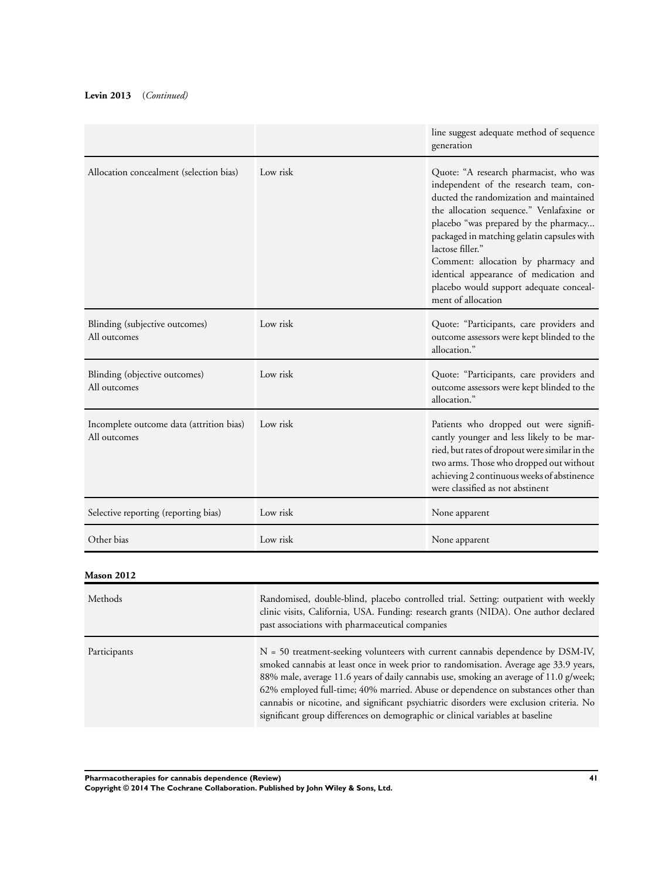**Levin 2013** (*Continued*)

| | | |
|---|---|---|
| | | line suggest adequate method of sequence generation |
| Allocation concealment (selection bias) | Low risk | Quote: "A research pharmacist, who was independent of the research team, conducted the randomization and maintained the allocation sequence." Venlafaxine or placebo "was prepared by the pharmacy... packaged in matching gelatin capsules with lactose filler."<br>Comment: allocation by pharmacy and identical appearance of medication and placebo would support adequate concealment of allocation |
| Blinding (subjective outcomes)<br>All outcomes | Low risk | Quote: "Participants, care providers and outcome assessors were kept blinded to the allocation." |
| Blinding (objective outcomes)<br>All outcomes | Low risk | Quote: "Participants, care providers and outcome assessors were kept blinded to the allocation." |
| Incomplete outcome data (attrition bias)<br>All outcomes | Low risk | Patients who dropped out were significantly younger and less likely to be married, but rates of dropout were similar in the two arms. Those who dropped out without achieving 2 continuous weeks of abstinence were classified as not abstinent |
| Selective reporting (reporting bias) | Low risk | None apparent |
| Other bias | Low risk | None apparent |

**Mason 2012**

| | |
|---|---|
| Methods | Randomised, double-blind, placebo controlled trial. Setting: outpatient with weekly clinic visits, California, USA. Funding: research grants (NIDA). One author declared past associations with pharmaceutical companies |
| Participants | N = 50 treatment-seeking volunteers with current cannabis dependence by DSM-IV, smoked cannabis at least once in week prior to randomisation. Average age 33.9 years, 88% male, average 11.6 years of daily cannabis use, smoking an average of 11.0 g/week; 62% employed full-time; 40% married. Abuse or dependence on substances other than cannabis or nicotine, and significant psychiatric disorders were exclusion criteria. No significant group differences on demographic or clinical variables at baseline |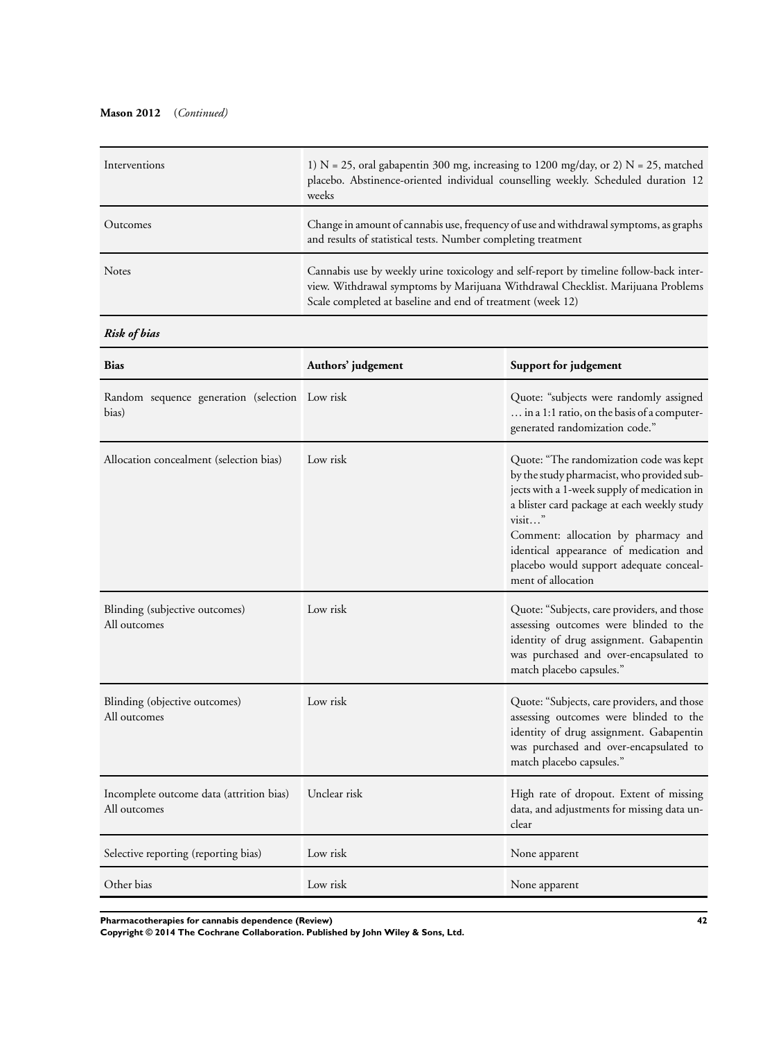**Mason 2012** (*Continued*)

| | |
|---|---|
| Interventions | 1) N = 25, oral gabapentin 300 mg, increasing to 1200 mg/day, or 2) N = 25, matched placebo. Abstinence-oriented individual counselling weekly. Scheduled duration 12 weeks |
| Outcomes | Change in amount of cannabis use, frequency of use and withdrawal symptoms, as graphs and results of statistical tests. Number completing treatment |
| Notes | Cannabis use by weekly urine toxicology and self-report by timeline follow-back interview. Withdrawal symptoms by Marijuana Withdrawal Checklist. Marijuana Problems Scale completed at baseline and end of treatment (week 12) |

***Risk of bias***

| Bias | Authors' judgement | Support for judgement |
|---|---|---|
| Random sequence generation (selection bias) | Low risk | Quote: "subjects were randomly assigned … in a 1:1 ratio, on the basis of a computer-generated randomization code." |
| Allocation concealment (selection bias) | Low risk | Quote: "The randomization code was kept by the study pharmacist, who provided subjects with a 1-week supply of medication in a blister card package at each weekly study visit…"<br>Comment: allocation by pharmacy and identical appearance of medication and placebo would support adequate concealment of allocation |
| Blinding (subjective outcomes)<br>All outcomes | Low risk | Quote: "Subjects, care providers, and those assessing outcomes were blinded to the identity of drug assignment. Gabapentin was purchased and over-encapsulated to match placebo capsules." |
| Blinding (objective outcomes)<br>All outcomes | Low risk | Quote: "Subjects, care providers, and those assessing outcomes were blinded to the identity of drug assignment. Gabapentin was purchased and over-encapsulated to match placebo capsules." |
| Incomplete outcome data (attrition bias)<br>All outcomes | Unclear risk | High rate of dropout. Extent of missing data, and adjustments for missing data unclear |
| Selective reporting (reporting bias) | Low risk | None apparent |
| Other bias | Low risk | None apparent |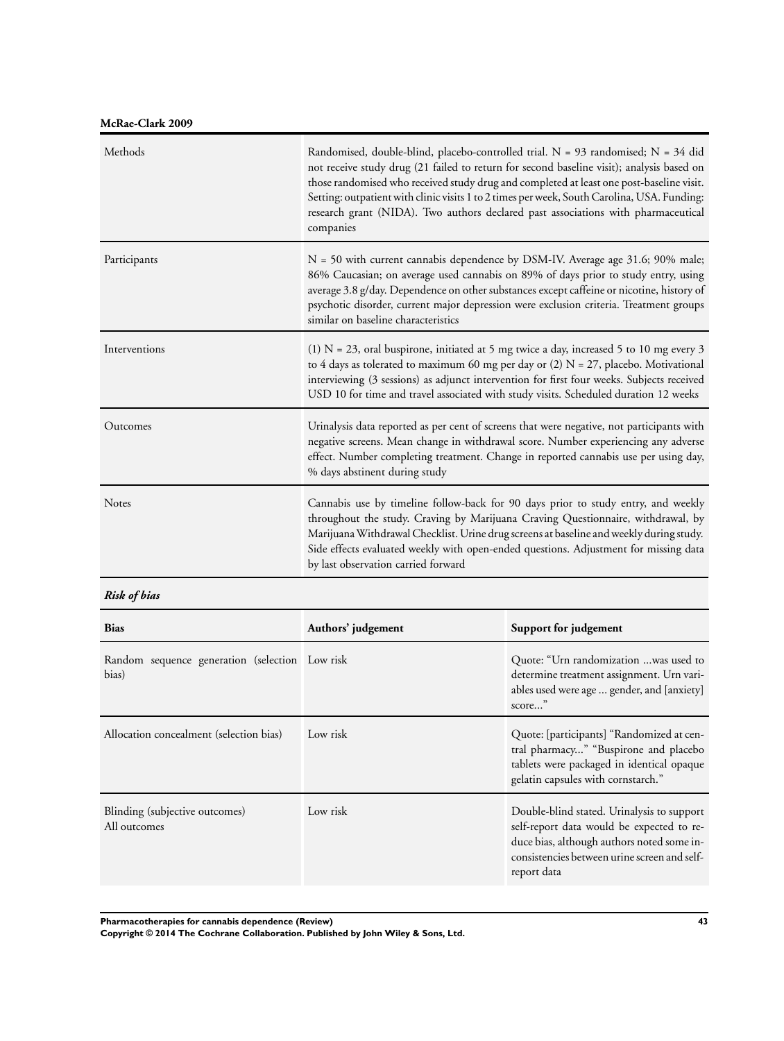**McRae-Clark 2009**

| | |
|---|---|
| Methods | Randomised, double-blind, placebo-controlled trial. N = 93 randomised; N = 34 did not receive study drug (21 failed to return for second baseline visit); analysis based on those randomised who received study drug and completed at least one post-baseline visit. Setting: outpatient with clinic visits 1 to 2 times per week, South Carolina, USA. Funding: research grant (NIDA). Two authors declared past associations with pharmaceutical companies |
| Participants | N = 50 with current cannabis dependence by DSM-IV. Average age 31.6; 90% male; 86% Caucasian; on average used cannabis on 89% of days prior to study entry, using average 3.8 g/day. Dependence on other substances except caffeine or nicotine, history of psychotic disorder, current major depression were exclusion criteria. Treatment groups similar on baseline characteristics |
| Interventions | (1) N = 23, oral buspirone, initiated at 5 mg twice a day, increased 5 to 10 mg every 3 to 4 days as tolerated to maximum 60 mg per day or (2) N = 27, placebo. Motivational interviewing (3 sessions) as adjunct intervention for first four weeks. Subjects received USD 10 for time and travel associated with study visits. Scheduled duration 12 weeks |
| Outcomes | Urinalysis data reported as per cent of screens that were negative, not participants with negative screens. Mean change in withdrawal score. Number experiencing any adverse effect. Number completing treatment. Change in reported cannabis use per using day, % days abstinent during study |
| Notes | Cannabis use by timeline follow-back for 90 days prior to study entry, and weekly throughout the study. Craving by Marijuana Craving Questionnaire, withdrawal, by Marijuana Withdrawal Checklist. Urine drug screens at baseline and weekly during study. Side effects evaluated weekly with open-ended questions. Adjustment for missing data by last observation carried forward |

***Risk of bias***

| Bias | Authors' judgement | Support for judgement |
|---|---|---|
| Random sequence generation (selection bias) | Low risk | Quote: "Urn randomization ...was used to determine treatment assignment. Urn variables used were age ... gender, and [anxiety] score..." |
| Allocation concealment (selection bias) | Low risk | Quote: [participants] "Randomized at central pharmacy..." "Buspirone and placebo tablets were packaged in identical opaque gelatin capsules with cornstarch." |
| Blinding (subjective outcomes)<br>All outcomes | Low risk | Double-blind stated. Urinalysis to support self-report data would be expected to reduce bias, although authors noted some inconsistencies between urine screen and self-report data |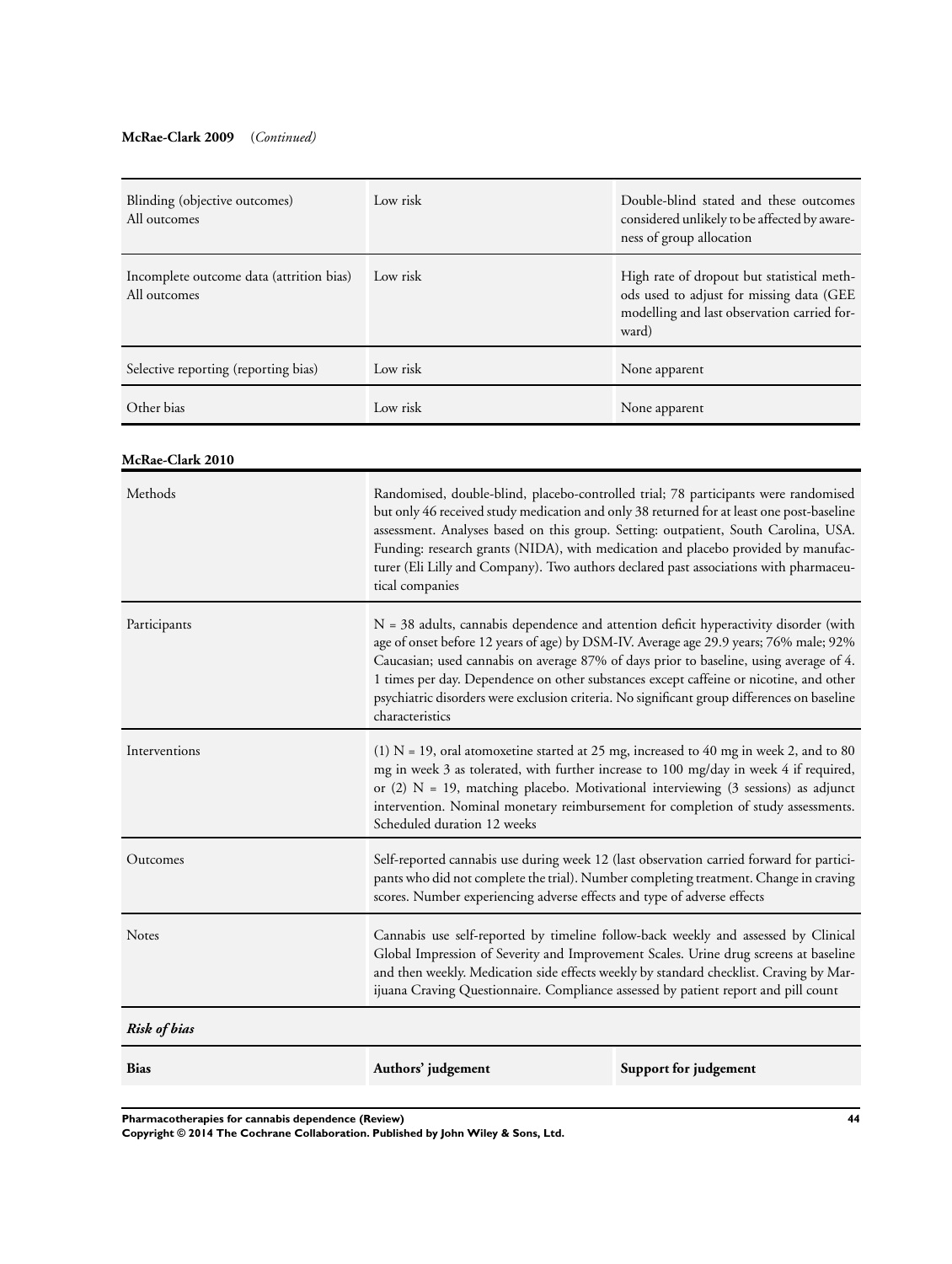**McRae-Clark 2009** *(Continued)*

| | | |
|---|---|---|
| Blinding (objective outcomes)<br>All outcomes | Low risk | Double-blind stated and these outcomes considered unlikely to be affected by awareness of group allocation |
| Incomplete outcome data (attrition bias)<br>All outcomes | Low risk | High rate of dropout but statistical methods used to adjust for missing data (GEE modelling and last observation carried forward) |
| Selective reporting (reporting bias) | Low risk | None apparent |
| Other bias | Low risk | None apparent |

**McRae-Clark 2010**

| | |
|---|---|
| Methods | Randomised, double-blind, placebo-controlled trial; 78 participants were randomised but only 46 received study medication and only 38 returned for at least one post-baseline assessment. Analyses based on this group. Setting: outpatient, South Carolina, USA. Funding: research grants (NIDA), with medication and placebo provided by manufacturer (Eli Lilly and Company). Two authors declared past associations with pharmaceutical companies |
| Participants | N = 38 adults, cannabis dependence and attention deficit hyperactivity disorder (with age of onset before 12 years of age) by DSM-IV. Average age 29.9 years; 76% male; 92% Caucasian; used cannabis on average 87% of days prior to baseline, using average of 4.1 times per day. Dependence on other substances except caffeine or nicotine, and other psychiatric disorders were exclusion criteria. No significant group differences on baseline characteristics |
| Interventions | (1) N = 19, oral atomoxetine started at 25 mg, increased to 40 mg in week 2, and to 80 mg in week 3 as tolerated, with further increase to 100 mg/day in week 4 if required, or (2) N = 19, matching placebo. Motivational interviewing (3 sessions) as adjunct intervention. Nominal monetary reimbursement for completion of study assessments. Scheduled duration 12 weeks |
| Outcomes | Self-reported cannabis use during week 12 (last observation carried forward for participants who did not complete the trial). Number completing treatment. Change in craving scores. Number experiencing adverse effects and type of adverse effects |
| Notes | Cannabis use self-reported by timeline follow-back weekly and assessed by Clinical Global Impression of Severity and Improvement Scales. Urine drug screens at baseline and then weekly. Medication side effects weekly by standard checklist. Craving by Marijuana Craving Questionnaire. Compliance assessed by patient report and pill count |

***Risk of bias***

| Bias | Authors' judgement | Support for judgement |
|---|---|---|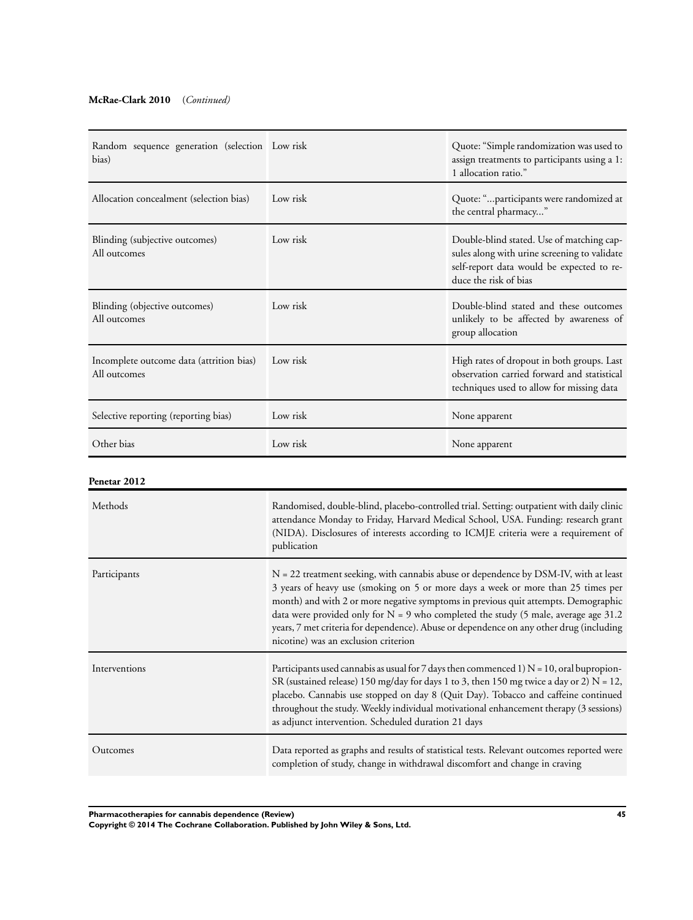**McRae-Clark 2010** (*Continued*)

| | | |
|---|---|---|
| Random sequence generation (selection bias) | Low risk | Quote: "Simple randomization was used to assign treatments to participants using a 1:1 allocation ratio." |
| Allocation concealment (selection bias) | Low risk | Quote: "...participants were randomized at the central pharmacy..." |
| Blinding (subjective outcomes)<br>All outcomes | Low risk | Double-blind stated. Use of matching capsules along with urine screening to validate self-report data would be expected to reduce the risk of bias |
| Blinding (objective outcomes)<br>All outcomes | Low risk | Double-blind stated and these outcomes unlikely to be affected by awareness of group allocation |
| Incomplete outcome data (attrition bias)<br>All outcomes | Low risk | High rates of dropout in both groups. Last observation carried forward and statistical techniques used to allow for missing data |
| Selective reporting (reporting bias) | Low risk | None apparent |
| Other bias | Low risk | None apparent |

**Penetar 2012**

| | |
|---|---|
| Methods | Randomised, double-blind, placebo-controlled trial. Setting: outpatient with daily clinic attendance Monday to Friday, Harvard Medical School, USA. Funding: research grant (NIDA). Disclosures of interests according to ICMJE criteria were a requirement of publication |
| Participants | N = 22 treatment seeking, with cannabis abuse or dependence by DSM-IV, with at least 3 years of heavy use (smoking on 5 or more days a week or more than 25 times per month) and with 2 or more negative symptoms in previous quit attempts. Demographic data were provided only for N = 9 who completed the study (5 male, average age 31.2 years, 7 met criteria for dependence). Abuse or dependence on any other drug (including nicotine) was an exclusion criterion |
| Interventions | Participants used cannabis as usual for 7 days then commenced 1) N = 10, oral bupropion-SR (sustained release) 150 mg/day for days 1 to 3, then 150 mg twice a day or 2) N = 12, placebo. Cannabis use stopped on day 8 (Quit Day). Tobacco and caffeine continued throughout the study. Weekly individual motivational enhancement therapy (3 sessions) as adjunct intervention. Scheduled duration 21 days |
| Outcomes | Data reported as graphs and results of statistical tests. Relevant outcomes reported were completion of study, change in withdrawal discomfort and change in craving |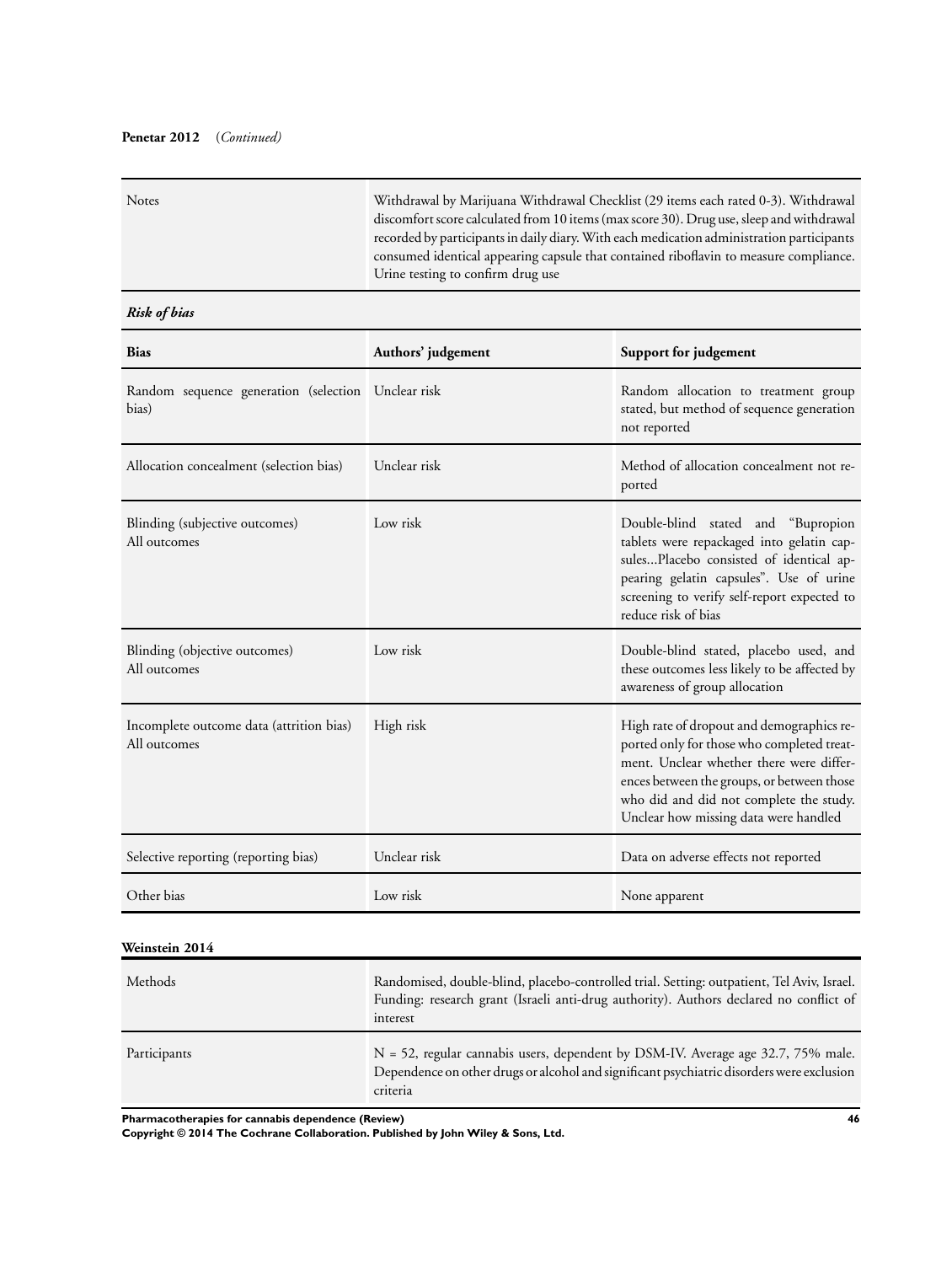**Penetar 2012** (*Continued*)

| | |
|---|---|
| Notes | Withdrawal by Marijuana Withdrawal Checklist (29 items each rated 0-3). Withdrawal discomfort score calculated from 10 items (max score 30). Drug use, sleep and withdrawal recorded by participants in daily diary. With each medication administration participants consumed identical appearing capsule that contained riboflavin to measure compliance. Urine testing to confirm drug use |

***Risk of bias***

| Bias | Authors' judgement | Support for judgement |
|---|---|---|
| Random sequence generation (selection bias) | Unclear risk | Random allocation to treatment group stated, but method of sequence generation not reported |
| Allocation concealment (selection bias) | Unclear risk | Method of allocation concealment not reported |
| Blinding (subjective outcomes) All outcomes | Low risk | Double-blind stated and "Bupropion tablets were repackaged into gelatin capsules...Placebo consisted of identical appearing gelatin capsules". Use of urine screening to verify self-report expected to reduce risk of bias |
| Blinding (objective outcomes) All outcomes | Low risk | Double-blind stated, placebo used, and these outcomes less likely to be affected by awareness of group allocation |
| Incomplete outcome data (attrition bias) All outcomes | High risk | High rate of dropout and demographics reported only for those who completed treatment. Unclear whether there were differences between the groups, or between those who did and did not complete the study. Unclear how missing data were handled |
| Selective reporting (reporting bias) | Unclear risk | Data on adverse effects not reported |
| Other bias | Low risk | None apparent |

**Weinstein 2014**

| | |
|---|---|
| Methods | Randomised, double-blind, placebo-controlled trial. Setting: outpatient, Tel Aviv, Israel. Funding: research grant (Israeli anti-drug authority). Authors declared no conflict of interest |
| Participants | N = 52, regular cannabis users, dependent by DSM-IV. Average age 32.7, 75% male. Dependence on other drugs or alcohol and significant psychiatric disorders were exclusion criteria |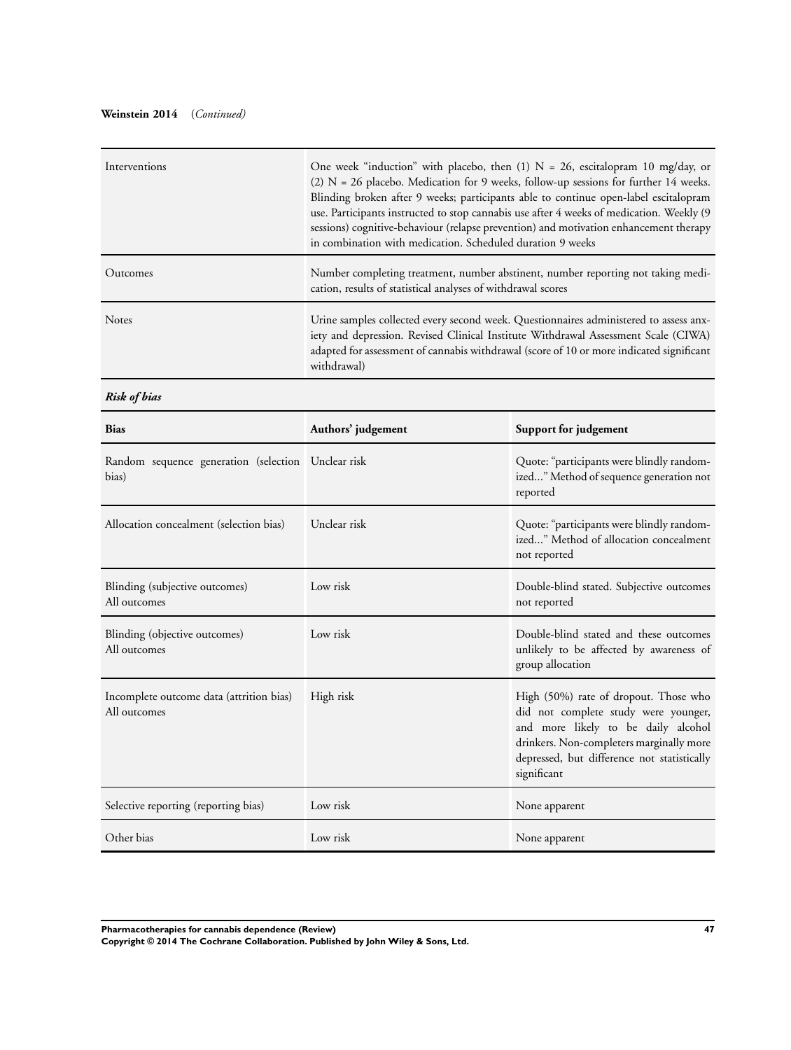**Weinstein 2014** (*Continued*)

| | |
|---|---|
| Interventions | One week "induction" with placebo, then (1) N = 26, escitalopram 10 mg/day, or (2) N = 26 placebo. Medication for 9 weeks, follow-up sessions for further 14 weeks. Blinding broken after 9 weeks; participants able to continue open-label escitalopram use. Participants instructed to stop cannabis use after 4 weeks of medication. Weekly (9 sessions) cognitive-behaviour (relapse prevention) and motivation enhancement therapy in combination with medication. Scheduled duration 9 weeks |
| Outcomes | Number completing treatment, number abstinent, number reporting not taking medication, results of statistical analyses of withdrawal scores |
| Notes | Urine samples collected every second week. Questionnaires administered to assess anxiety and depression. Revised Clinical Institute Withdrawal Assessment Scale (CIWA) adapted for assessment of cannabis withdrawal (score of 10 or more indicated significant withdrawal) |

***Risk of bias***

| Bias | Authors' judgement | Support for judgement |
|---|---|---|
| Random sequence generation (selection bias) | Unclear risk | Quote: "participants were blindly randomized..." Method of sequence generation not reported |
| Allocation concealment (selection bias) | Unclear risk | Quote: "participants were blindly randomized..." Method of allocation concealment not reported |
| Blinding (subjective outcomes) All outcomes | Low risk | Double-blind stated. Subjective outcomes not reported |
| Blinding (objective outcomes) All outcomes | Low risk | Double-blind stated and these outcomes unlikely to be affected by awareness of group allocation |
| Incomplete outcome data (attrition bias) All outcomes | High risk | High (50%) rate of dropout. Those who did not complete study were younger, and more likely to be daily alcohol drinkers. Non-completers marginally more depressed, but difference not statistically significant |
| Selective reporting (reporting bias) | Low risk | None apparent |
| Other bias | Low risk | None apparent |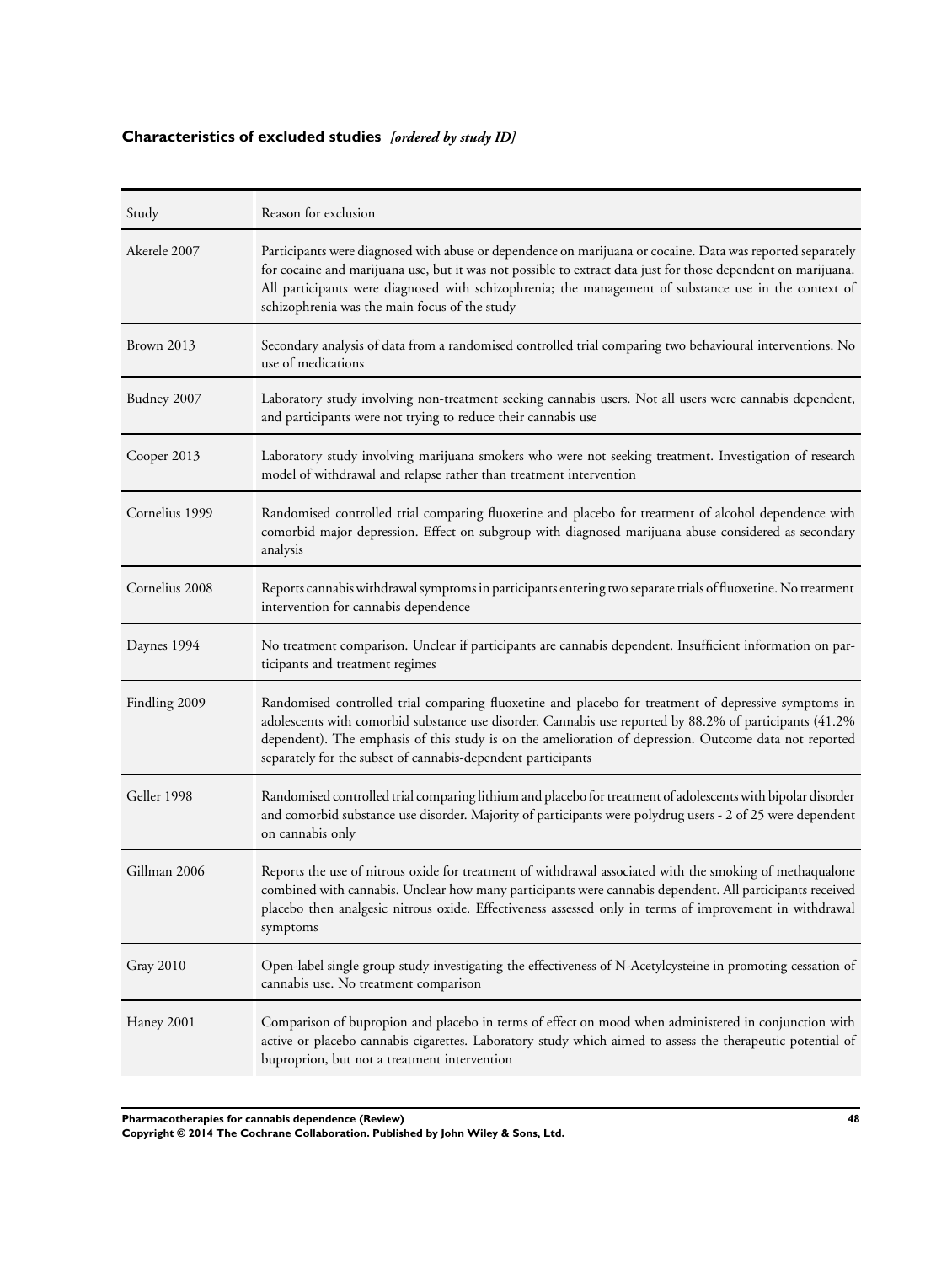### Characteristics of excluded studies *[ordered by study ID]*

| Study | Reason for exclusion |
|---|---|
| Akerele 2007 | Participants were diagnosed with abuse or dependence on marijuana or cocaine. Data was reported separately for cocaine and marijuana use, but it was not possible to extract data just for those dependent on marijuana. All participants were diagnosed with schizophrenia; the management of substance use in the context of schizophrenia was the main focus of the study |
| Brown 2013 | Secondary analysis of data from a randomised controlled trial comparing two behavioural interventions. No use of medications |
| Budney 2007 | Laboratory study involving non-treatment seeking cannabis users. Not all users were cannabis dependent, and participants were not trying to reduce their cannabis use |
| Cooper 2013 | Laboratory study involving marijuana smokers who were not seeking treatment. Investigation of research model of withdrawal and relapse rather than treatment intervention |
| Cornelius 1999 | Randomised controlled trial comparing fluoxetine and placebo for treatment of alcohol dependence with comorbid major depression. Effect on subgroup with diagnosed marijuana abuse considered as secondary analysis |
| Cornelius 2008 | Reports cannabis withdrawal symptoms in participants entering two separate trials of fluoxetine. No treatment intervention for cannabis dependence |
| Daynes 1994 | No treatment comparison. Unclear if participants are cannabis dependent. Insufficient information on participants and treatment regimes |
| Findling 2009 | Randomised controlled trial comparing fluoxetine and placebo for treatment of depressive symptoms in adolescents with comorbid substance use disorder. Cannabis use reported by 88.2% of participants (41.2% dependent). The emphasis of this study is on the amelioration of depression. Outcome data not reported separately for the subset of cannabis-dependent participants |
| Geller 1998 | Randomised controlled trial comparing lithium and placebo for treatment of adolescents with bipolar disorder and comorbid substance use disorder. Majority of participants were polydrug users - 2 of 25 were dependent on cannabis only |
| Gillman 2006 | Reports the use of nitrous oxide for treatment of withdrawal associated with the smoking of methaqualone combined with cannabis. Unclear how many participants were cannabis dependent. All participants received placebo then analgesic nitrous oxide. Effectiveness assessed only in terms of improvement in withdrawal symptoms |
| Gray 2010 | Open-label single group study investigating the effectiveness of N-Acetylcysteine in promoting cessation of cannabis use. No treatment comparison |
| Haney 2001 | Comparison of bupropion and placebo in terms of effect on mood when administered in conjunction with active or placebo cannabis cigarettes. Laboratory study which aimed to assess the therapeutic potential of buproprion, but not a treatment intervention |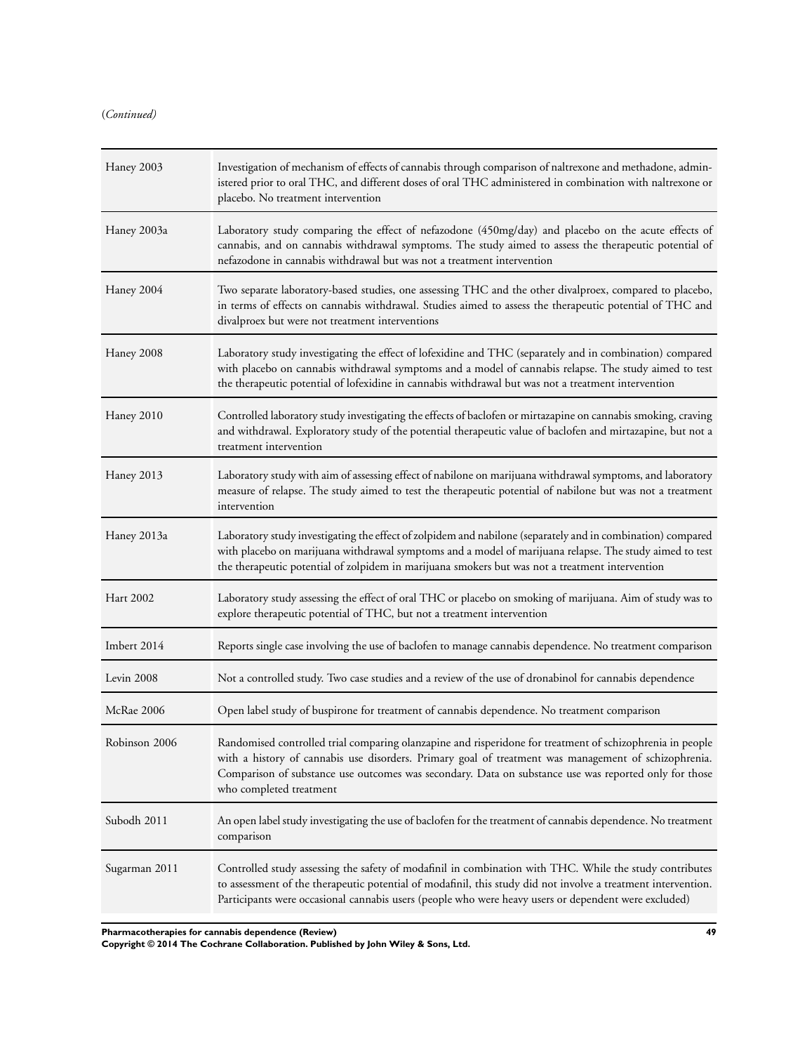(*Continued*)

| | |
|---|---|
| Haney 2003 | Investigation of mechanism of effects of cannabis through comparison of naltrexone and methadone, administered prior to oral THC, and different doses of oral THC administered in combination with naltrexone or placebo. No treatment intervention |
| Haney 2003a | Laboratory study comparing the effect of nefazodone (450mg/day) and placebo on the acute effects of cannabis, and on cannabis withdrawal symptoms. The study aimed to assess the therapeutic potential of nefazodone in cannabis withdrawal but was not a treatment intervention |
| Haney 2004 | Two separate laboratory-based studies, one assessing THC and the other divalproex, compared to placebo, in terms of effects on cannabis withdrawal. Studies aimed to assess the therapeutic potential of THC and divalproex but were not treatment interventions |
| Haney 2008 | Laboratory study investigating the effect of lofexidine and THC (separately and in combination) compared with placebo on cannabis withdrawal symptoms and a model of cannabis relapse. The study aimed to test the therapeutic potential of lofexidine in cannabis withdrawal but was not a treatment intervention |
| Haney 2010 | Controlled laboratory study investigating the effects of baclofen or mirtazapine on cannabis smoking, craving and withdrawal. Exploratory study of the potential therapeutic value of baclofen and mirtazapine, but not a treatment intervention |
| Haney 2013 | Laboratory study with aim of assessing effect of nabilone on marijuana withdrawal symptoms, and laboratory measure of relapse. The study aimed to test the therapeutic potential of nabilone but was not a treatment intervention |
| Haney 2013a | Laboratory study investigating the effect of zolpidem and nabilone (separately and in combination) compared with placebo on marijuana withdrawal symptoms and a model of marijuana relapse. The study aimed to test the therapeutic potential of zolpidem in marijuana smokers but was not a treatment intervention |
| Hart 2002 | Laboratory study assessing the effect of oral THC or placebo on smoking of marijuana. Aim of study was to explore therapeutic potential of THC, but not a treatment intervention |
| Imbert 2014 | Reports single case involving the use of baclofen to manage cannabis dependence. No treatment comparison |
| Levin 2008 | Not a controlled study. Two case studies and a review of the use of dronabinol for cannabis dependence |
| McRae 2006 | Open label study of buspirone for treatment of cannabis dependence. No treatment comparison |
| Robinson 2006 | Randomised controlled trial comparing olanzapine and risperidone for treatment of schizophrenia in people with a history of cannabis use disorders. Primary goal of treatment was management of schizophrenia. Comparison of substance use outcomes was secondary. Data on substance use was reported only for those who completed treatment |
| Subodh 2011 | An open label study investigating the use of baclofen for the treatment of cannabis dependence. No treatment comparison |
| Sugarman 2011 | Controlled study assessing the safety of modafinil in combination with THC. While the study contributes to assessment of the therapeutic potential of modafinil, this study did not involve a treatment intervention. Participants were occasional cannabis users (people who were heavy users or dependent were excluded) |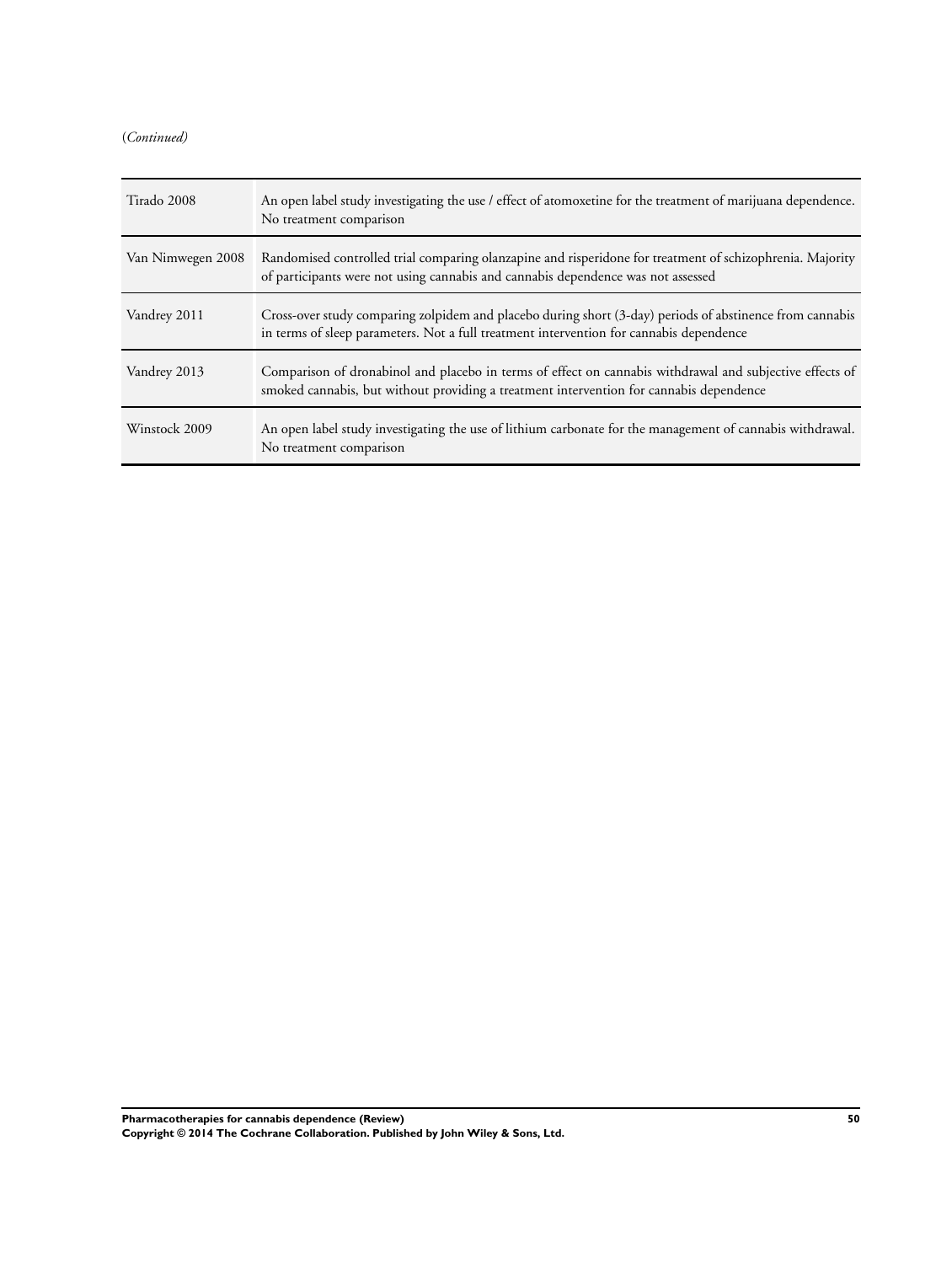(*Continued*)

| | |
|---|---|
| Tirado 2008 | An open label study investigating the use / effect of atomoxetine for the treatment of marijuana dependence. No treatment comparison |
| Van Nimwegen 2008 | Randomised controlled trial comparing olanzapine and risperidone for treatment of schizophrenia. Majority of participants were not using cannabis and cannabis dependence was not assessed |
| Vandrey 2011 | Cross-over study comparing zolpidem and placebo during short (3-day) periods of abstinence from cannabis in terms of sleep parameters. Not a full treatment intervention for cannabis dependence |
| Vandrey 2013 | Comparison of dronabinol and placebo in terms of effect on cannabis withdrawal and subjective effects of smoked cannabis, but without providing a treatment intervention for cannabis dependence |
| Winstock 2009 | An open label study investigating the use of lithium carbonate for the management of cannabis withdrawal. No treatment comparison |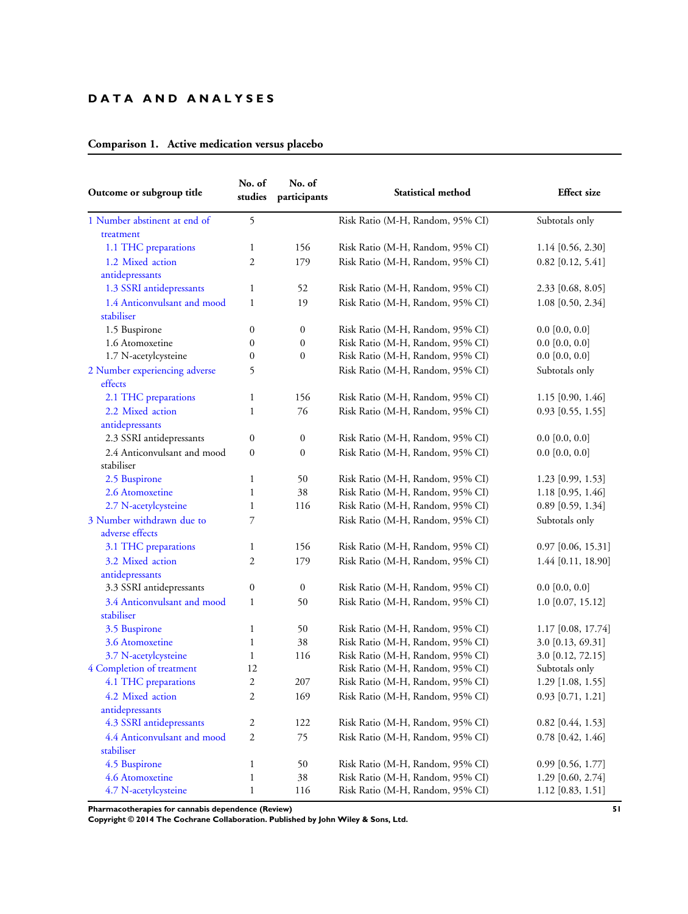# DATA AND ANALYSES

## Comparison 1. Active medication versus placebo

| Outcome or subgroup title | No. of studies | No. of participants | Statistical method | Effect size |
|---|---|---|---|---|
| 1 Number abstinent at end of treatment | 5 | | Risk Ratio (M-H, Random, 95% CI) | Subtotals only |
| 1.1 THC preparations | 1 | 156 | Risk Ratio (M-H, Random, 95% CI) | 1.14 [0.56, 2.30] |
| 1.2 Mixed action antidepressants | 2 | 179 | Risk Ratio (M-H, Random, 95% CI) | 0.82 [0.12, 5.41] |
| 1.3 SSRI antidepressants | 1 | 52 | Risk Ratio (M-H, Random, 95% CI) | 2.33 [0.68, 8.05] |
| 1.4 Anticonvulsant and mood stabiliser | 1 | 19 | Risk Ratio (M-H, Random, 95% CI) | 1.08 [0.50, 2.34] |
| 1.5 Buspirone | 0 | 0 | Risk Ratio (M-H, Random, 95% CI) | 0.0 [0.0, 0.0] |
| 1.6 Atomoxetine | 0 | 0 | Risk Ratio (M-H, Random, 95% CI) | 0.0 [0.0, 0.0] |
| 1.7 N-acetylcysteine | 0 | 0 | Risk Ratio (M-H, Random, 95% CI) | 0.0 [0.0, 0.0] |
| 2 Number experiencing adverse effects | 5 | | Risk Ratio (M-H, Random, 95% CI) | Subtotals only |
| 2.1 THC preparations | 1 | 156 | Risk Ratio (M-H, Random, 95% CI) | 1.15 [0.90, 1.46] |
| 2.2 Mixed action antidepressants | 1 | 76 | Risk Ratio (M-H, Random, 95% CI) | 0.93 [0.55, 1.55] |
| 2.3 SSRI antidepressants | 0 | 0 | Risk Ratio (M-H, Random, 95% CI) | 0.0 [0.0, 0.0] |
| 2.4 Anticonvulsant and mood stabiliser | 0 | 0 | Risk Ratio (M-H, Random, 95% CI) | 0.0 [0.0, 0.0] |
| 2.5 Buspirone | 1 | 50 | Risk Ratio (M-H, Random, 95% CI) | 1.23 [0.99, 1.53] |
| 2.6 Atomoxetine | 1 | 38 | Risk Ratio (M-H, Random, 95% CI) | 1.18 [0.95, 1.46] |
| 2.7 N-acetylcysteine | 1 | 116 | Risk Ratio (M-H, Random, 95% CI) | 0.89 [0.59, 1.34] |
| 3 Number withdrawn due to adverse effects | 7 | | Risk Ratio (M-H, Random, 95% CI) | Subtotals only |
| 3.1 THC preparations | 1 | 156 | Risk Ratio (M-H, Random, 95% CI) | 0.97 [0.06, 15.31] |
| 3.2 Mixed action antidepressants | 2 | 179 | Risk Ratio (M-H, Random, 95% CI) | 1.44 [0.11, 18.90] |
| 3.3 SSRI antidepressants | 0 | 0 | Risk Ratio (M-H, Random, 95% CI) | 0.0 [0.0, 0.0] |
| 3.4 Anticonvulsant and mood stabiliser | 1 | 50 | Risk Ratio (M-H, Random, 95% CI) | 1.0 [0.07, 15.12] |
| 3.5 Buspirone | 1 | 50 | Risk Ratio (M-H, Random, 95% CI) | 1.17 [0.08, 17.74] |
| 3.6 Atomoxetine | 1 | 38 | Risk Ratio (M-H, Random, 95% CI) | 3.0 [0.13, 69.31] |
| 3.7 N-acetylcysteine | 1 | 116 | Risk Ratio (M-H, Random, 95% CI) | 3.0 [0.12, 72.15] |
| 4 Completion of treatment | 12 | | Risk Ratio (M-H, Random, 95% CI) | Subtotals only |
| 4.1 THC preparations | 2 | 207 | Risk Ratio (M-H, Random, 95% CI) | 1.29 [1.08, 1.55] |
| 4.2 Mixed action antidepressants | 2 | 169 | Risk Ratio (M-H, Random, 95% CI) | 0.93 [0.71, 1.21] |
| 4.3 SSRI antidepressants | 2 | 122 | Risk Ratio (M-H, Random, 95% CI) | 0.82 [0.44, 1.53] |
| 4.4 Anticonvulsant and mood stabiliser | 2 | 75 | Risk Ratio (M-H, Random, 95% CI) | 0.78 [0.42, 1.46] |
| 4.5 Buspirone | 1 | 50 | Risk Ratio (M-H, Random, 95% CI) | 0.99 [0.56, 1.77] |
| 4.6 Atomoxetine | 1 | 38 | Risk Ratio (M-H, Random, 95% CI) | 1.29 [0.60, 2.74] |
| 4.7 N-acetylcysteine | 1 | 116 | Risk Ratio (M-H, Random, 95% CI) | 1.12 [0.83, 1.51] |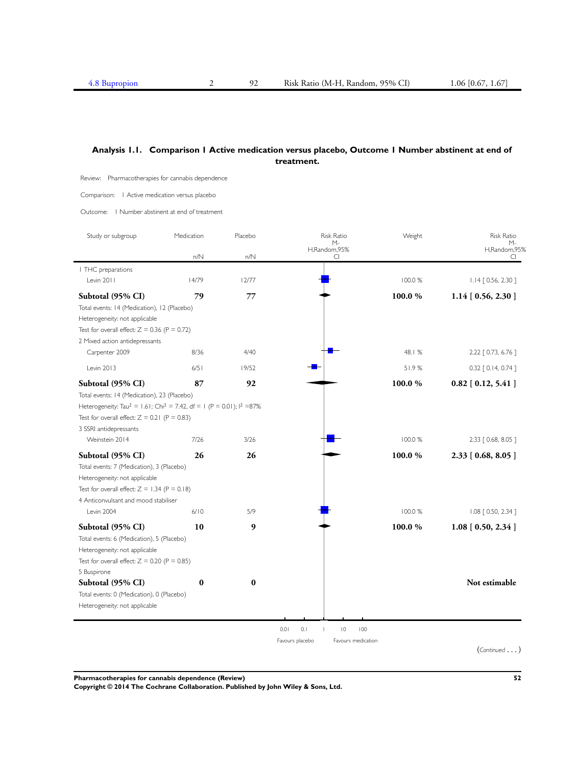| 4.8 Bupropion | 2 | 92 | Risk Ratio (M-H, Random, 95% CI) | 1.06 [0.67, 1.67] |
|---|---|---|---|---|

## Analysis 1.1. Comparison 1 Active medication versus placebo, Outcome 1 Number abstinent at end of treatment.

Review: Pharmacotherapies for cannabis dependence

Comparison: 1 Active medication versus placebo

Outcome: 1 Number abstinent at end of treatment

| Study or subgroup | Medication n/N | Placebo n/N | Risk Ratio M-H,Random,95% CI | Weight | Risk Ratio M-H,Random,95% CI |
|---|---|---|---|---|---|
| 1 THC preparations | | | | | |
| Levin 2011 | 14/79 | 12/77 | | 100.0 % | 1.14 [ 0.56, 2.30 ] |
| **Subtotal (95% CI)** | **79** | **77** | | **100.0 %** | **1.14 [ 0.56, 2.30 ]** |
| Total events: 14 (Medication), 12 (Placebo) | | | | | |
| Heterogeneity: not applicable | | | | | |
| Test for overall effect: Z = 0.36 (P = 0.72) | | | | | |
| 2 Mixed action antidepressants | | | | | |
| Carpenter 2009 | 8/36 | 4/40 | | 48.1 % | 2.22 [ 0.73, 6.76 ] |
| Levin 2013 | 6/51 | 19/52 | | 51.9 % | 0.32 [ 0.14, 0.74 ] |
| **Subtotal (95% CI)** | **87** | **92** | | **100.0 %** | **0.82 [ 0.12, 5.41 ]** |
| Total events: 14 (Medication), 23 (Placebo) | | | | | |
| Heterogeneity: $Tau^2 = 1.61$; $Chi^2 = 7.42$, df = 1 (P = 0.01); $I^2 = 87\%$ | | | | | |
| Test for overall effect: Z = 0.21 (P = 0.83) | | | | | |
| 3 SSRI antidepressants | | | | | |
| Weinstein 2014 | 7/26 | 3/26 | | 100.0 % | 2.33 [ 0.68, 8.05 ] |
| **Subtotal (95% CI)** | **26** | **26** | | **100.0 %** | **2.33 [ 0.68, 8.05 ]** |
| Total events: 7 (Medication), 3 (Placebo) | | | | | |
| Heterogeneity: not applicable | | | | | |
| Test for overall effect: Z = 1.34 (P = 0.18) | | | | | |
| 4 Anticonvulsant and mood stabiliser | | | | | |
| Levin 2004 | 6/10 | 5/9 | | 100.0 % | 1.08 [ 0.50, 2.34 ] |
| **Subtotal (95% CI)** | **10** | **9** | | **100.0 %** | **1.08 [ 0.50, 2.34 ]** |
| Total events: 6 (Medication), 5 (Placebo) | | | | | |
| Heterogeneity: not applicable | | | | | |
| Test for overall effect: Z = 0.20 (P = 0.85) | | | | | |
| 5 Buspirone | | | | | |
| **Subtotal (95% CI)** | **0** | **0** | | | **Not estimable** |
| Total events: 0 (Medication), 0 (Placebo) | | | | | |
| Heterogeneity: not applicable | | | | | |

0.01 0.1 1 10 100

Favours placebo Favours medication

(*Continued . . .*)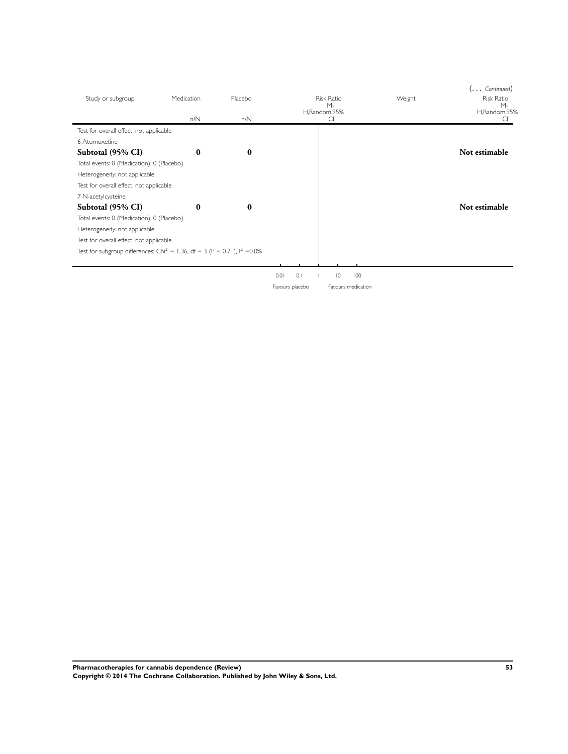(... *Continued*)

| Study or subgroup | Medication | Placebo | Risk Ratio M-H,Random,95% CI | Weight | Risk Ratio M-H,Random,95% CI |
|---|---|---|---|---|---|
| | n/N | n/N | | | |
| Test for overall effect: not applicable | | | | | |
| 6 Atomoxetine | | | | | |
| **Subtotal (95% CI)** | **0** | **0** | | | **Not estimable** |
| Total events: 0 (Medication), 0 (Placebo) | | | | | |
| Heterogeneity: not applicable | | | | | |
| Test for overall effect: not applicable | | | | | |
| 7 N-acetylcysteine | | | | | |
| **Subtotal (95% CI)** | **0** | **0** | | | **Not estimable** |
| Total events: 0 (Medication), 0 (Placebo) | | | | | |
| Heterogeneity: not applicable | | | | | |
| Test for overall effect: not applicable | | | | | |
| Test for subgroup differences: $Chi^2 = 1.36$, df = 3 (P = 0.71), $I^2 = 0.0\%$ | | | | | |

0.01 0.1 1 10 100

Favours placebo Favours medication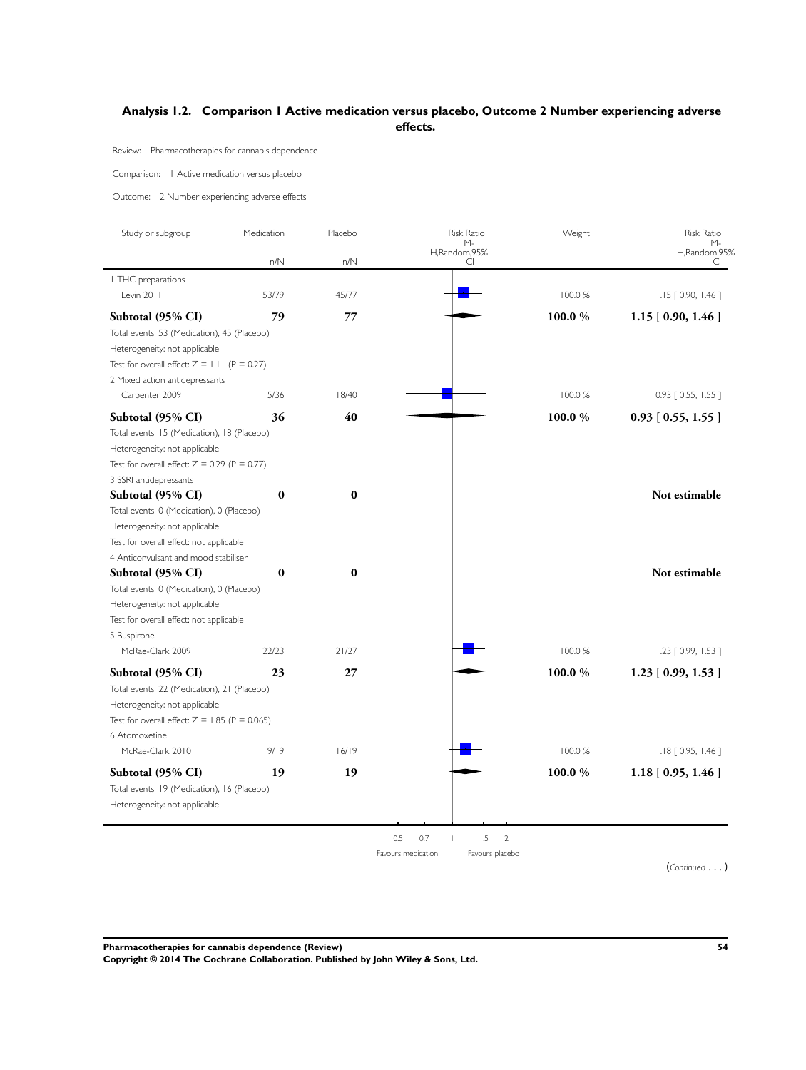## Analysis 1.2. Comparison 1 Active medication versus placebo, Outcome 2 Number experiencing adverse effects.

Review: Pharmacotherapies for cannabis dependence

Comparison: 1 Active medication versus placebo

Outcome: 2 Number experiencing adverse effects

| Study or subgroup | Medication n/N | Placebo n/N | Risk Ratio M-H,Random,95% CI | Weight | Risk Ratio M-H,Random,95% CI |
|---|---|---|---|---|---|
| 1 THC preparations | | | | | |
| Levin 2011 | 53/79 | 45/77 | | 100.0 % | 1.15 [ 0.90, 1.46 ] |
| **Subtotal (95% CI)** | **79** | **77** | | **100.0 %** | **1.15 [ 0.90, 1.46 ]** |
| Total events: 53 (Medication), 45 (Placebo) | | | | | |
| Heterogeneity: not applicable | | | | | |
| Test for overall effect: Z = 1.11 (P = 0.27) | | | | | |
| 2 Mixed action antidepressants | | | | | |
| Carpenter 2009 | 15/36 | 18/40 | | 100.0 % | 0.93 [ 0.55, 1.55 ] |
| **Subtotal (95% CI)** | **36** | **40** | | **100.0 %** | **0.93 [ 0.55, 1.55 ]** |
| Total events: 15 (Medication), 18 (Placebo) | | | | | |
| Heterogeneity: not applicable | | | | | |
| Test for overall effect: Z = 0.29 (P = 0.77) | | | | | |
| 3 SSRI antidepressants | | | | | |
| **Subtotal (95% CI)** | **0** | **0** | | | **Not estimable** |
| Total events: 0 (Medication), 0 (Placebo) | | | | | |
| Heterogeneity: not applicable | | | | | |
| Test for overall effect: not applicable | | | | | |
| 4 Anticonvulsant and mood stabiliser | | | | | |
| **Subtotal (95% CI)** | **0** | **0** | | | **Not estimable** |
| Total events: 0 (Medication), 0 (Placebo) | | | | | |
| Heterogeneity: not applicable | | | | | |
| Test for overall effect: not applicable | | | | | |
| 5 Buspirone | | | | | |
| McRae-Clark 2009 | 22/23 | 21/27 | | 100.0 % | 1.23 [ 0.99, 1.53 ] |
| **Subtotal (95% CI)** | **23** | **27** | | **100.0 %** | **1.23 [ 0.99, 1.53 ]** |
| Total events: 22 (Medication), 21 (Placebo) | | | | | |
| Heterogeneity: not applicable | | | | | |
| Test for overall effect: Z = 1.85 (P = 0.065) | | | | | |
| 6 Atomoxetine | | | | | |
| McRae-Clark 2010 | 19/19 | 16/19 | | 100.0 % | 1.18 [ 0.95, 1.46 ] |
| **Subtotal (95% CI)** | **19** | **19** | | **100.0 %** | **1.18 [ 0.95, 1.46 ]** |
| Total events: 19 (Medication), 16 (Placebo) | | | | | |
| Heterogeneity: not applicable | | | | | |

0.5 0.7 1 1.5 2

Favours medication Favours placebo

(*Continued* . . . )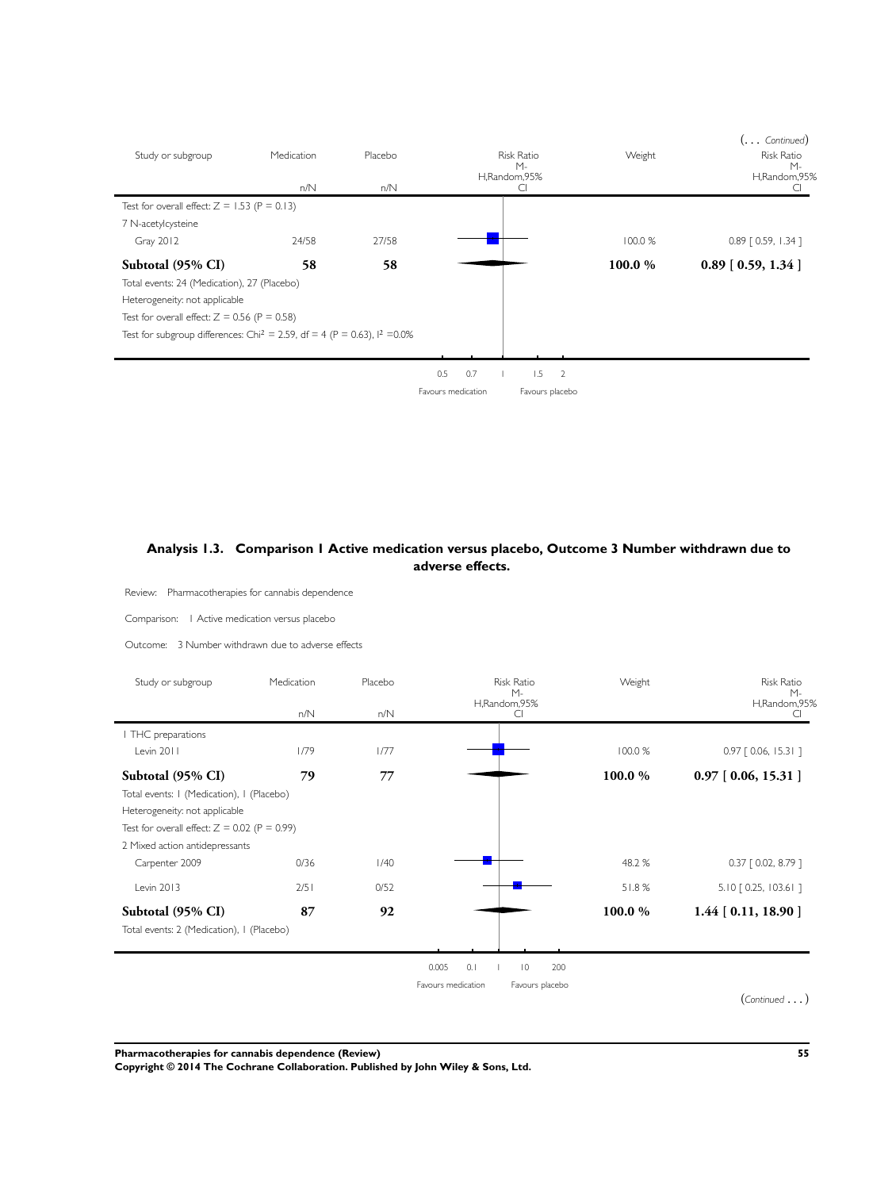(... *Continued*)

| Study or subgroup | Medication | Placebo | Risk Ratio M-H,Random,95% CI | Weight | Risk Ratio M-H,Random,95% CI |
|---|---|---|---|---|---|
| | n/N | n/N | | | |
| Test for overall effect: Z = 1.53 (P = 0.13) | | | | | |
| 7 N-acetylcysteine | | | | | |
| Gray 2012 | 24/58 | 27/58 | | 100.0 % | 0.89 [ 0.59, 1.34 ] |
| **Subtotal (95% CI)** | **58** | **58** | | **100.0 %** | **0.89 [ 0.59, 1.34 ]** |
| Total events: 24 (Medication), 27 (Placebo) | | | | | |
| Heterogeneity: not applicable | | | | | |
| Test for overall effect: Z = 0.56 (P = 0.58) | | | | | |
| Test for subgroup differences: Chi² = 2.59, df = 4 (P = 0.63), I² =0.0% | | | | | |

0.5 0.7 1 1.5 2

Favours medication Favours placebo

### Analysis 1.3. Comparison 1 Active medication versus placebo, Outcome 3 Number withdrawn due to adverse effects.

Review: Pharmacotherapies for cannabis dependence

Comparison: 1 Active medication versus placebo

Outcome: 3 Number withdrawn due to adverse effects

| Study or subgroup | Medication | Placebo | Risk Ratio M-H,Random,95% CI | Weight | Risk Ratio M-H,Random,95% CI |
|---|---|---|---|---|---|
| | n/N | n/N | | | |
| 1 THC preparations | | | | | |
| Levin 2011 | 1/79 | 1/77 | | 100.0 % | 0.97 [ 0.06, 15.31 ] |
| **Subtotal (95% CI)** | **79** | **77** | | **100.0 %** | **0.97 [ 0.06, 15.31 ]** |
| Total events: 1 (Medication), 1 (Placebo) | | | | | |
| Heterogeneity: not applicable | | | | | |
| Test for overall effect: Z = 0.02 (P = 0.99) | | | | | |
| 2 Mixed action antidepressants | | | | | |
| Carpenter 2009 | 0/36 | 1/40 | | 48.2 % | 0.37 [ 0.02, 8.79 ] |
| Levin 2013 | 2/51 | 0/52 | | 51.8 % | 5.10 [ 0.25, 103.61 ] |
| **Subtotal (95% CI)** | **87** | **92** | | **100.0 %** | **1.44 [ 0.11, 18.90 ]** |
| Total events: 2 (Medication), 1 (Placebo) | | | | | |

0.005 0.1 1 10 200

Favours medication Favours placebo

(*Continued* ...)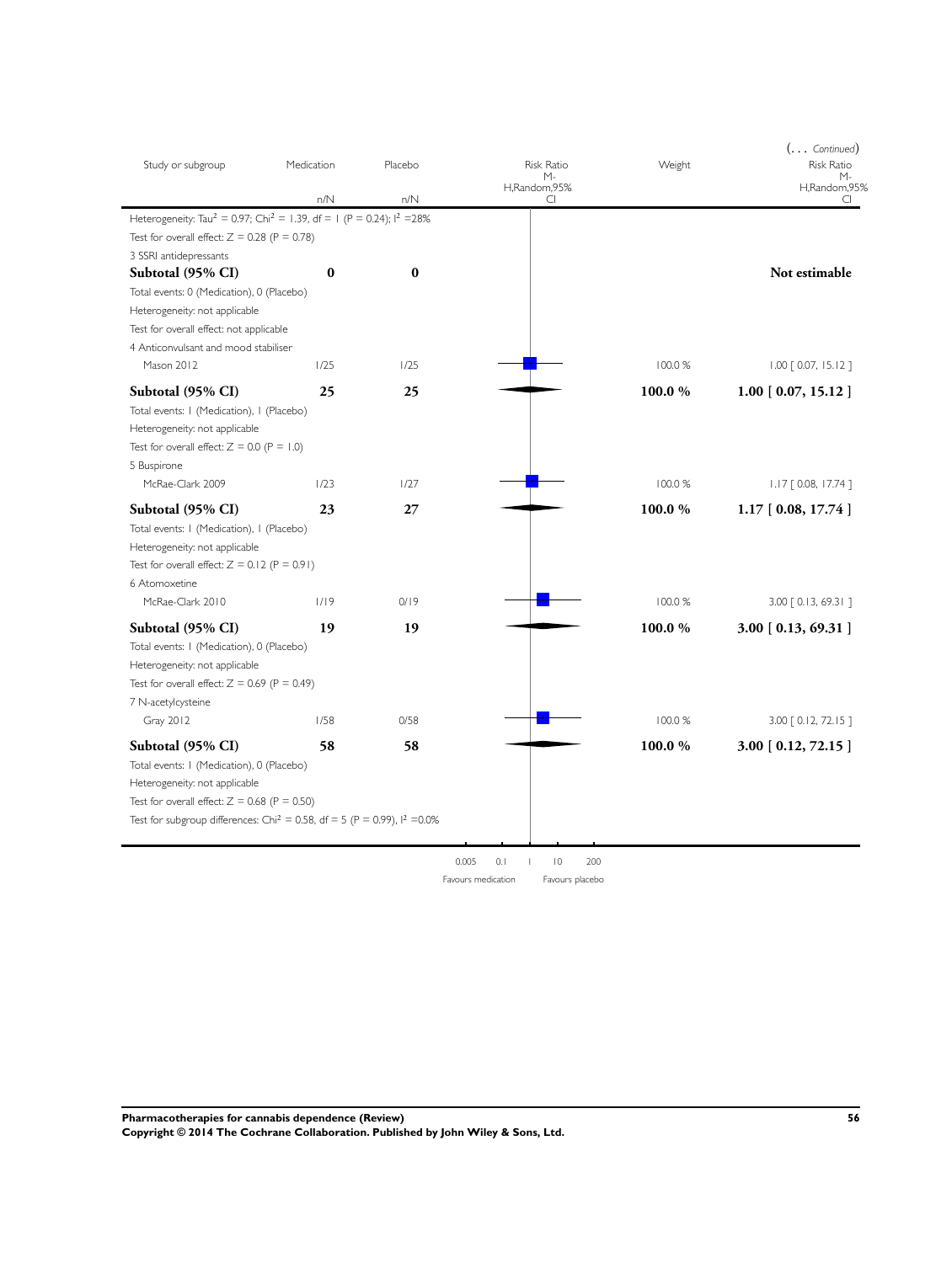(... *Continued*)

| Study or subgroup | Medication n/N | Placebo n/N | Risk Ratio M-H,Random,95% CI | Weight | Risk Ratio M-H,Random,95% CI |
|---|---|---|---|---|---|
| Heterogeneity: $Tau^2 = 0.97$; $Chi^2 = 1.39$, $df = 1$ ($P = 0.24$); $I^2 = 28\%$ | | | | | |
| Test for overall effect: $Z = 0.28$ ($P = 0.78$) | | | | | |
| 3 SSRI antidepressants | | | | | |
| **Subtotal (95% CI)** | **0** | **0** | | | **Not estimable** |
| Total events: 0 (Medication), 0 (Placebo) | | | | | |
| Heterogeneity: not applicable | | | | | |
| Test for overall effect: not applicable | | | | | |
| 4 Anticonvulsant and mood stabiliser | | | | | |
| Mason 2012 | 1/25 | 1/25 | | 100.0 % | 1.00 [ 0.07, 15.12 ] |
| **Subtotal (95% CI)** | **25** | **25** | | **100.0 %** | **1.00 [ 0.07, 15.12 ]** |
| Total events: 1 (Medication), 1 (Placebo) | | | | | |
| Heterogeneity: not applicable | | | | | |
| Test for overall effect: $Z = 0.0$ ($P = 1.0$) | | | | | |
| 5 Buspirone | | | | | |
| McRae-Clark 2009 | 1/23 | 1/27 | | 100.0 % | 1.17 [ 0.08, 17.74 ] |
| **Subtotal (95% CI)** | **23** | **27** | | **100.0 %** | **1.17 [ 0.08, 17.74 ]** |
| Total events: 1 (Medication), 1 (Placebo) | | | | | |
| Heterogeneity: not applicable | | | | | |
| Test for overall effect: $Z = 0.12$ ($P = 0.91$) | | | | | |
| 6 Atomoxetine | | | | | |
| McRae-Clark 2010 | 1/19 | 0/19 | | 100.0 % | 3.00 [ 0.13, 69.31 ] |
| **Subtotal (95% CI)** | **19** | **19** | | **100.0 %** | **3.00 [ 0.13, 69.31 ]** |
| Total events: 1 (Medication), 0 (Placebo) | | | | | |
| Heterogeneity: not applicable | | | | | |
| Test for overall effect: $Z = 0.69$ ($P = 0.49$) | | | | | |
| 7 N-acetylcysteine | | | | | |
| Gray 2012 | 1/58 | 0/58 | | 100.0 % | 3.00 [ 0.12, 72.15 ] |
| **Subtotal (95% CI)** | **58** | **58** | | **100.0 %** | **3.00 [ 0.12, 72.15 ]** |
| Total events: 1 (Medication), 0 (Placebo) | | | | | |
| Heterogeneity: not applicable | | | | | |
| Test for overall effect: $Z = 0.68$ ($P = 0.50$) | | | | | |
| Test for subgroup differences: $Chi^2 = 0.58$, $df = 5$ ($P = 0.99$), $I^2 = 0.0\%$ | | | | | |

0.005 0.1 1 10 200

Favours medication Favours placebo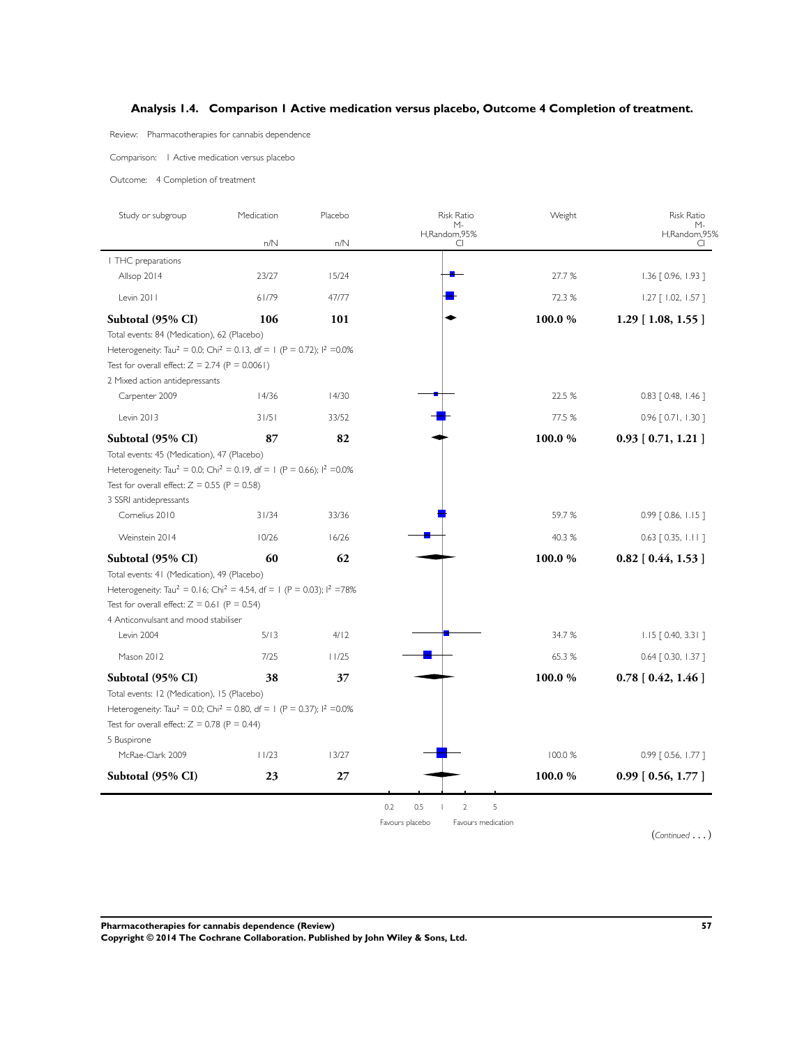## Analysis 1.4. Comparison 1 Active medication versus placebo, Outcome 4 Completion of treatment.

Review: Pharmacotherapies for cannabis dependence

Comparison: 1 Active medication versus placebo

Outcome: 4 Completion of treatment

| Study or subgroup | Medication n/N | Placebo n/N | Risk Ratio M-H,Random,95% CI | Weight | Risk Ratio M-H,Random,95% CI |
|---|---|---|---|---|---|
| **1 THC preparations** | | | | | |
| Allsop 2014 | 23/27 | 15/24 | | 27.7 % | 1.36 [ 0.96, 1.93 ] |
| Levin 2011 | 61/79 | 47/77 | | 72.3 % | 1.27 [ 1.02, 1.57 ] |
| **Subtotal (95% CI)** | **106** | **101** | | **100.0 %** | **1.29 [ 1.08, 1.55 ]** |
| Total events: 84 (Medication), 62 (Placebo) | | | | | |
| Heterogeneity: $Tau^2 = 0.0$; $Chi^2 = 0.13$, df = 1 (P = 0.72); $I^2$ =0.0% | | | | | |
| Test for overall effect: Z = 2.74 (P = 0.0061) | | | | | |
| **2 Mixed action antidepressants** | | | | | |
| Carpenter 2009 | 14/36 | 14/30 | | 22.5 % | 0.83 [ 0.48, 1.46 ] |
| Levin 2013 | 31/51 | 33/52 | | 77.5 % | 0.96 [ 0.71, 1.30 ] |
| **Subtotal (95% CI)** | **87** | **82** | | **100.0 %** | **0.93 [ 0.71, 1.21 ]** |
| Total events: 45 (Medication), 47 (Placebo) | | | | | |
| Heterogeneity: $Tau^2 = 0.0$; $Chi^2 = 0.19$, df = 1 (P = 0.66); $I^2$ =0.0% | | | | | |
| Test for overall effect: Z = 0.55 (P = 0.58) | | | | | |
| **3 SSRI antidepressants** | | | | | |
| Cornelius 2010 | 31/34 | 33/36 | | 59.7 % | 0.99 [ 0.86, 1.15 ] |
| Weinstein 2014 | 10/26 | 16/26 | | 40.3 % | 0.63 [ 0.35, 1.11 ] |
| **Subtotal (95% CI)** | **60** | **62** | | **100.0 %** | **0.82 [ 0.44, 1.53 ]** |
| Total events: 41 (Medication), 49 (Placebo) | | | | | |
| Heterogeneity: $Tau^2 = 0.16$; $Chi^2 = 4.54$, df = 1 (P = 0.03); $I^2$ =78% | | | | | |
| Test for overall effect: Z = 0.61 (P = 0.54) | | | | | |
| **4 Anticonvulsant and mood stabiliser** | | | | | |
| Levin 2004 | 5/13 | 4/12 | | 34.7 % | 1.15 [ 0.40, 3.31 ] |
| Mason 2012 | 7/25 | 11/25 | | 65.3 % | 0.64 [ 0.30, 1.37 ] |
| **Subtotal (95% CI)** | **38** | **37** | | **100.0 %** | **0.78 [ 0.42, 1.46 ]** |
| Total events: 12 (Medication), 15 (Placebo) | | | | | |
| Heterogeneity: $Tau^2 = 0.0$; $Chi^2 = 0.80$, df = 1 (P = 0.37); $I^2$ =0.0% | | | | | |
| Test for overall effect: Z = 0.78 (P = 0.44) | | | | | |
| **5 Buspirone** | | | | | |
| McRae-Clark 2009 | 11/23 | 13/27 | | 100.0 % | 0.99 [ 0.56, 1.77 ] |
| **Subtotal (95% CI)** | **23** | **27** | | **100.0 %** | **0.99 [ 0.56, 1.77 ]** |

0.2 0.5 1 2 5

Favours placebo Favours medication

(*Continued . . .* )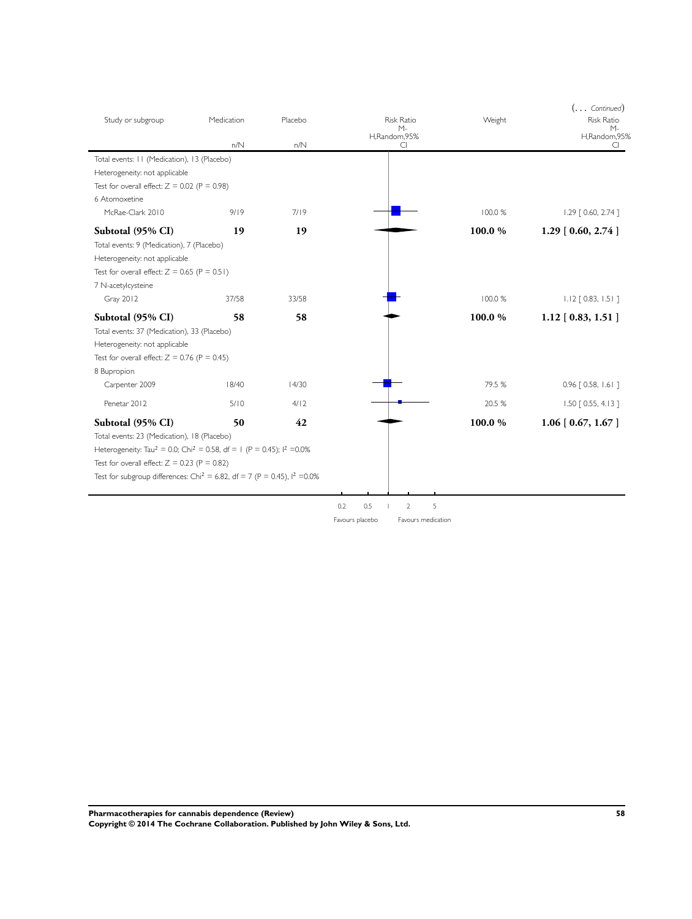(... *Continued*)

| Study or subgroup | Medication n/N | Placebo n/N | Risk Ratio M-H,Random,95% CI | Weight | Risk Ratio M-H,Random,95% CI |
|---|---|---|---|---|---|
| Total events: 11 (Medication), 13 (Placebo) | | | | | |
| Heterogeneity: not applicable | | | | | |
| Test for overall effect: Z = 0.02 (P = 0.98) | | | | | |
| 6 Atomoxetine | | | | | |
| McRae-Clark 2010 | 9/19 | 7/19 | | 100.0 % | 1.29 [ 0.60, 2.74 ] |
| **Subtotal (95% CI)** | **19** | **19** | | **100.0 %** | **1.29 [ 0.60, 2.74 ]** |
| Total events: 9 (Medication), 7 (Placebo) | | | | | |
| Heterogeneity: not applicable | | | | | |
| Test for overall effect: Z = 0.65 (P = 0.51) | | | | | |
| 7 N-acetylcysteine | | | | | |
| Gray 2012 | 37/58 | 33/58 | | 100.0 % | 1.12 [ 0.83, 1.51 ] |
| **Subtotal (95% CI)** | **58** | **58** | | **100.0 %** | **1.12 [ 0.83, 1.51 ]** |
| Total events: 37 (Medication), 33 (Placebo) | | | | | |
| Heterogeneity: not applicable | | | | | |
| Test for overall effect: Z = 0.76 (P = 0.45) | | | | | |
| 8 Bupropion | | | | | |
| Carpenter 2009 | 18/40 | 14/30 | | 79.5 % | 0.96 [ 0.58, 1.61 ] |
| Penetar 2012 | 5/10 | 4/12 | | 20.5 % | 1.50 [ 0.55, 4.13 ] |
| **Subtotal (95% CI)** | **50** | **42** | | **100.0 %** | **1.06 [ 0.67, 1.67 ]** |
| Total events: 23 (Medication), 18 (Placebo) | | | | | |
| Heterogeneity: $Tau^2 = 0.0$; $Chi^2 = 0.58$, df = 1 (P = 0.45); $I^2$ =0.0% | | | | | |
| Test for overall effect: Z = 0.23 (P = 0.82) | | | | | |
| Test for subgroup differences: $Chi^2 = 6.82$, df = 7 (P = 0.45), $I^2$ =0.0% | | | | | |

0.2 0.5 1 2 5

Favours placebo Favours medication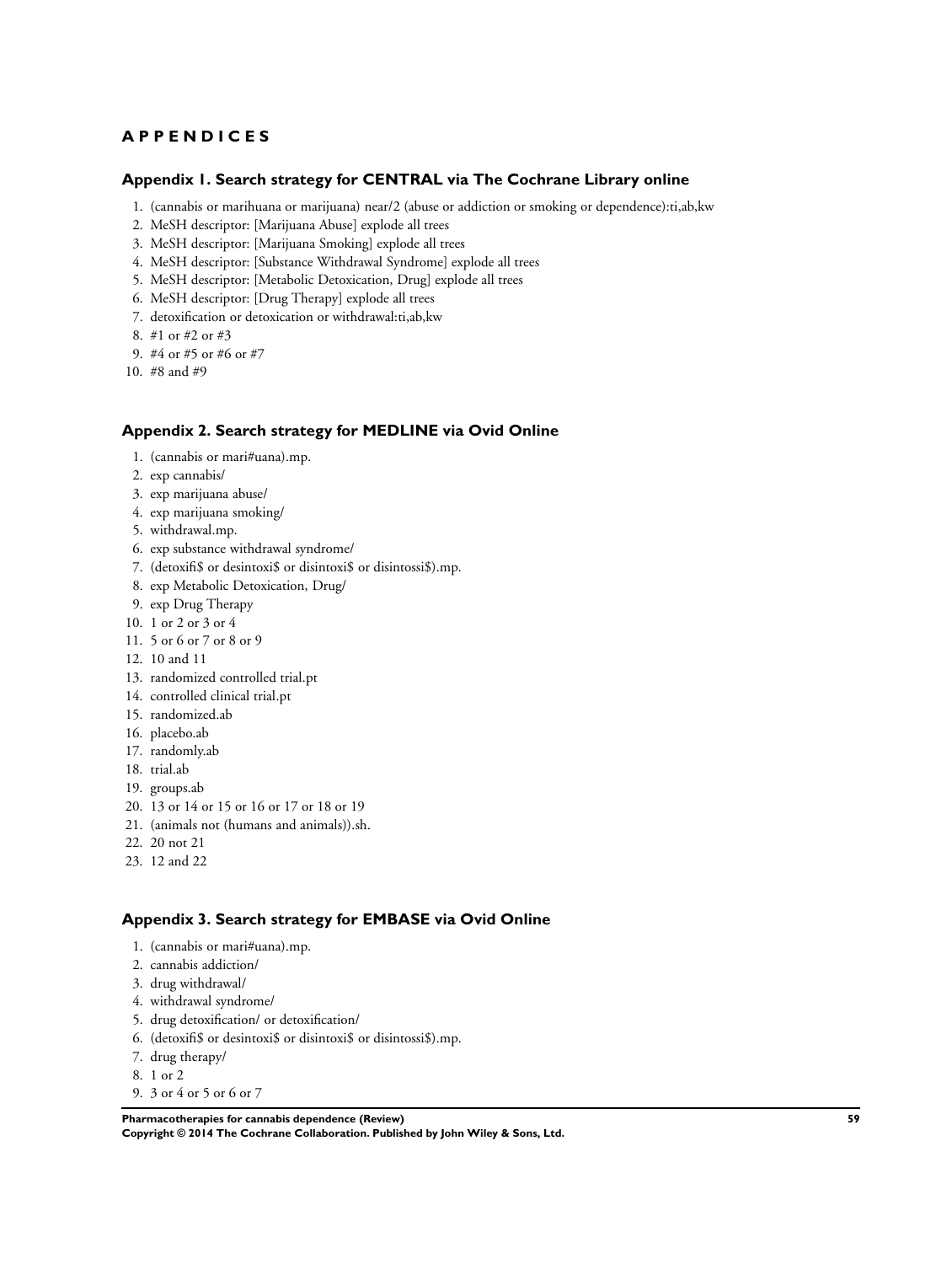# APPENDICES

## Appendix 1. Search strategy for CENTRAL via The Cochrane Library online

1. (cannabis or marihuana or marijuana) near/2 (abuse or addiction or smoking or dependence):ti,ab,kw
2. MeSH descriptor: [Marijuana Abuse] explode all trees
3. MeSH descriptor: [Marijuana Smoking] explode all trees
4. MeSH descriptor: [Substance Withdrawal Syndrome] explode all trees
5. MeSH descriptor: [Metabolic Detoxication, Drug] explode all trees
6. MeSH descriptor: [Drug Therapy] explode all trees
7. detoxification or detoxication or withdrawal:ti,ab,kw
8. #1 or #2 or #3
9. #4 or #5 or #6 or #7
10. #8 and #9

## Appendix 2. Search strategy for MEDLINE via Ovid Online

1. (cannabis or mari#uana).mp.
2. exp cannabis/
3. exp marijuana abuse/
4. exp marijuana smoking/
5. withdrawal.mp.
6. exp substance withdrawal syndrome/
7. (detoxifi$ or desintoxi$ or disintoxi$ or disintossi$).mp.
8. exp Metabolic Detoxication, Drug/
9. exp Drug Therapy
10. 1 or 2 or 3 or 4
11. 5 or 6 or 7 or 8 or 9
12. 10 and 11
13. randomized controlled trial.pt
14. controlled clinical trial.pt
15. randomized.ab
16. placebo.ab
17. randomly.ab
18. trial.ab
19. groups.ab
20. 13 or 14 or 15 or 16 or 17 or 18 or 19
21. (animals not (humans and animals)).sh.
22. 20 not 21
23. 12 and 22

## Appendix 3. Search strategy for EMBASE via Ovid Online

1. (cannabis or mari#uana).mp.
2. cannabis addiction/
3. drug withdrawal/
4. withdrawal syndrome/
5. drug detoxification/ or detoxification/
6. (detoxifi$ or desintoxi$ or disintoxi$ or disintossi$).mp.
7. drug therapy/
8. 1 or 2
9. 3 or 4 or 5 or 6 or 7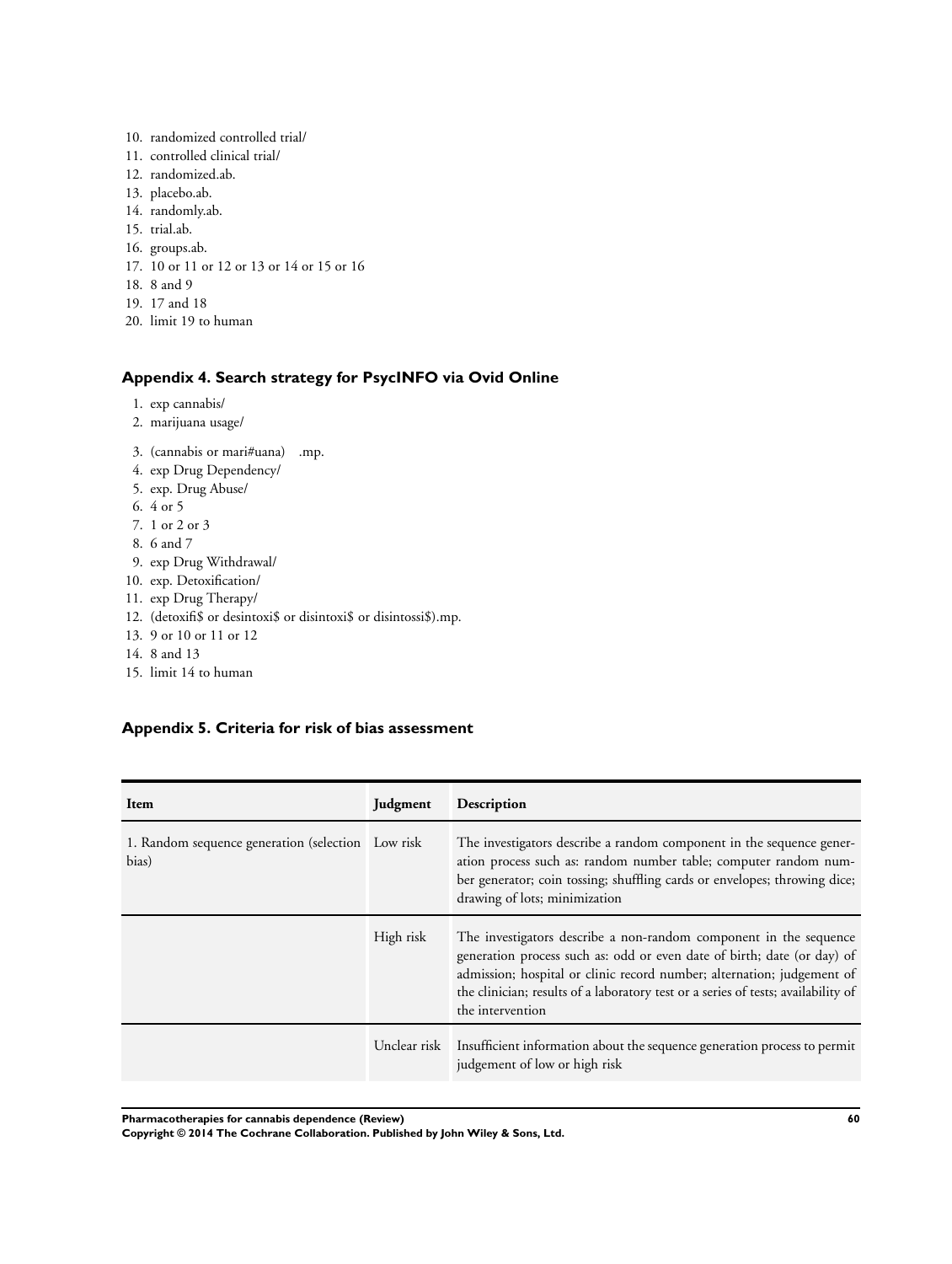10. randomized controlled trial/
11. controlled clinical trial/
12. randomized.ab.
13. placebo.ab.
14. randomly.ab.
15. trial.ab.
16. groups.ab.
17. 10 or 11 or 12 or 13 or 14 or 15 or 16
18. 8 and 9
19. 17 and 18
20. limit 19 to human

### Appendix 4. Search strategy for PsycINFO via Ovid Online

1. exp cannabis/
2. marijuana usage/
3. (cannabis or mari#uana) .mp.
4. exp Drug Dependency/
5. exp. Drug Abuse/
6. 4 or 5
7. 1 or 2 or 3
8. 6 and 7
9. exp Drug Withdrawal/
10. exp. Detoxification/
11. exp Drug Therapy/
12. (detoxifi$ or desintoxi$ or disintoxi$ or disintossi$).mp.
13. 9 or 10 or 11 or 12
14. 8 and 13
15. limit 14 to human

### Appendix 5. Criteria for risk of bias assessment

| Item | Judgment | Description |
| --- | --- | --- |
| 1. Random sequence generation (selection bias) | Low risk | The investigators describe a random component in the sequence generation process such as: random number table; computer random number generator; coin tossing; shuffling cards or envelopes; throwing dice; drawing of lots; minimization |
| | High risk | The investigators describe a non-random component in the sequence generation process such as: odd or even date of birth; date (or day) of admission; hospital or clinic record number; alternation; judgement of the clinician; results of a laboratory test or a series of tests; availability of the intervention |
| | Unclear risk | Insufficient information about the sequence generation process to permit judgement of low or high risk |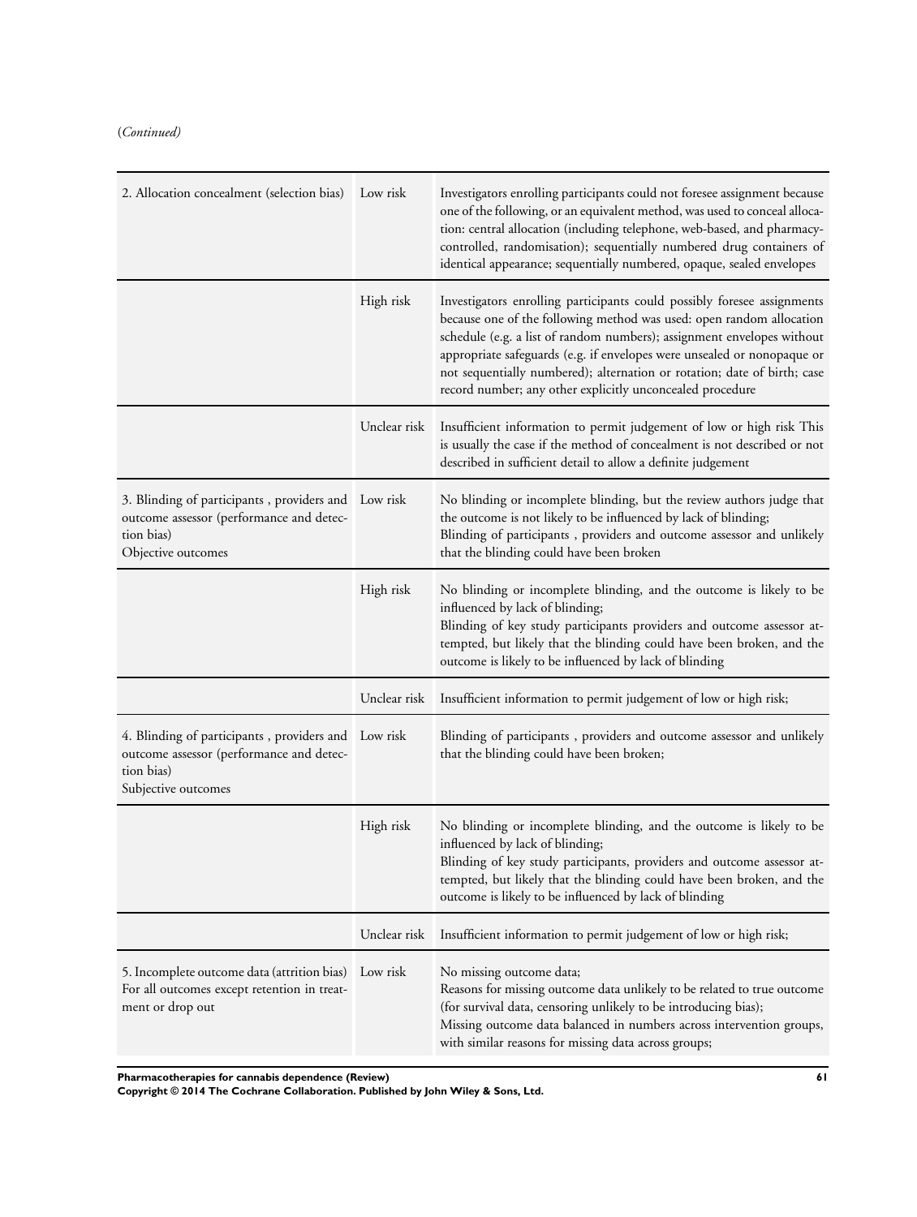(*Continued*)

| | | |
|---|---|---|
| 2. Allocation concealment (selection bias) | Low risk | Investigators enrolling participants could not foresee assignment because one of the following, or an equivalent method, was used to conceal allocation: central allocation (including telephone, web-based, and pharmacy-controlled, randomisation); sequentially numbered drug containers of identical appearance; sequentially numbered, opaque, sealed envelopes |
| | High risk | Investigators enrolling participants could possibly foresee assignments because one of the following method was used: open random allocation schedule (e.g. a list of random numbers); assignment envelopes without appropriate safeguards (e.g. if envelopes were unsealed or nonopaque or not sequentially numbered); alternation or rotation; date of birth; case record number; any other explicitly unconcealed procedure |
| | Unclear risk | Insufficient information to permit judgement of low or high risk This is usually the case if the method of concealment is not described or not described in sufficient detail to allow a definite judgement |
| 3. Blinding of participants , providers and outcome assessor (performance and detection bias)<br>Objective outcomes | Low risk | No blinding or incomplete blinding, but the review authors judge that the outcome is not likely to be influenced by lack of blinding;<br>Blinding of participants , providers and outcome assessor and unlikely that the blinding could have been broken |
| | High risk | No blinding or incomplete blinding, and the outcome is likely to be influenced by lack of blinding;<br>Blinding of key study participants providers and outcome assessor attempted, but likely that the blinding could have been broken, and the outcome is likely to be influenced by lack of blinding |
| | Unclear risk | Insufficient information to permit judgement of low or high risk; |
| 4. Blinding of participants , providers and outcome assessor (performance and detection bias)<br>Subjective outcomes | Low risk | Blinding of participants , providers and outcome assessor and unlikely that the blinding could have been broken; |
| | High risk | No blinding or incomplete blinding, and the outcome is likely to be influenced by lack of blinding;<br>Blinding of key study participants, providers and outcome assessor attempted, but likely that the blinding could have been broken, and the outcome is likely to be influenced by lack of blinding |
| | Unclear risk | Insufficient information to permit judgement of low or high risk; |
| 5. Incomplete outcome data (attrition bias)<br>For all outcomes except retention in treatment or drop out | Low risk | No missing outcome data;<br>Reasons for missing outcome data unlikely to be related to true outcome (for survival data, censoring unlikely to be introducing bias);<br>Missing outcome data balanced in numbers across intervention groups, with similar reasons for missing data across groups; |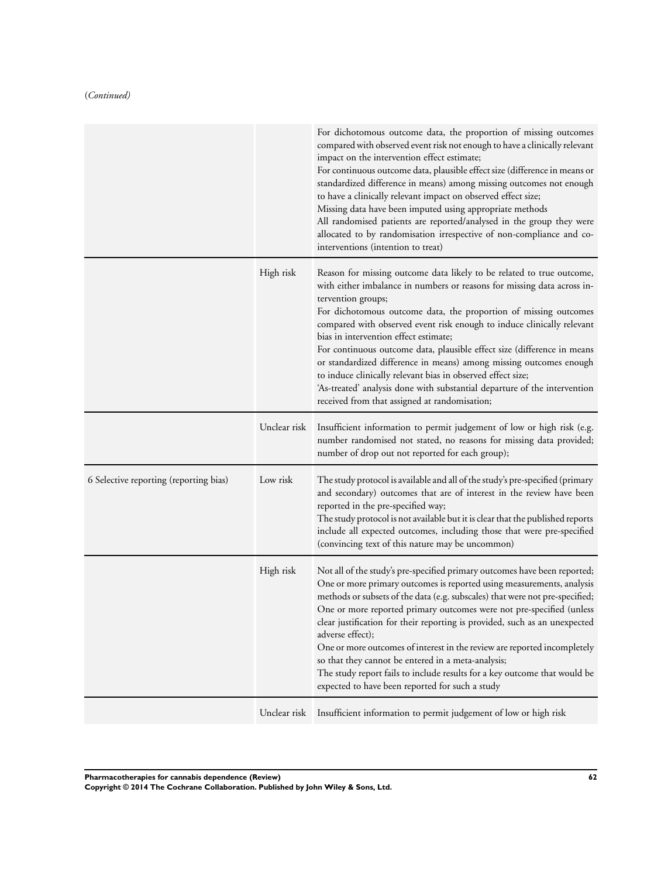(*Continued*)

| | | |
|---|---|---|
| | | For dichotomous outcome data, the proportion of missing outcomes compared with observed event risk not enough to have a clinically relevant impact on the intervention effect estimate;<br>For continuous outcome data, plausible effect size (difference in means or standardized difference in means) among missing outcomes not enough to have a clinically relevant impact on observed effect size;<br>Missing data have been imputed using appropriate methods<br>All randomised patients are reported/analysed in the group they were allocated to by randomisation irrespective of non-compliance and co-interventions (intention to treat) |
| | High risk | Reason for missing outcome data likely to be related to true outcome, with either imbalance in numbers or reasons for missing data across intervention groups;<br>For dichotomous outcome data, the proportion of missing outcomes compared with observed event risk enough to induce clinically relevant bias in intervention effect estimate;<br>For continuous outcome data, plausible effect size (difference in means or standardized difference in means) among missing outcomes enough to induce clinically relevant bias in observed effect size;<br>'As-treated' analysis done with substantial departure of the intervention received from that assigned at randomisation; |
| | Unclear risk | Insufficient information to permit judgement of low or high risk (e.g. number randomised not stated, no reasons for missing data provided; number of drop out not reported for each group); |
| 6 Selective reporting (reporting bias) | Low risk | The study protocol is available and all of the study's pre-specified (primary and secondary) outcomes that are of interest in the review have been reported in the pre-specified way;<br>The study protocol is not available but it is clear that the published reports include all expected outcomes, including those that were pre-specified (convincing text of this nature may be uncommon) |
| | High risk | Not all of the study's pre-specified primary outcomes have been reported;<br>One or more primary outcomes is reported using measurements, analysis methods or subsets of the data (e.g. subscales) that were not pre-specified;<br>One or more reported primary outcomes were not pre-specified (unless clear justification for their reporting is provided, such as an unexpected adverse effect);<br>One or more outcomes of interest in the review are reported incompletely so that they cannot be entered in a meta-analysis;<br>The study report fails to include results for a key outcome that would be expected to have been reported for such a study |
| | Unclear risk | Insufficient information to permit judgement of low or high risk |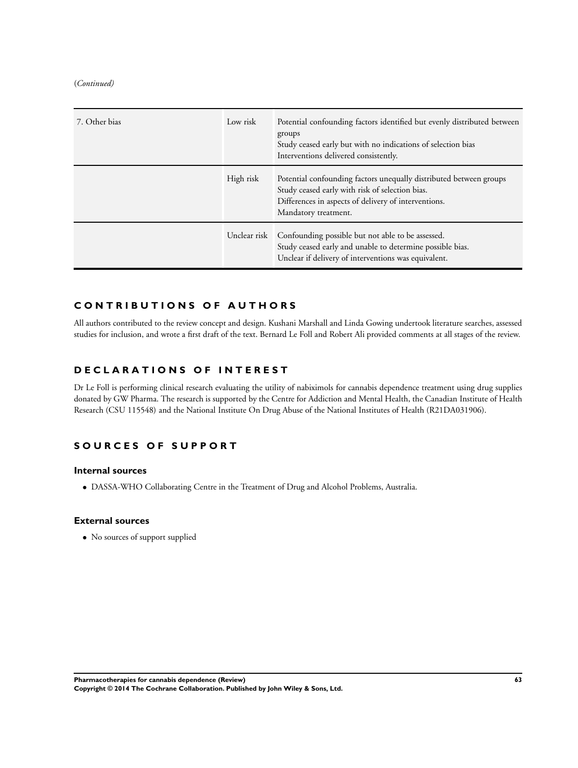(*Continued*)

| | | |
|---|---|---|
| 7. Other bias | Low risk | Potential confounding factors identified but evenly distributed between groups<br>Study ceased early but with no indications of selection bias<br>Interventions delivered consistently. |
| | High risk | Potential confounding factors unequally distributed between groups<br>Study ceased early with risk of selection bias.<br>Differences in aspects of delivery of interventions.<br>Mandatory treatment. |
| | Unclear risk | Confounding possible but not able to be assessed.<br>Study ceased early and unable to determine possible bias.<br>Unclear if delivery of interventions was equivalent. |

# CONTRIBUTIONS OF AUTHORS

All authors contributed to the review concept and design. Kushani Marshall and Linda Gowing undertook literature searches, assessed studies for inclusion, and wrote a first draft of the text. Bernard Le Foll and Robert Ali provided comments at all stages of the review.

# DECLARATIONS OF INTEREST

Dr Le Foll is performing clinical research evaluating the utility of nabiximols for cannabis dependence treatment using drug supplies donated by GW Pharma. The research is supported by the Centre for Addiction and Mental Health, the Canadian Institute of Health Research (CSU 115548) and the National Institute On Drug Abuse of the National Institutes of Health (R21DA031906).

# SOURCES OF SUPPORT

## Internal sources

- DASSA-WHO Collaborating Centre in the Treatment of Drug and Alcohol Problems, Australia.

## External sources

- No sources of support supplied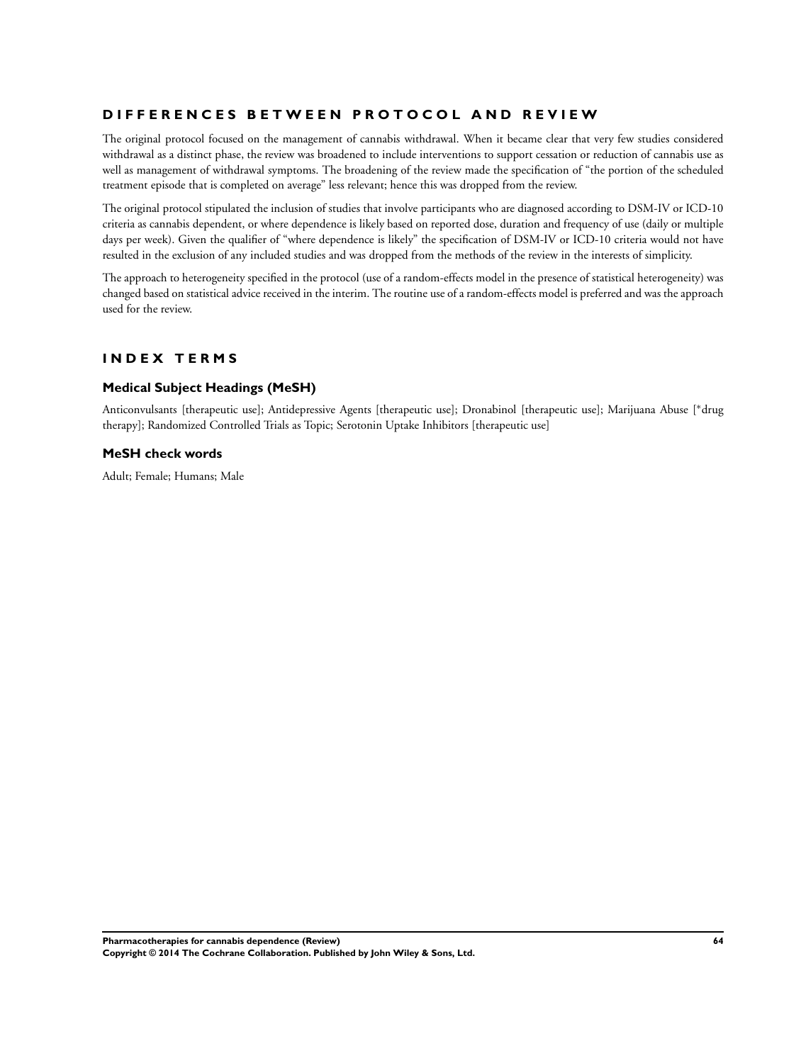## DIFFERENCES BETWEEN PROTOCOL AND REVIEW

The original protocol focused on the management of cannabis withdrawal. When it became clear that very few studies considered withdrawal as a distinct phase, the review was broadened to include interventions to support cessation or reduction of cannabis use as well as management of withdrawal symptoms. The broadening of the review made the specification of "the portion of the scheduled treatment episode that is completed on average" less relevant; hence this was dropped from the review.

The original protocol stipulated the inclusion of studies that involve participants who are diagnosed according to DSM-IV or ICD-10 criteria as cannabis dependent, or where dependence is likely based on reported dose, duration and frequency of use (daily or multiple days per week). Given the qualifier of "where dependence is likely" the specification of DSM-IV or ICD-10 criteria would not have resulted in the exclusion of any included studies and was dropped from the methods of the review in the interests of simplicity.

The approach to heterogeneity specified in the protocol (use of a random-effects model in the presence of statistical heterogeneity) was changed based on statistical advice received in the interim. The routine use of a random-effects model is preferred and was the approach used for the review.

## INDEX TERMS

### Medical Subject Headings (MeSH)

Anticonvulsants [therapeutic use]; Antidepressive Agents [therapeutic use]; Dronabinol [therapeutic use]; Marijuana Abuse [*drug therapy]; Randomized Controlled Trials as Topic; Serotonin Uptake Inhibitors [therapeutic use]

### MeSH check words

Adult; Female; Humans; Male